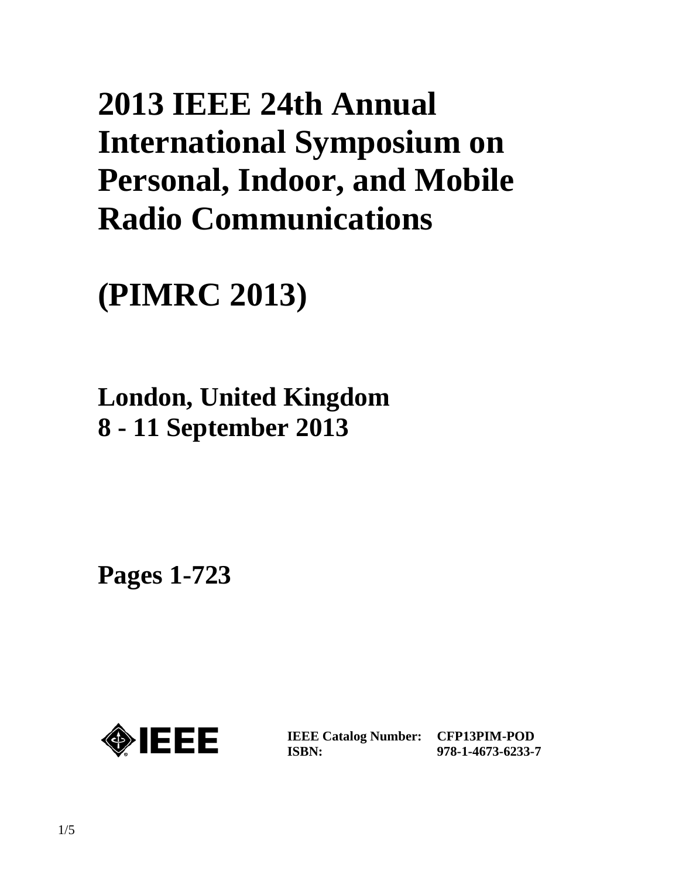# 2013 IEEE 24th Annual International Symposium on Personal, Indoor, and Mobile Radio Communications

# (PIMRC 2013)

## London, United Kingdom
## 8 - 11 September 2013

## Pages 1-723

| | |
|---|---|
| **IEEE Catalog Number:** | **CFP13PIM-POD** |
| **ISBN:** | **978-1-4673-6233-7** |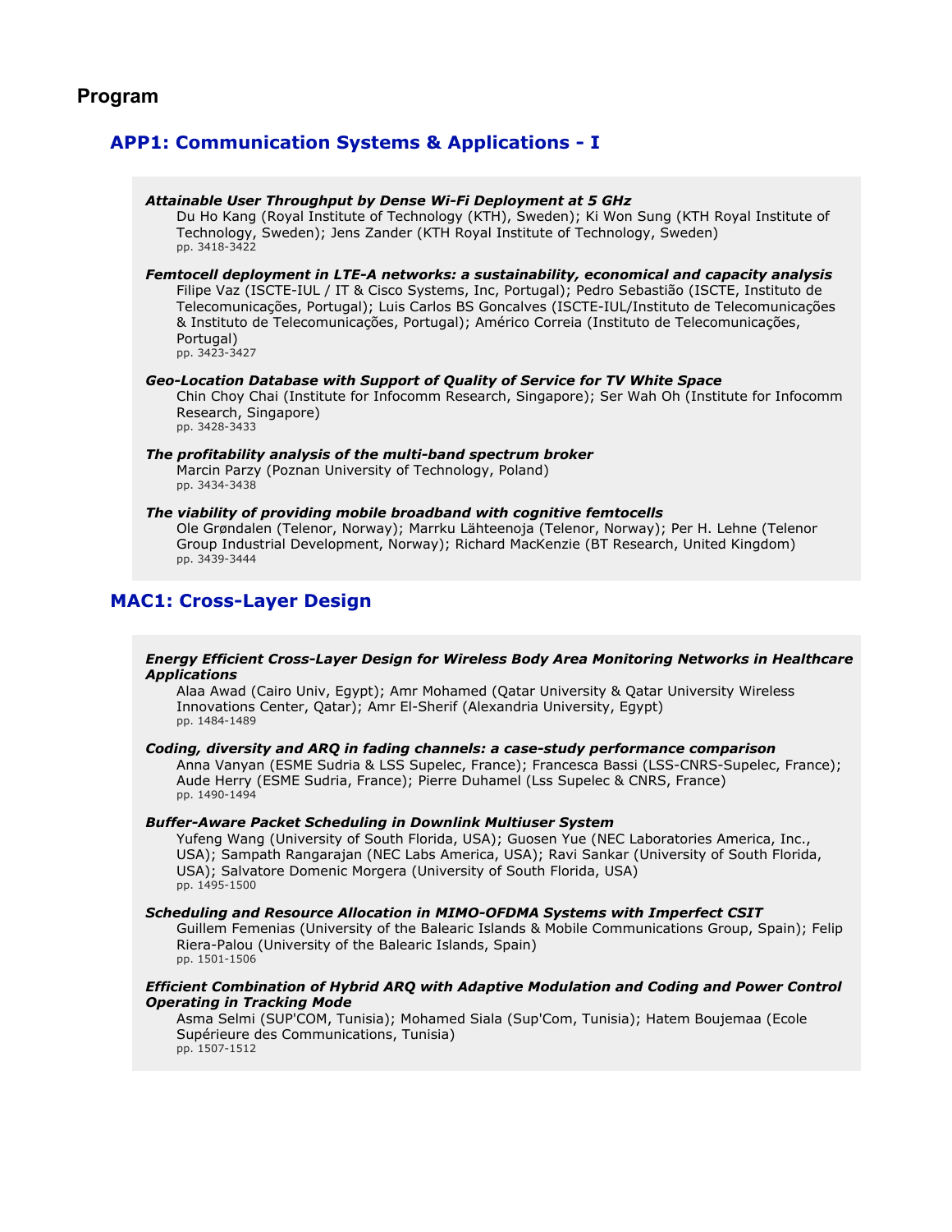# Program

## APP1: Communication Systems & Applications - I

***Attainable User Throughput by Dense Wi-Fi Deployment at 5 GHz***
Du Ho Kang (Royal Institute of Technology (KTH), Sweden); Ki Won Sung (KTH Royal Institute of Technology, Sweden); Jens Zander (KTH Royal Institute of Technology, Sweden)
pp. 3418-3422

***Femtocell deployment in LTE-A networks: a sustainability, economical and capacity analysis***
Filipe Vaz (ISCTE-IUL / IT & Cisco Systems, Inc, Portugal); Pedro Sebastião (ISCTE, Instituto de Telecomunicações, Portugal); Luis Carlos BS Goncalves (ISCTE-IUL/Instituto de Telecomunicações & Instituto de Telecomunicações, Portugal); Américo Correia (Instituto de Telecomunicações, Portugal)
pp. 3423-3427

***Geo-Location Database with Support of Quality of Service for TV White Space***
Chin Choy Chai (Institute for Infocomm Research, Singapore); Ser Wah Oh (Institute for Infocomm Research, Singapore)
pp. 3428-3433

***The profitability analysis of the multi-band spectrum broker***
Marcin Parzy (Poznan University of Technology, Poland)
pp. 3434-3438

***The viability of providing mobile broadband with cognitive femtocells***
Ole Grøndalen (Telenor, Norway); Marrku Lähteenoja (Telenor, Norway); Per H. Lehne (Telenor Group Industrial Development, Norway); Richard MacKenzie (BT Research, United Kingdom)
pp. 3439-3444

## MAC1: Cross-Layer Design

***Energy Efficient Cross-Layer Design for Wireless Body Area Monitoring Networks in Healthcare Applications***
Alaa Awad (Cairo Univ, Egypt); Amr Mohamed (Qatar University & Qatar University Wireless Innovations Center, Qatar); Amr El-Sherif (Alexandria University, Egypt)
pp. 1484-1489

***Coding, diversity and ARQ in fading channels: a case-study performance comparison***
Anna Vanyan (ESME Sudria & LSS Supelec, France); Francesca Bassi (LSS-CNRS-Supelec, France); Aude Herry (ESME Sudria, France); Pierre Duhamel (Lss Supelec & CNRS, France)
pp. 1490-1494

***Buffer-Aware Packet Scheduling in Downlink Multiuser System***
Yufeng Wang (University of South Florida, USA); Guosen Yue (NEC Laboratories America, Inc., USA); Sampath Rangarajan (NEC Labs America, USA); Ravi Sankar (University of South Florida, USA); Salvatore Domenic Morgera (University of South Florida, USA)
pp. 1495-1500

***Scheduling and Resource Allocation in MIMO-OFDMA Systems with Imperfect CSIT***
Guillem Femenias (University of the Balearic Islands & Mobile Communications Group, Spain); Felip Riera-Palou (University of the Balearic Islands, Spain)
pp. 1501-1506

***Efficient Combination of Hybrid ARQ with Adaptive Modulation and Coding and Power Control Operating in Tracking Mode***
Asma Selmi (SUP'COM, Tunisia); Mohamed Siala (Sup'Com, Tunisia); Hatem Boujemaa (Ecole Supérieure des Communications, Tunisia)
pp. 1507-1512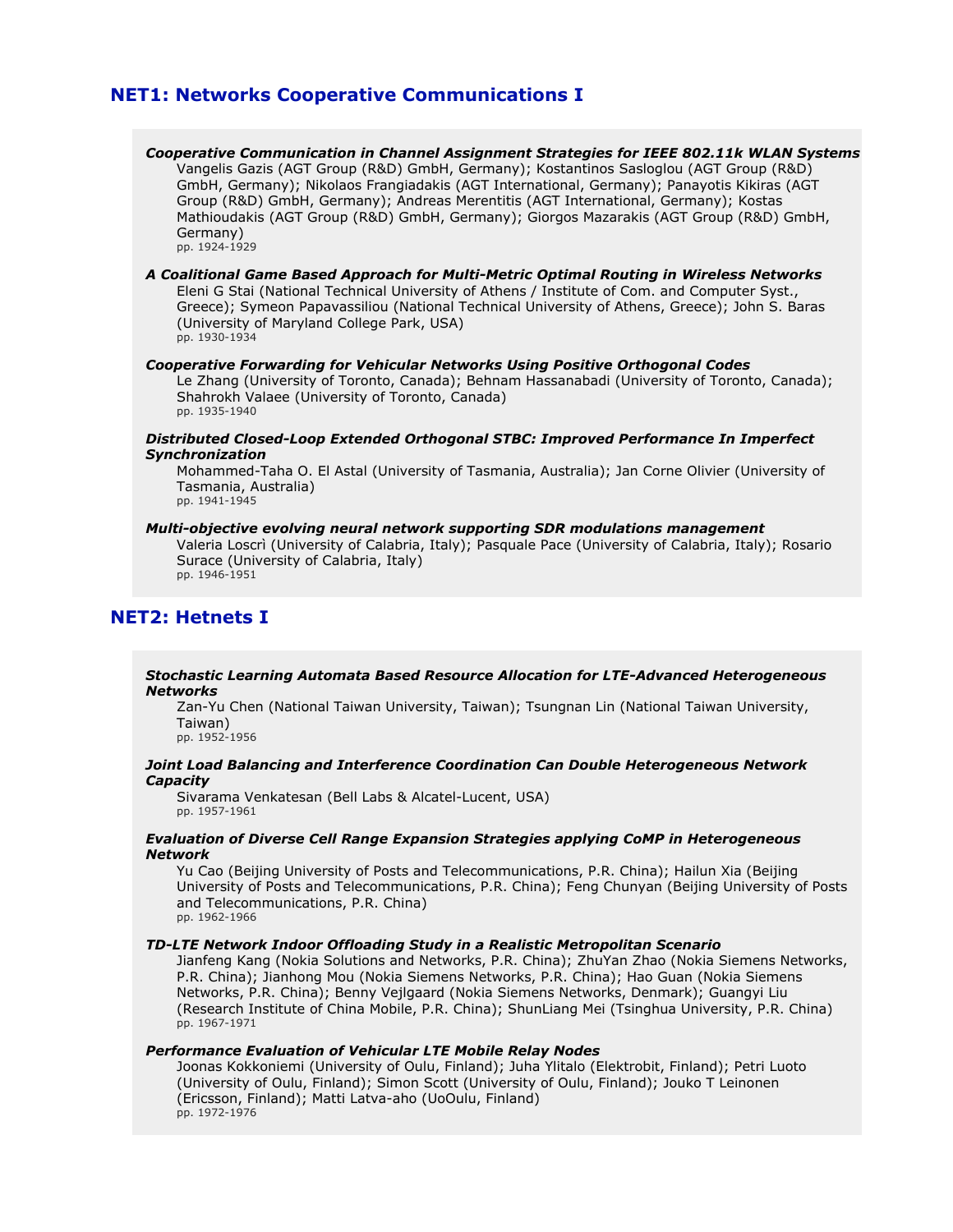## NET1: Networks Cooperative Communications I

***Cooperative Communication in Channel Assignment Strategies for IEEE 802.11k WLAN Systems***
Vangelis Gazis (AGT Group (R&D) GmbH, Germany); Kostantinos Sasloglou (AGT Group (R&D) GmbH, Germany); Nikolaos Frangiadakis (AGT International, Germany); Panayotis Kikiras (AGT Group (R&D) GmbH, Germany); Andreas Merentitis (AGT International, Germany); Kostas Mathioudakis (AGT Group (R&D) GmbH, Germany); Giorgos Mazarakis (AGT Group (R&D) GmbH, Germany)
pp. 1924-1929

***A Coalitional Game Based Approach for Multi-Metric Optimal Routing in Wireless Networks***
Eleni G Stai (National Technical University of Athens / Institute of Com. and Computer Syst., Greece); Symeon Papavassiliou (National Technical University of Athens, Greece); John S. Baras (University of Maryland College Park, USA)
pp. 1930-1934

***Cooperative Forwarding for Vehicular Networks Using Positive Orthogonal Codes***
Le Zhang (University of Toronto, Canada); Behnam Hassanabadi (University of Toronto, Canada); Shahrokh Valaee (University of Toronto, Canada)
pp. 1935-1940

***Distributed Closed-Loop Extended Orthogonal STBC: Improved Performance In Imperfect Synchronization***
Mohammed-Taha O. El Astal (University of Tasmania, Australia); Jan Corne Olivier (University of Tasmania, Australia)
pp. 1941-1945

***Multi-objective evolving neural network supporting SDR modulations management***
Valeria Loscrì (University of Calabria, Italy); Pasquale Pace (University of Calabria, Italy); Rosario Surace (University of Calabria, Italy)
pp. 1946-1951

## NET2: Hetnets I

***Stochastic Learning Automata Based Resource Allocation for LTE-Advanced Heterogeneous Networks***
Zan-Yu Chen (National Taiwan University, Taiwan); Tsungnan Lin (National Taiwan University, Taiwan)
pp. 1952-1956

***Joint Load Balancing and Interference Coordination Can Double Heterogeneous Network Capacity***
Sivarama Venkatesan (Bell Labs & Alcatel-Lucent, USA)
pp. 1957-1961

***Evaluation of Diverse Cell Range Expansion Strategies applying CoMP in Heterogeneous Network***
Yu Cao (Beijing University of Posts and Telecommunications, P.R. China); Hailun Xia (Beijing University of Posts and Telecommunications, P.R. China); Feng Chunyan (Beijing University of Posts and Telecommunications, P.R. China)
pp. 1962-1966

***TD-LTE Network Indoor Offloading Study in a Realistic Metropolitan Scenario***
Jianfeng Kang (Nokia Solutions and Networks, P.R. China); ZhuYan Zhao (Nokia Siemens Networks, P.R. China); Jianhong Mou (Nokia Siemens Networks, P.R. China); Hao Guan (Nokia Siemens Networks, P.R. China); Benny Vejlgaard (Nokia Siemens Networks, Denmark); Guangyi Liu (Research Institute of China Mobile, P.R. China); ShunLiang Mei (Tsinghua University, P.R. China)
pp. 1967-1971

***Performance Evaluation of Vehicular LTE Mobile Relay Nodes***
Joonas Kokkoniemi (University of Oulu, Finland); Juha Ylitalo (Elektrobit, Finland); Petri Luoto (University of Oulu, Finland); Simon Scott (University of Oulu, Finland); Jouko T Leinonen (Ericsson, Finland); Matti Latva-aho (UoOulu, Finland)
pp. 1972-1976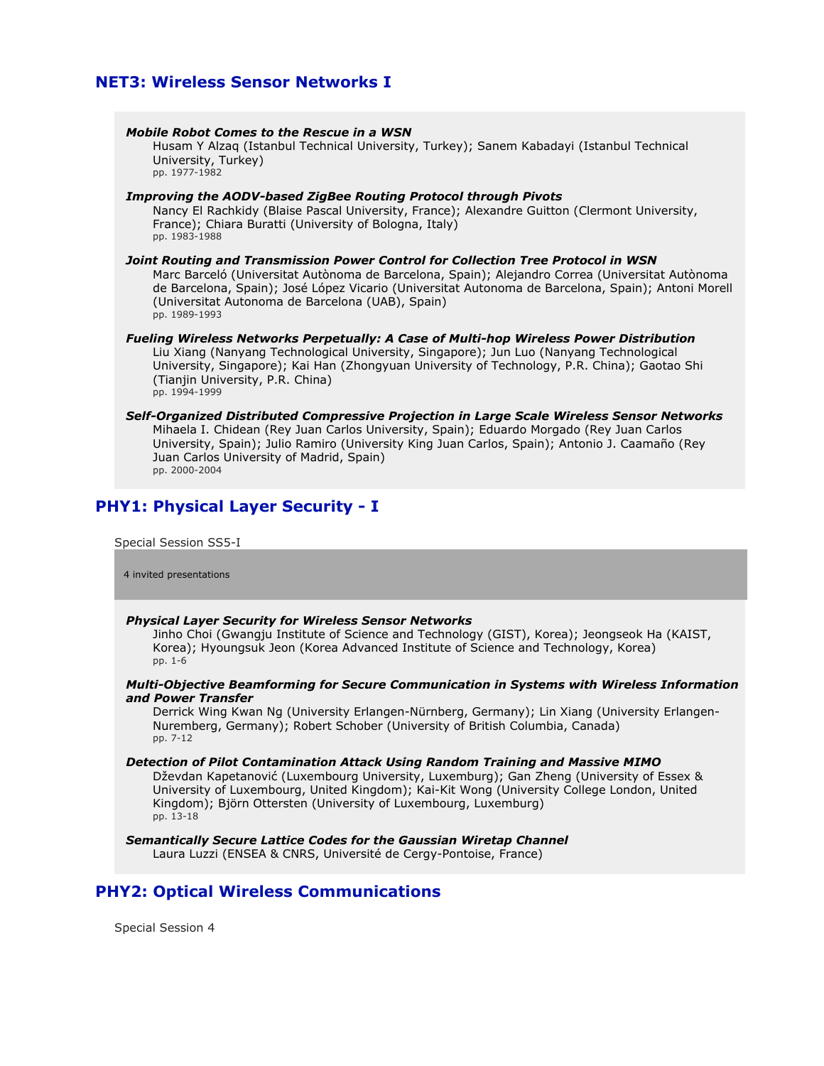## NET3: Wireless Sensor Networks I

***Mobile Robot Comes to the Rescue in a WSN***
Husam Y Alzaq (Istanbul Technical University, Turkey); Sanem Kabadayi (Istanbul Technical University, Turkey)
pp. 1977-1982

***Improving the AODV-based ZigBee Routing Protocol through Pivots***
Nancy El Rachkidy (Blaise Pascal University, France); Alexandre Guitton (Clermont University, France); Chiara Buratti (University of Bologna, Italy)
pp. 1983-1988

***Joint Routing and Transmission Power Control for Collection Tree Protocol in WSN***
Marc Barceló (Universitat Autònoma de Barcelona, Spain); Alejandro Correa (Universitat Autònoma de Barcelona, Spain); José López Vicario (Universitat Autonoma de Barcelona, Spain); Antoni Morell (Universitat Autonoma de Barcelona (UAB), Spain)
pp. 1989-1993

***Fueling Wireless Networks Perpetually: A Case of Multi-hop Wireless Power Distribution***
Liu Xiang (Nanyang Technological University, Singapore); Jun Luo (Nanyang Technological University, Singapore); Kai Han (Zhongyuan University of Technology, P.R. China); Gaotao Shi (Tianjin University, P.R. China)
pp. 1994-1999

***Self-Organized Distributed Compressive Projection in Large Scale Wireless Sensor Networks***
Mihaela I. Chidean (Rey Juan Carlos University, Spain); Eduardo Morgado (Rey Juan Carlos University, Spain); Julio Ramiro (University King Juan Carlos, Spain); Antonio J. Caamaño (Rey Juan Carlos University of Madrid, Spain)
pp. 2000-2004

## PHY1: Physical Layer Security - I

Special Session SS5-I

4 invited presentations

***Physical Layer Security for Wireless Sensor Networks***
Jinho Choi (Gwangju Institute of Science and Technology (GIST), Korea); Jeongseok Ha (KAIST, Korea); Hyoungsuk Jeon (Korea Advanced Institute of Science and Technology, Korea)
pp. 1-6

***Multi-Objective Beamforming for Secure Communication in Systems with Wireless Information and Power Transfer***
Derrick Wing Kwan Ng (University Erlangen-Nürnberg, Germany); Lin Xiang (University Erlangen-Nuremberg, Germany); Robert Schober (University of British Columbia, Canada)
pp. 7-12

***Detection of Pilot Contamination Attack Using Random Training and Massive MIMO***
Dževdan Kapetanović (Luxembourg University, Luxemburg); Gan Zheng (University of Essex & University of Luxembourg, United Kingdom); Kai-Kit Wong (University College London, United Kingdom); Björn Ottersten (University of Luxembourg, Luxemburg)
pp. 13-18

***Semantically Secure Lattice Codes for the Gaussian Wiretap Channel***
Laura Luzzi (ENSEA & CNRS, Université de Cergy-Pontoise, France)

## PHY2: Optical Wireless Communications

Special Session 4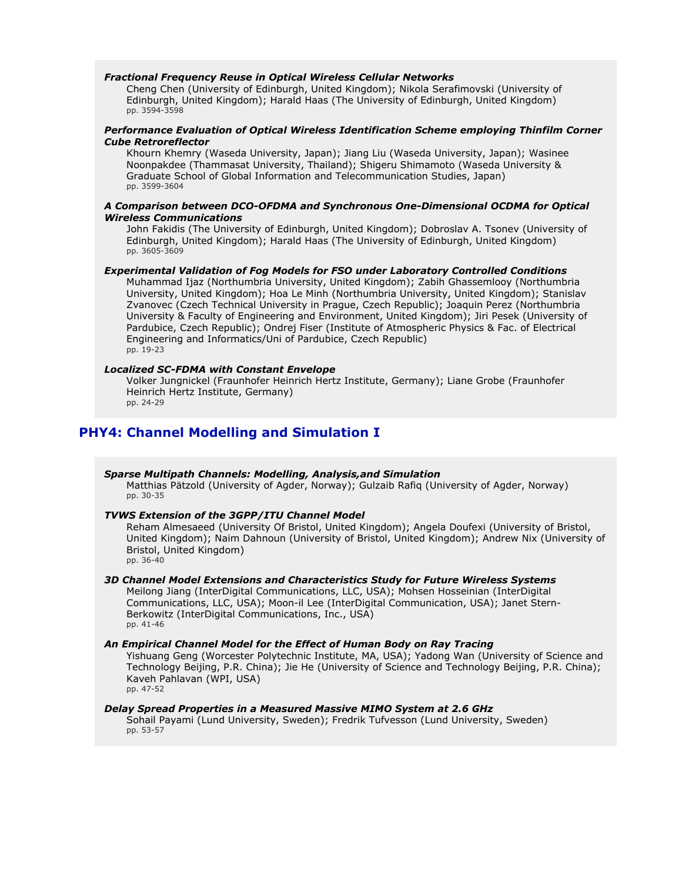***Fractional Frequency Reuse in Optical Wireless Cellular Networks***

Cheng Chen (University of Edinburgh, United Kingdom); Nikola Serafimovski (University of Edinburgh, United Kingdom); Harald Haas (The University of Edinburgh, United Kingdom)
pp. 3594-3598

***Performance Evaluation of Optical Wireless Identification Scheme employing Thinfilm Corner Cube Retroreflector***

Khourn Khemry (Waseda University, Japan); Jiang Liu (Waseda University, Japan); Wasinee Noonpakdee (Thammasat University, Thailand); Shigeru Shimamoto (Waseda University & Graduate School of Global Information and Telecommunication Studies, Japan)
pp. 3599-3604

***A Comparison between DCO-OFDMA and Synchronous One-Dimensional OCDMA for Optical Wireless Communications***

John Fakidis (The University of Edinburgh, United Kingdom); Dobroslav A. Tsonev (University of Edinburgh, United Kingdom); Harald Haas (The University of Edinburgh, United Kingdom)
pp. 3605-3609

***Experimental Validation of Fog Models for FSO under Laboratory Controlled Conditions***

Muhammad Ijaz (Northumbria University, United Kingdom); Zabih Ghassemlooy (Northumbria University, United Kingdom); Hoa Le Minh (Northumbria University, United Kingdom); Stanislav Zvanovec (Czech Technical University in Prague, Czech Republic); Joaquin Perez (Northumbria University & Faculty of Engineering and Environment, United Kingdom); Jiri Pesek (University of Pardubice, Czech Republic); Ondrej Fiser (Institute of Atmospheric Physics & Fac. of Electrical Engineering and Informatics/Uni of Pardubice, Czech Republic)
pp. 19-23

***Localized SC-FDMA with Constant Envelope***

Volker Jungnickel (Fraunhofer Heinrich Hertz Institute, Germany); Liane Grobe (Fraunhofer Heinrich Hertz Institute, Germany)
pp. 24-29

## PHY4: Channel Modelling and Simulation I

***Sparse Multipath Channels: Modelling, Analysis,and Simulation***

Matthias Pätzold (University of Agder, Norway); Gulzaib Rafiq (University of Agder, Norway)
pp. 30-35

***TVWS Extension of the 3GPP/ITU Channel Model***

Reham Almesaeed (University Of Bristol, United Kingdom); Angela Doufexi (University of Bristol, United Kingdom); Naim Dahnoun (University of Bristol, United Kingdom); Andrew Nix (University of Bristol, United Kingdom)
pp. 36-40

***3D Channel Model Extensions and Characteristics Study for Future Wireless Systems***

Meilong Jiang (InterDigital Communications, LLC, USA); Mohsen Hosseinian (InterDigital Communications, LLC, USA); Moon-il Lee (InterDigital Communication, USA); Janet Stern-Berkowitz (InterDigital Communications, Inc., USA)
pp. 41-46

***An Empirical Channel Model for the Effect of Human Body on Ray Tracing***

Yishuang Geng (Worcester Polytechnic Institute, MA, USA); Yadong Wan (University of Science and Technology Beijing, P.R. China); Jie He (University of Science and Technology Beijing, P.R. China); Kaveh Pahlavan (WPI, USA)
pp. 47-52

***Delay Spread Properties in a Measured Massive MIMO System at 2.6 GHz***

Sohail Payami (Lund University, Sweden); Fredrik Tufvesson (Lund University, Sweden)
pp. 53-57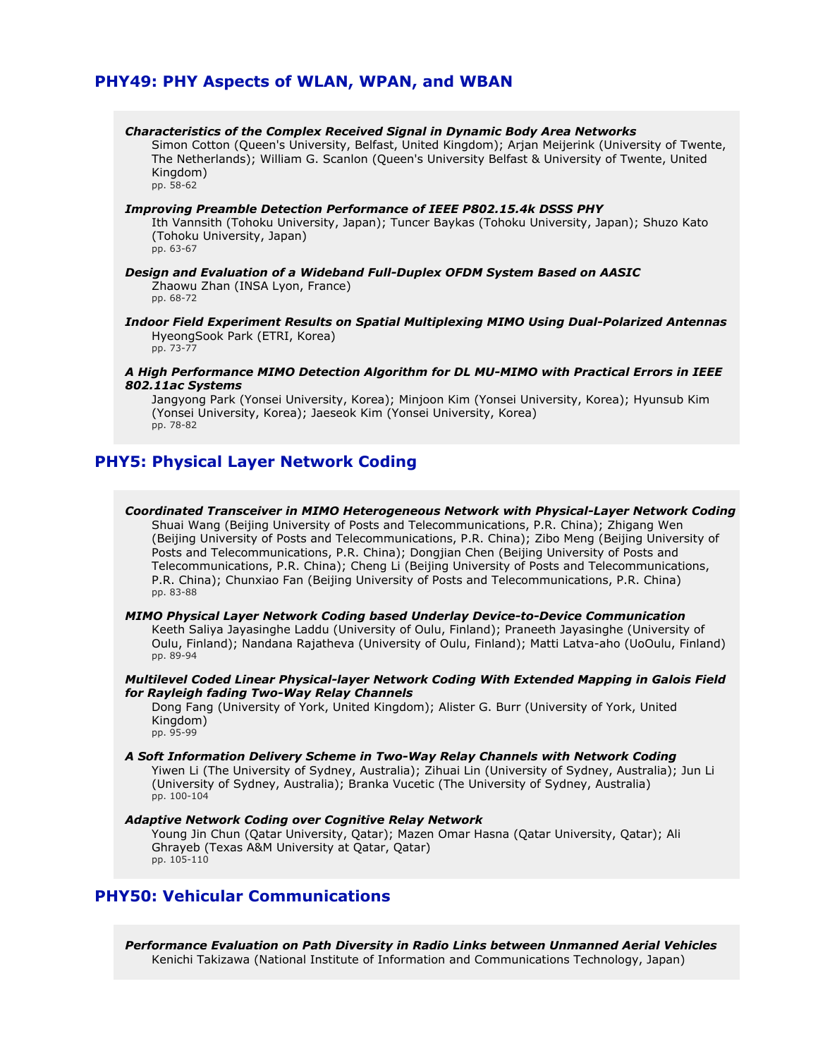## PHY49: PHY Aspects of WLAN, WPAN, and WBAN

***Characteristics of the Complex Received Signal in Dynamic Body Area Networks***
Simon Cotton (Queen's University, Belfast, United Kingdom); Arjan Meijerink (University of Twente, The Netherlands); William G. Scanlon (Queen's University Belfast & University of Twente, United Kingdom)
pp. 58-62

***Improving Preamble Detection Performance of IEEE P802.15.4k DSSS PHY***
Ith Vannsith (Tohoku University, Japan); Tuncer Baykas (Tohoku University, Japan); Shuzo Kato (Tohoku University, Japan)
pp. 63-67

***Design and Evaluation of a Wideband Full-Duplex OFDM System Based on AASIC***
Zhaowu Zhan (INSA Lyon, France)
pp. 68-72

***Indoor Field Experiment Results on Spatial Multiplexing MIMO Using Dual-Polarized Antennas***
HyeongSook Park (ETRI, Korea)
pp. 73-77

***A High Performance MIMO Detection Algorithm for DL MU-MIMO with Practical Errors in IEEE 802.11ac Systems***
Jangyong Park (Yonsei University, Korea); Minjoon Kim (Yonsei University, Korea); Hyunsub Kim (Yonsei University, Korea); Jaeseok Kim (Yonsei University, Korea)
pp. 78-82

## PHY5: Physical Layer Network Coding

***Coordinated Transceiver in MIMO Heterogeneous Network with Physical-Layer Network Coding***
Shuai Wang (Beijing University of Posts and Telecommunications, P.R. China); Zhigang Wen (Beijing University of Posts and Telecommunications, P.R. China); Zibo Meng (Beijing University of Posts and Telecommunications, P.R. China); Dongjian Chen (Beijing University of Posts and Telecommunications, P.R. China); Cheng Li (Beijing University of Posts and Telecommunications, P.R. China); Chunxiao Fan (Beijing University of Posts and Telecommunications, P.R. China)
pp. 83-88

***MIMO Physical Layer Network Coding based Underlay Device-to-Device Communication***
Keeth Saliya Jayasinghe Laddu (University of Oulu, Finland); Praneeth Jayasinghe (University of Oulu, Finland); Nandana Rajatheva (University of Oulu, Finland); Matti Latva-aho (UoOulu, Finland)
pp. 89-94

***Multilevel Coded Linear Physical-layer Network Coding With Extended Mapping in Galois Field for Rayleigh fading Two-Way Relay Channels***
Dong Fang (University of York, United Kingdom); Alister G. Burr (University of York, United Kingdom)
pp. 95-99

***A Soft Information Delivery Scheme in Two-Way Relay Channels with Network Coding***
Yiwen Li (The University of Sydney, Australia); Zihuai Lin (University of Sydney, Australia); Jun Li (University of Sydney, Australia); Branka Vucetic (The University of Sydney, Australia)
pp. 100-104

***Adaptive Network Coding over Cognitive Relay Network***
Young Jin Chun (Qatar University, Qatar); Mazen Omar Hasna (Qatar University, Qatar); Ali Ghrayeb (Texas A&M University at Qatar, Qatar)
pp. 105-110

## PHY50: Vehicular Communications

***Performance Evaluation on Path Diversity in Radio Links between Unmanned Aerial Vehicles***
Kenichi Takizawa (National Institute of Information and Communications Technology, Japan)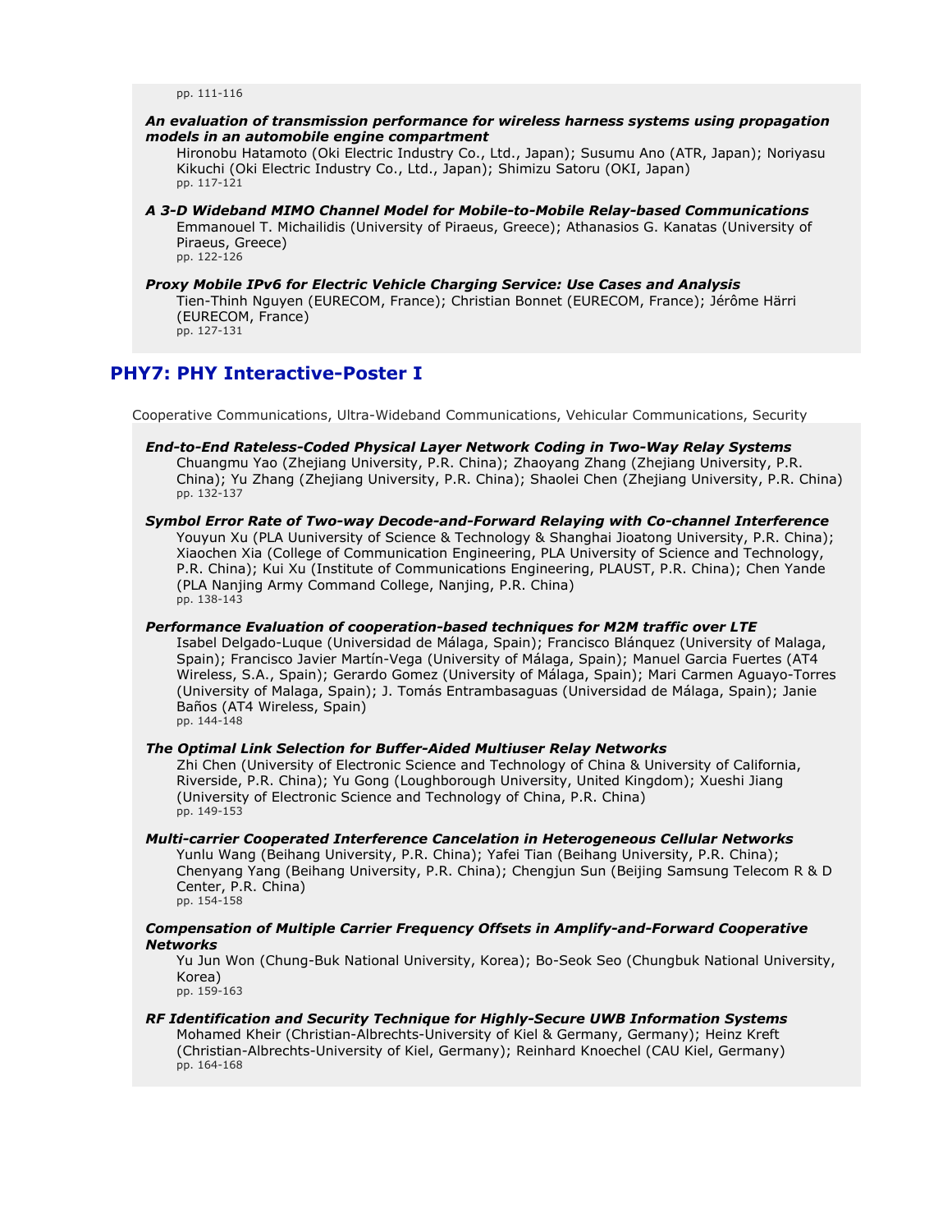pp. 111-116

***An evaluation of transmission performance for wireless harness systems using propagation models in an automobile engine compartment***
Hironobu Hatamoto (Oki Electric Industry Co., Ltd., Japan); Susumu Ano (ATR, Japan); Noriyasu Kikuchi (Oki Electric Industry Co., Ltd., Japan); Shimizu Satoru (OKI, Japan)
pp. 117-121

***A 3-D Wideband MIMO Channel Model for Mobile-to-Mobile Relay-based Communications***
Emmanouel T. Michailidis (University of Piraeus, Greece); Athanasios G. Kanatas (University of Piraeus, Greece)
pp. 122-126

***Proxy Mobile IPv6 for Electric Vehicle Charging Service: Use Cases and Analysis***
Tien-Thinh Nguyen (EURECOM, France); Christian Bonnet (EURECOM, France); Jérôme Härri (EURECOM, France)
pp. 127-131

## PHY7: PHY Interactive-Poster I

Cooperative Communications, Ultra-Wideband Communications, Vehicular Communications, Security

***End-to-End Rateless-Coded Physical Layer Network Coding in Two-Way Relay Systems***
Chuangmu Yao (Zhejiang University, P.R. China); Zhaoyang Zhang (Zhejiang University, P.R. China); Yu Zhang (Zhejiang University, P.R. China); Shaolei Chen (Zhejiang University, P.R. China)
pp. 132-137

***Symbol Error Rate of Two-way Decode-and-Forward Relaying with Co-channel Interference***
Youyun Xu (PLA Uuniversity of Science & Technology & Shanghai Jioatong University, P.R. China); Xiaochen Xia (College of Communication Engineering, PLA University of Science and Technology, P.R. China); Kui Xu (Institute of Communications Engineering, PLAUST, P.R. China); Chen Yande (PLA Nanjing Army Command College, Nanjing, P.R. China)
pp. 138-143

***Performance Evaluation of cooperation-based techniques for M2M traffic over LTE***
Isabel Delgado-Luque (Universidad de Málaga, Spain); Francisco Blánquez (University of Malaga, Spain); Francisco Javier Martín-Vega (University of Málaga, Spain); Manuel Garcia Fuertes (AT4 Wireless, S.A., Spain); Gerardo Gomez (University of Málaga, Spain); Mari Carmen Aguayo-Torres (University of Malaga, Spain); J. Tomás Entrambasaguas (Universidad de Málaga, Spain); Janie Baños (AT4 Wireless, Spain)
pp. 144-148

***The Optimal Link Selection for Buffer-Aided Multiuser Relay Networks***
Zhi Chen (University of Electronic Science and Technology of China & University of California, Riverside, P.R. China); Yu Gong (Loughborough University, United Kingdom); Xueshi Jiang (University of Electronic Science and Technology of China, P.R. China)
pp. 149-153

***Multi-carrier Cooperated Interference Cancelation in Heterogeneous Cellular Networks***
Yunlu Wang (Beihang University, P.R. China); Yafei Tian (Beihang University, P.R. China); Chenyang Yang (Beihang University, P.R. China); Chengjun Sun (Beijing Samsung Telecom R & D Center, P.R. China)
pp. 154-158

***Compensation of Multiple Carrier Frequency Offsets in Amplify-and-Forward Cooperative Networks***
Yu Jun Won (Chung-Buk National University, Korea); Bo-Seok Seo (Chungbuk National University, Korea)
pp. 159-163

***RF Identification and Security Technique for Highly-Secure UWB Information Systems***
Mohamed Kheir (Christian-Albrechts-University of Kiel & Germany, Germany); Heinz Kreft (Christian-Albrechts-University of Kiel, Germany); Reinhard Knoechel (CAU Kiel, Germany)
pp. 164-168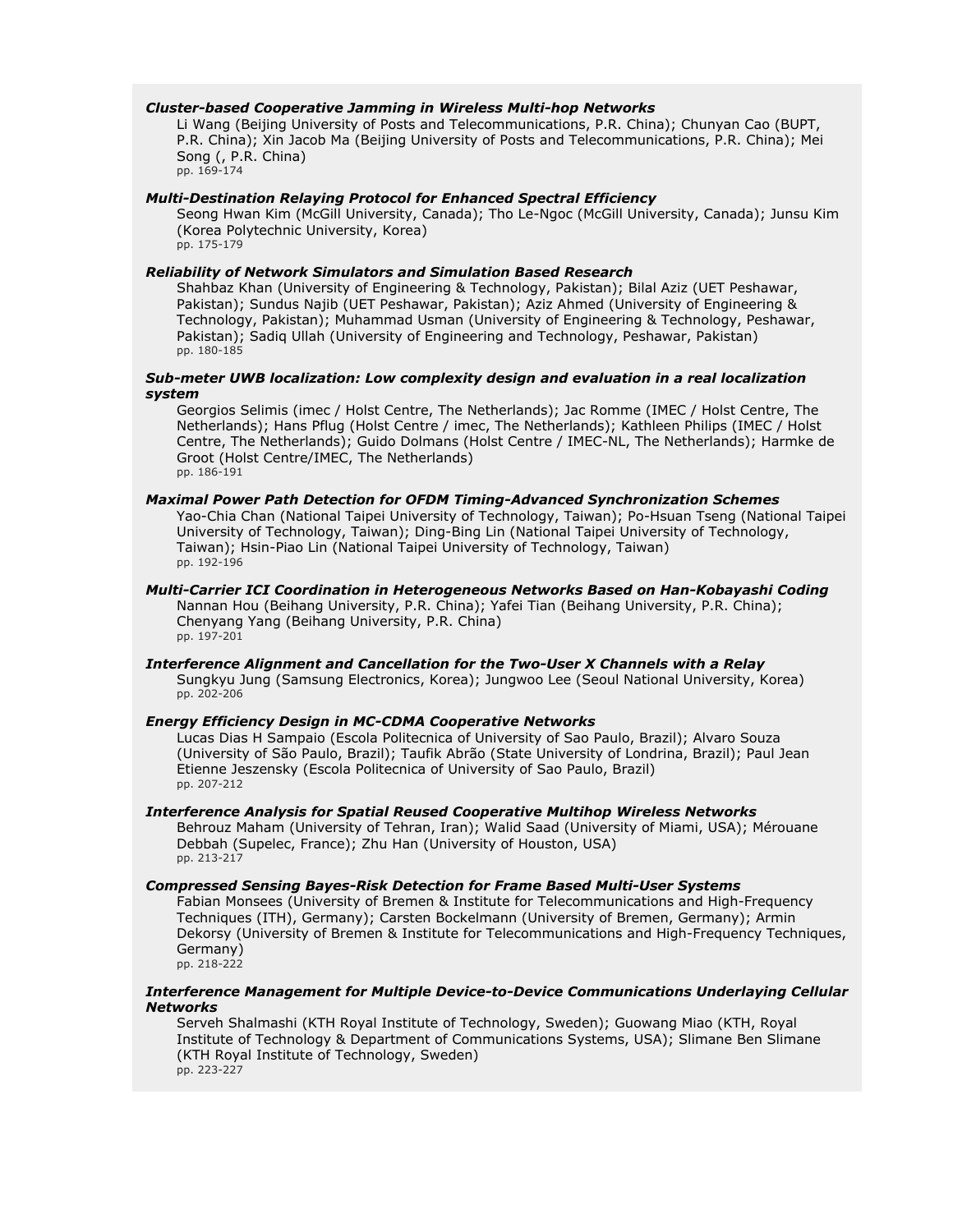***Cluster-based Cooperative Jamming in Wireless Multi-hop Networks***

Li Wang (Beijing University of Posts and Telecommunications, P.R. China); Chunyan Cao (BUPT, P.R. China); Xin Jacob Ma (Beijing University of Posts and Telecommunications, P.R. China); Mei Song (, P.R. China)
pp. 169-174

***Multi-Destination Relaying Protocol for Enhanced Spectral Efficiency***

Seong Hwan Kim (McGill University, Canada); Tho Le-Ngoc (McGill University, Canada); Junsu Kim (Korea Polytechnic University, Korea)
pp. 175-179

***Reliability of Network Simulators and Simulation Based Research***

Shahbaz Khan (University of Engineering & Technology, Pakistan); Bilal Aziz (UET Peshawar, Pakistan); Sundus Najib (UET Peshawar, Pakistan); Aziz Ahmed (University of Engineering & Technology, Pakistan); Muhammad Usman (University of Engineering & Technology, Peshawar, Pakistan); Sadiq Ullah (University of Engineering and Technology, Peshawar, Pakistan)
pp. 180-185

***Sub-meter UWB localization: Low complexity design and evaluation in a real localization system***

Georgios Selimis (imec / Holst Centre, The Netherlands); Jac Romme (IMEC / Holst Centre, The Netherlands); Hans Pflug (Holst Centre / imec, The Netherlands); Kathleen Philips (IMEC / Holst Centre, The Netherlands); Guido Dolmans (Holst Centre / IMEC-NL, The Netherlands); Harmke de Groot (Holst Centre/IMEC, The Netherlands)
pp. 186-191

***Maximal Power Path Detection for OFDM Timing-Advanced Synchronization Schemes***

Yao-Chia Chan (National Taipei University of Technology, Taiwan); Po-Hsuan Tseng (National Taipei University of Technology, Taiwan); Ding-Bing Lin (National Taipei University of Technology, Taiwan); Hsin-Piao Lin (National Taipei University of Technology, Taiwan)
pp. 192-196

***Multi-Carrier ICI Coordination in Heterogeneous Networks Based on Han-Kobayashi Coding***

Nannan Hou (Beihang University, P.R. China); Yafei Tian (Beihang University, P.R. China); Chenyang Yang (Beihang University, P.R. China)
pp. 197-201

***Interference Alignment and Cancellation for the Two-User X Channels with a Relay***

Sungkyu Jung (Samsung Electronics, Korea); Jungwoo Lee (Seoul National University, Korea)
pp. 202-206

***Energy Efficiency Design in MC-CDMA Cooperative Networks***

Lucas Dias H Sampaio (Escola Politecnica of University of Sao Paulo, Brazil); Alvaro Souza (University of São Paulo, Brazil); Taufik Abrão (State University of Londrina, Brazil); Paul Jean Etienne Jeszensky (Escola Politecnica of University of Sao Paulo, Brazil)
pp. 207-212

***Interference Analysis for Spatial Reused Cooperative Multihop Wireless Networks***

Behrouz Maham (University of Tehran, Iran); Walid Saad (University of Miami, USA); Mérouane Debbah (Supelec, France); Zhu Han (University of Houston, USA)
pp. 213-217

***Compressed Sensing Bayes-Risk Detection for Frame Based Multi-User Systems***

Fabian Monsees (University of Bremen & Institute for Telecommunications and High-Frequency Techniques (ITH), Germany); Carsten Bockelmann (University of Bremen, Germany); Armin Dekorsy (University of Bremen & Institute for Telecommunications and High-Frequency Techniques, Germany)
pp. 218-222

***Interference Management for Multiple Device-to-Device Communications Underlaying Cellular Networks***

Serveh Shalmashi (KTH Royal Institute of Technology, Sweden); Guowang Miao (KTH, Royal Institute of Technology & Department of Communications Systems, USA); Slimane Ben Slimane (KTH Royal Institute of Technology, Sweden)
pp. 223-227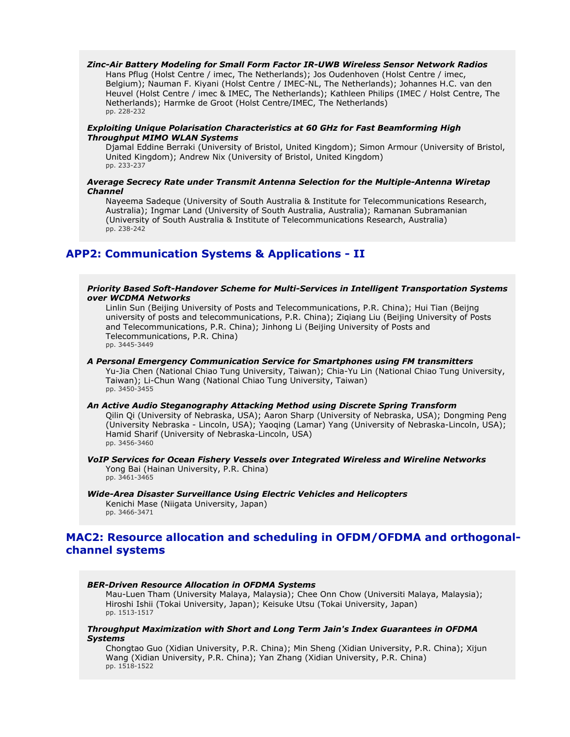***Zinc-Air Battery Modeling for Small Form Factor IR-UWB Wireless Sensor Network Radios***

Hans Pflug (Holst Centre / imec, The Netherlands); Jos Oudenhoven (Holst Centre / imec, Belgium); Nauman F. Kiyani (Holst Centre / IMEC-NL, The Netherlands); Johannes H.C. van den Heuvel (Holst Centre / imec & IMEC, The Netherlands); Kathleen Philips (IMEC / Holst Centre, The Netherlands); Harmke de Groot (Holst Centre/IMEC, The Netherlands)
pp. 228-232

***Exploiting Unique Polarisation Characteristics at 60 GHz for Fast Beamforming High Throughput MIMO WLAN Systems***

Djamal Eddine Berraki (University of Bristol, United Kingdom); Simon Armour (University of Bristol, United Kingdom); Andrew Nix (University of Bristol, United Kingdom)
pp. 233-237

***Average Secrecy Rate under Transmit Antenna Selection for the Multiple-Antenna Wiretap Channel***

Nayeema Sadeque (University of South Australia & Institute for Telecommunications Research, Australia); Ingmar Land (University of South Australia, Australia); Ramanan Subramanian (University of South Australia & Institute of Telecommunications Research, Australia)
pp. 238-242

## APP2: Communication Systems & Applications - II

***Priority Based Soft-Handover Scheme for Multi-Services in Intelligent Transportation Systems over WCDMA Networks***

Linlin Sun (Beijing University of Posts and Telecommunications, P.R. China); Hui Tian (Beijng university of posts and telecommunications, P.R. China); Ziqiang Liu (Beijing University of Posts and Telecommunications, P.R. China); Jinhong Li (Beijing University of Posts and Telecommunications, P.R. China)
pp. 3445-3449

***A Personal Emergency Communication Service for Smartphones using FM transmitters***

Yu-Jia Chen (National Chiao Tung University, Taiwan); Chia-Yu Lin (National Chiao Tung University, Taiwan); Li-Chun Wang (National Chiao Tung University, Taiwan)
pp. 3450-3455

***An Active Audio Steganography Attacking Method using Discrete Spring Transform***

Qilin Qi (University of Nebraska, USA); Aaron Sharp (University of Nebraska, USA); Dongming Peng (University Nebraska - Lincoln, USA); Yaoqing (Lamar) Yang (University of Nebraska-Lincoln, USA); Hamid Sharif (University of Nebraska-Lincoln, USA)
pp. 3456-3460

***VoIP Services for Ocean Fishery Vessels over Integrated Wireless and Wireline Networks***

Yong Bai (Hainan University, P.R. China)
pp. 3461-3465

***Wide-Area Disaster Surveillance Using Electric Vehicles and Helicopters***

Kenichi Mase (Niigata University, Japan)
pp. 3466-3471

## MAC2: Resource allocation and scheduling in OFDM/OFDMA and orthogonal-channel systems

***BER-Driven Resource Allocation in OFDMA Systems***

Mau-Luen Tham (University Malaya, Malaysia); Chee Onn Chow (Universiti Malaya, Malaysia); Hiroshi Ishii (Tokai University, Japan); Keisuke Utsu (Tokai University, Japan)
pp. 1513-1517

***Throughput Maximization with Short and Long Term Jain's Index Guarantees in OFDMA Systems***

Chongtao Guo (Xidian University, P.R. China); Min Sheng (Xidian University, P.R. China); Xijun Wang (Xidian University, P.R. China); Yan Zhang (Xidian University, P.R. China)
pp. 1518-1522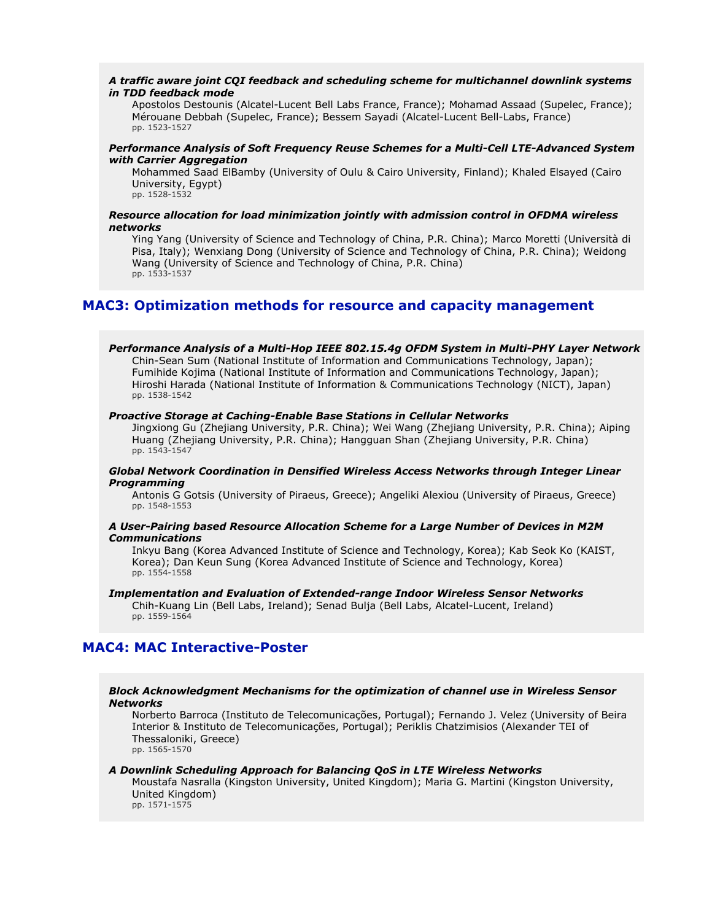***A traffic aware joint CQI feedback and scheduling scheme for multichannel downlink systems in TDD feedback mode***

Apostolos Destounis (Alcatel-Lucent Bell Labs France, France); Mohamad Assaad (Supelec, France); Mérouane Debbah (Supelec, France); Bessem Sayadi (Alcatel-Lucent Bell-Labs, France)
pp. 1523-1527

***Performance Analysis of Soft Frequency Reuse Schemes for a Multi-Cell LTE-Advanced System with Carrier Aggregation***

Mohammed Saad ElBamby (University of Oulu & Cairo University, Finland); Khaled Elsayed (Cairo University, Egypt)
pp. 1528-1532

***Resource allocation for load minimization jointly with admission control in OFDMA wireless networks***

Ying Yang (University of Science and Technology of China, P.R. China); Marco Moretti (Università di Pisa, Italy); Wenxiang Dong (University of Science and Technology of China, P.R. China); Weidong Wang (University of Science and Technology of China, P.R. China)
pp. 1533-1537

## MAC3: Optimization methods for resource and capacity management

***Performance Analysis of a Multi-Hop IEEE 802.15.4g OFDM System in Multi-PHY Layer Network***

Chin-Sean Sum (National Institute of Information and Communications Technology, Japan); Fumihide Kojima (National Institute of Information and Communications Technology, Japan); Hiroshi Harada (National Institute of Information & Communications Technology (NICT), Japan)
pp. 1538-1542

***Proactive Storage at Caching-Enable Base Stations in Cellular Networks***

Jingxiong Gu (Zhejiang University, P.R. China); Wei Wang (Zhejiang University, P.R. China); Aiping Huang (Zhejiang University, P.R. China); Hangguan Shan (Zhejiang University, P.R. China)
pp. 1543-1547

***Global Network Coordination in Densified Wireless Access Networks through Integer Linear Programming***

Antonis G Gotsis (University of Piraeus, Greece); Angeliki Alexiou (University of Piraeus, Greece)
pp. 1548-1553

***A User-Pairing based Resource Allocation Scheme for a Large Number of Devices in M2M Communications***

Inkyu Bang (Korea Advanced Institute of Science and Technology, Korea); Kab Seok Ko (KAIST, Korea); Dan Keun Sung (Korea Advanced Institute of Science and Technology, Korea)
pp. 1554-1558

***Implementation and Evaluation of Extended-range Indoor Wireless Sensor Networks***

Chih-Kuang Lin (Bell Labs, Ireland); Senad Bulja (Bell Labs, Alcatel-Lucent, Ireland)
pp. 1559-1564

## MAC4: MAC Interactive-Poster

***Block Acknowledgment Mechanisms for the optimization of channel use in Wireless Sensor Networks***

Norberto Barroca (Instituto de Telecomunicações, Portugal); Fernando J. Velez (University of Beira Interior & Instituto de Telecomunicações, Portugal); Periklis Chatzimisios (Alexander TEI of Thessaloniki, Greece)
pp. 1565-1570

***A Downlink Scheduling Approach for Balancing QoS in LTE Wireless Networks***

Moustafa Nasralla (Kingston University, United Kingdom); Maria G. Martini (Kingston University, United Kingdom)
pp. 1571-1575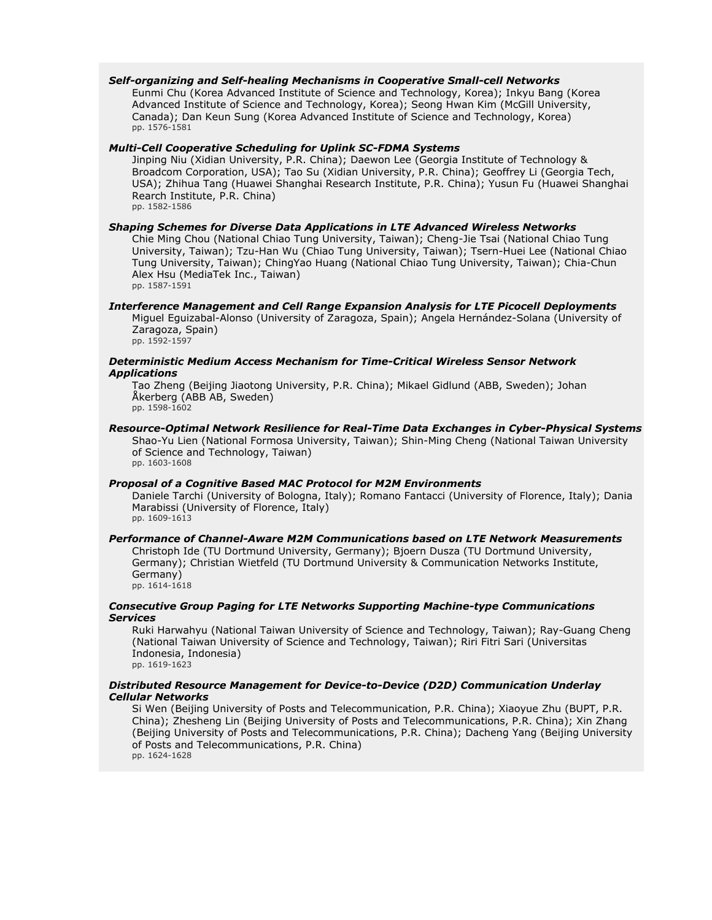***Self-organizing and Self-healing Mechanisms in Cooperative Small-cell Networks***
Eunmi Chu (Korea Advanced Institute of Science and Technology, Korea); Inkyu Bang (Korea Advanced Institute of Science and Technology, Korea); Seong Hwan Kim (McGill University, Canada); Dan Keun Sung (Korea Advanced Institute of Science and Technology, Korea)
pp. 1576-1581

***Multi-Cell Cooperative Scheduling for Uplink SC-FDMA Systems***
Jinping Niu (Xidian University, P.R. China); Daewon Lee (Georgia Institute of Technology & Broadcom Corporation, USA); Tao Su (Xidian University, P.R. China); Geoffrey Li (Georgia Tech, USA); Zhihua Tang (Huawei Shanghai Research Institute, P.R. China); Yusun Fu (Huawei Shanghai Rearch Institute, P.R. China)
pp. 1582-1586

***Shaping Schemes for Diverse Data Applications in LTE Advanced Wireless Networks***
Chie Ming Chou (National Chiao Tung University, Taiwan); Cheng-Jie Tsai (National Chiao Tung University, Taiwan); Tzu-Han Wu (Chiao Tung University, Taiwan); Tsern-Huei Lee (National Chiao Tung University, Taiwan); ChingYao Huang (National Chiao Tung University, Taiwan); Chia-Chun Alex Hsu (MediaTek Inc., Taiwan)
pp. 1587-1591

***Interference Management and Cell Range Expansion Analysis for LTE Picocell Deployments***
Miguel Eguizabal-Alonso (University of Zaragoza, Spain); Angela Hernández-Solana (University of Zaragoza, Spain)
pp. 1592-1597

***Deterministic Medium Access Mechanism for Time-Critical Wireless Sensor Network Applications***
Tao Zheng (Beijing Jiaotong University, P.R. China); Mikael Gidlund (ABB, Sweden); Johan Åkerberg (ABB AB, Sweden)
pp. 1598-1602

***Resource-Optimal Network Resilience for Real-Time Data Exchanges in Cyber-Physical Systems***
Shao-Yu Lien (National Formosa University, Taiwan); Shin-Ming Cheng (National Taiwan University of Science and Technology, Taiwan)
pp. 1603-1608

***Proposal of a Cognitive Based MAC Protocol for M2M Environments***
Daniele Tarchi (University of Bologna, Italy); Romano Fantacci (University of Florence, Italy); Dania Marabissi (University of Florence, Italy)
pp. 1609-1613

***Performance of Channel-Aware M2M Communications based on LTE Network Measurements***
Christoph Ide (TU Dortmund University, Germany); Bjoern Dusza (TU Dortmund University, Germany); Christian Wietfeld (TU Dortmund University & Communication Networks Institute, Germany)
pp. 1614-1618

***Consecutive Group Paging for LTE Networks Supporting Machine-type Communications Services***
Ruki Harwahyu (National Taiwan University of Science and Technology, Taiwan); Ray-Guang Cheng (National Taiwan University of Science and Technology, Taiwan); Riri Fitri Sari (Universitas Indonesia, Indonesia)
pp. 1619-1623

***Distributed Resource Management for Device-to-Device (D2D) Communication Underlay Cellular Networks***
Si Wen (Beijing University of Posts and Telecommunication, P.R. China); Xiaoyue Zhu (BUPT, P.R. China); Zhesheng Lin (Beijing University of Posts and Telecommunications, P.R. China); Xin Zhang (Beijing University of Posts and Telecommunications, P.R. China); Dacheng Yang (Beijing University of Posts and Telecommunications, P.R. China)
pp. 1624-1628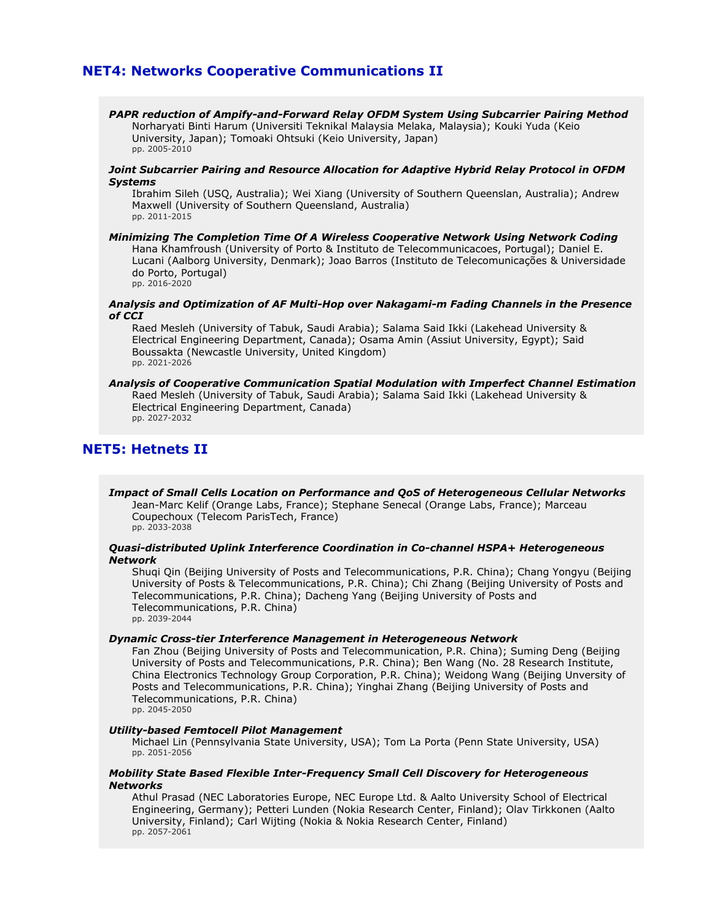## NET4: Networks Cooperative Communications II

***PAPR reduction of Ampify-and-Forward Relay OFDM System Using Subcarrier Pairing Method***
Norharyati Binti Harum (Universiti Teknikal Malaysia Melaka, Malaysia); Kouki Yuda (Keio University, Japan); Tomoaki Ohtsuki (Keio University, Japan)
pp. 2005-2010

***Joint Subcarrier Pairing and Resource Allocation for Adaptive Hybrid Relay Protocol in OFDM Systems***
Ibrahim Sileh (USQ, Australia); Wei Xiang (University of Southern Queenslan, Australia); Andrew Maxwell (University of Southern Queensland, Australia)
pp. 2011-2015

***Minimizing The Completion Time Of A Wireless Cooperative Network Using Network Coding***
Hana Khamfroush (University of Porto & Instituto de Telecommunicacoes, Portugal); Daniel E. Lucani (Aalborg University, Denmark); Joao Barros (Instituto de Telecomunicações & Universidade do Porto, Portugal)
pp. 2016-2020

***Analysis and Optimization of AF Multi-Hop over Nakagami-m Fading Channels in the Presence of CCI***
Raed Mesleh (University of Tabuk, Saudi Arabia); Salama Said Ikki (Lakehead University & Electrical Engineering Department, Canada); Osama Amin (Assiut University, Egypt); Said Boussakta (Newcastle University, United Kingdom)
pp. 2021-2026

***Analysis of Cooperative Communication Spatial Modulation with Imperfect Channel Estimation***
Raed Mesleh (University of Tabuk, Saudi Arabia); Salama Said Ikki (Lakehead University & Electrical Engineering Department, Canada)
pp. 2027-2032

## NET5: Hetnets II

***Impact of Small Cells Location on Performance and QoS of Heterogeneous Cellular Networks***
Jean-Marc Kelif (Orange Labs, France); Stephane Senecal (Orange Labs, France); Marceau Coupechoux (Telecom ParisTech, France)
pp. 2033-2038

***Quasi-distributed Uplink Interference Coordination in Co-channel HSPA+ Heterogeneous Network***
Shuqi Qin (Beijing University of Posts and Telecommunications, P.R. China); Chang Yongyu (Beijing University of Posts & Telecommunications, P.R. China); Chi Zhang (Beijing University of Posts and Telecommunications, P.R. China); Dacheng Yang (Beijing University of Posts and Telecommunications, P.R. China)
pp. 2039-2044

***Dynamic Cross-tier Interference Management in Heterogeneous Network***
Fan Zhou (Beijing University of Posts and Telecommunication, P.R. China); Suming Deng (Beijing University of Posts and Telecommunications, P.R. China); Ben Wang (No. 28 Research Institute, China Electronics Technology Group Corporation, P.R. China); Weidong Wang (Beijing Unversity of Posts and Telecommunications, P.R. China); Yinghai Zhang (Beijing University of Posts and Telecommunications, P.R. China)
pp. 2045-2050

***Utility-based Femtocell Pilot Management***
Michael Lin (Pennsylvania State University, USA); Tom La Porta (Penn State University, USA)
pp. 2051-2056

***Mobility State Based Flexible Inter-Frequency Small Cell Discovery for Heterogeneous Networks***
Athul Prasad (NEC Laboratories Europe, NEC Europe Ltd. & Aalto University School of Electrical Engineering, Germany); Petteri Lunden (Nokia Research Center, Finland); Olav Tirkkonen (Aalto University, Finland); Carl Wijting (Nokia & Nokia Research Center, Finland)
pp. 2057-2061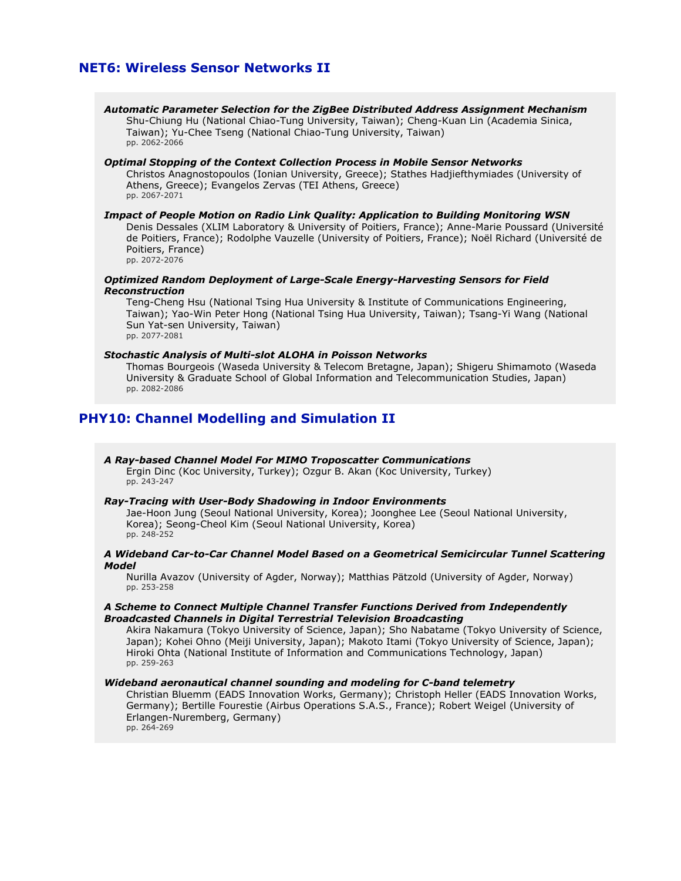## NET6: Wireless Sensor Networks II

***Automatic Parameter Selection for the ZigBee Distributed Address Assignment Mechanism***
Shu-Chiung Hu (National Chiao-Tung University, Taiwan); Cheng-Kuan Lin (Academia Sinica, Taiwan); Yu-Chee Tseng (National Chiao-Tung University, Taiwan)
pp. 2062-2066

***Optimal Stopping of the Context Collection Process in Mobile Sensor Networks***
Christos Anagnostopoulos (Ionian University, Greece); Stathes Hadjiefthymiades (University of Athens, Greece); Evangelos Zervas (TEI Athens, Greece)
pp. 2067-2071

***Impact of People Motion on Radio Link Quality: Application to Building Monitoring WSN***
Denis Dessales (XLIM Laboratory & University of Poitiers, France); Anne-Marie Poussard (Université de Poitiers, France); Rodolphe Vauzelle (University of Poitiers, France); Noël Richard (Université de Poitiers, France)
pp. 2072-2076

***Optimized Random Deployment of Large-Scale Energy-Harvesting Sensors for Field Reconstruction***
Teng-Cheng Hsu (National Tsing Hua University & Institute of Communications Engineering, Taiwan); Yao-Win Peter Hong (National Tsing Hua University, Taiwan); Tsang-Yi Wang (National Sun Yat-sen University, Taiwan)
pp. 2077-2081

***Stochastic Analysis of Multi-slot ALOHA in Poisson Networks***
Thomas Bourgeois (Waseda University & Telecom Bretagne, Japan); Shigeru Shimamoto (Waseda University & Graduate School of Global Information and Telecommunication Studies, Japan)
pp. 2082-2086

## PHY10: Channel Modelling and Simulation II

***A Ray-based Channel Model For MIMO Troposcatter Communications***
Ergin Dinc (Koc University, Turkey); Ozgur B. Akan (Koc University, Turkey)
pp. 243-247

***Ray-Tracing with User-Body Shadowing in Indoor Environments***
Jae-Hoon Jung (Seoul National University, Korea); Joonghee Lee (Seoul National University, Korea); Seong-Cheol Kim (Seoul National University, Korea)
pp. 248-252

***A Wideband Car-to-Car Channel Model Based on a Geometrical Semicircular Tunnel Scattering Model***
Nurilla Avazov (University of Agder, Norway); Matthias Pätzold (University of Agder, Norway)
pp. 253-258

***A Scheme to Connect Multiple Channel Transfer Functions Derived from Independently Broadcasted Channels in Digital Terrestrial Television Broadcasting***
Akira Nakamura (Tokyo University of Science, Japan); Sho Nabatame (Tokyo University of Science, Japan); Kohei Ohno (Meiji University, Japan); Makoto Itami (Tokyo University of Science, Japan); Hiroki Ohta (National Institute of Information and Communications Technology, Japan)
pp. 259-263

***Wideband aeronautical channel sounding and modeling for C-band telemetry***
Christian Bluemm (EADS Innovation Works, Germany); Christoph Heller (EADS Innovation Works, Germany); Bertille Fourestie (Airbus Operations S.A.S., France); Robert Weigel (University of Erlangen-Nuremberg, Germany)
pp. 264-269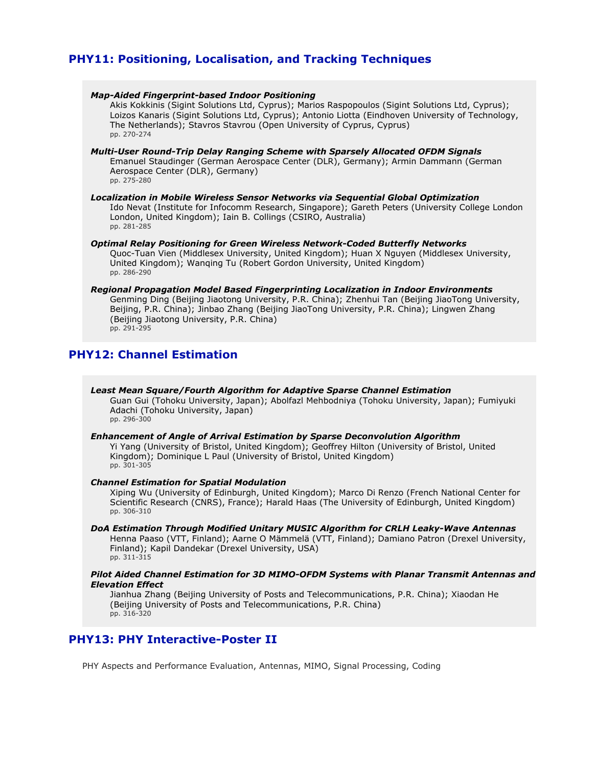## PHY11: Positioning, Localisation, and Tracking Techniques

***Map-Aided Fingerprint-based Indoor Positioning***
Akis Kokkinis (Sigint Solutions Ltd, Cyprus); Marios Raspopoulos (Sigint Solutions Ltd, Cyprus); Loizos Kanaris (Sigint Solutions Ltd, Cyprus); Antonio Liotta (Eindhoven University of Technology, The Netherlands); Stavros Stavrou (Open University of Cyprus, Cyprus)
pp. 270-274

***Multi-User Round-Trip Delay Ranging Scheme with Sparsely Allocated OFDM Signals***
Emanuel Staudinger (German Aerospace Center (DLR), Germany); Armin Dammann (German Aerospace Center (DLR), Germany)
pp. 275-280

***Localization in Mobile Wireless Sensor Networks via Sequential Global Optimization***
Ido Nevat (Institute for Infocomm Research, Singapore); Gareth Peters (University College London London, United Kingdom); Iain B. Collings (CSIRO, Australia)
pp. 281-285

***Optimal Relay Positioning for Green Wireless Network-Coded Butterfly Networks***
Quoc-Tuan Vien (Middlesex University, United Kingdom); Huan X Nguyen (Middlesex University, United Kingdom); Wanqing Tu (Robert Gordon University, United Kingdom)
pp. 286-290

***Regional Propagation Model Based Fingerprinting Localization in Indoor Environments***
Genming Ding (Beijing Jiaotong University, P.R. China); Zhenhui Tan (Beijing JiaoTong University, Beijing, P.R. China); Jinbao Zhang (Beijing JiaoTong University, P.R. China); Lingwen Zhang (Beijing Jiaotong University, P.R. China)
pp. 291-295

## PHY12: Channel Estimation

***Least Mean Square/Fourth Algorithm for Adaptive Sparse Channel Estimation***
Guan Gui (Tohoku University, Japan); Abolfazl Mehbodniya (Tohoku University, Japan); Fumiyuki Adachi (Tohoku University, Japan)
pp. 296-300

***Enhancement of Angle of Arrival Estimation by Sparse Deconvolution Algorithm***
Yi Yang (University of Bristol, United Kingdom); Geoffrey Hilton (University of Bristol, United Kingdom); Dominique L Paul (University of Bristol, United Kingdom)
pp. 301-305

***Channel Estimation for Spatial Modulation***
Xiping Wu (University of Edinburgh, United Kingdom); Marco Di Renzo (French National Center for Scientific Research (CNRS), France); Harald Haas (The University of Edinburgh, United Kingdom)
pp. 306-310

***DoA Estimation Through Modified Unitary MUSIC Algorithm for CRLH Leaky-Wave Antennas***
Henna Paaso (VTT, Finland); Aarne O Mämmelä (VTT, Finland); Damiano Patron (Drexel University, Finland); Kapil Dandekar (Drexel University, USA)
pp. 311-315

***Pilot Aided Channel Estimation for 3D MIMO-OFDM Systems with Planar Transmit Antennas and Elevation Effect***
Jianhua Zhang (Beijing University of Posts and Telecommunications, P.R. China); Xiaodan He (Beijing University of Posts and Telecommunications, P.R. China)
pp. 316-320

## PHY13: PHY Interactive-Poster II

PHY Aspects and Performance Evaluation, Antennas, MIMO, Signal Processing, Coding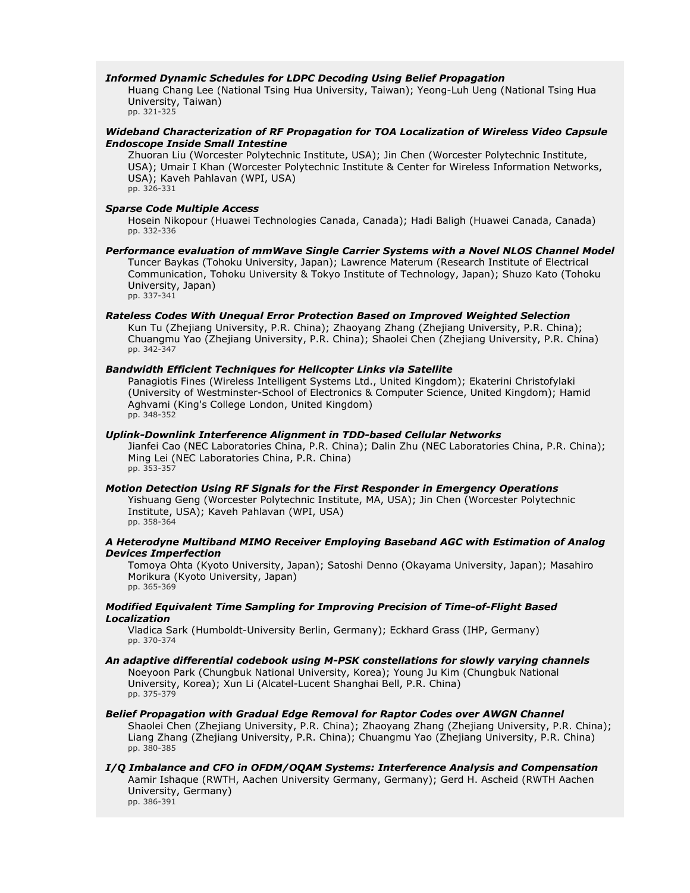***Informed Dynamic Schedules for LDPC Decoding Using Belief Propagation***
Huang Chang Lee (National Tsing Hua University, Taiwan); Yeong-Luh Ueng (National Tsing Hua University, Taiwan)
pp. 321-325

***Wideband Characterization of RF Propagation for TOA Localization of Wireless Video Capsule Endoscope Inside Small Intestine***
Zhuoran Liu (Worcester Polytechnic Institute, USA); Jin Chen (Worcester Polytechnic Institute, USA); Umair I Khan (Worcester Polytechnic Institute & Center for Wireless Information Networks, USA); Kaveh Pahlavan (WPI, USA)
pp. 326-331

***Sparse Code Multiple Access***
Hosein Nikopour (Huawei Technologies Canada, Canada); Hadi Baligh (Huawei Canada, Canada)
pp. 332-336

***Performance evaluation of mmWave Single Carrier Systems with a Novel NLOS Channel Model***
Tuncer Baykas (Tohoku University, Japan); Lawrence Materum (Research Institute of Electrical Communication, Tohoku University & Tokyo Institute of Technology, Japan); Shuzo Kato (Tohoku University, Japan)
pp. 337-341

***Rateless Codes With Unequal Error Protection Based on Improved Weighted Selection***
Kun Tu (Zhejiang University, P.R. China); Zhaoyang Zhang (Zhejiang University, P.R. China); Chuangmu Yao (Zhejiang University, P.R. China); Shaolei Chen (Zhejiang University, P.R. China)
pp. 342-347

***Bandwidth Efficient Techniques for Helicopter Links via Satellite***
Panagiotis Fines (Wireless Intelligent Systems Ltd., United Kingdom); Ekaterini Christofylaki (University of Westminster-School of Electronics & Computer Science, United Kingdom); Hamid Aghvami (King's College London, United Kingdom)
pp. 348-352

***Uplink-Downlink Interference Alignment in TDD-based Cellular Networks***
Jianfei Cao (NEC Laboratories China, P.R. China); Dalin Zhu (NEC Laboratories China, P.R. China); Ming Lei (NEC Laboratories China, P.R. China)
pp. 353-357

***Motion Detection Using RF Signals for the First Responder in Emergency Operations***
Yishuang Geng (Worcester Polytechnic Institute, MA, USA); Jin Chen (Worcester Polytechnic Institute, USA); Kaveh Pahlavan (WPI, USA)
pp. 358-364

***A Heterodyne Multiband MIMO Receiver Employing Baseband AGC with Estimation of Analog Devices Imperfection***
Tomoya Ohta (Kyoto University, Japan); Satoshi Denno (Okayama University, Japan); Masahiro Morikura (Kyoto University, Japan)
pp. 365-369

***Modified Equivalent Time Sampling for Improving Precision of Time-of-Flight Based Localization***
Vladica Sark (Humboldt-University Berlin, Germany); Eckhard Grass (IHP, Germany)
pp. 370-374

***An adaptive differential codebook using M-PSK constellations for slowly varying channels***
Noeyoon Park (Chungbuk National University, Korea); Young Ju Kim (Chungbuk National University, Korea); Xun Li (Alcatel-Lucent Shanghai Bell, P.R. China)
pp. 375-379

***Belief Propagation with Gradual Edge Removal for Raptor Codes over AWGN Channel***
Shaolei Chen (Zhejiang University, P.R. China); Zhaoyang Zhang (Zhejiang University, P.R. China); Liang Zhang (Zhejiang University, P.R. China); Chuangmu Yao (Zhejiang University, P.R. China)
pp. 380-385

***I/Q Imbalance and CFO in OFDM/OQAM Systems: Interference Analysis and Compensation***
Aamir Ishaque (RWTH, Aachen University Germany, Germany); Gerd H. Ascheid (RWTH Aachen University, Germany)
pp. 386-391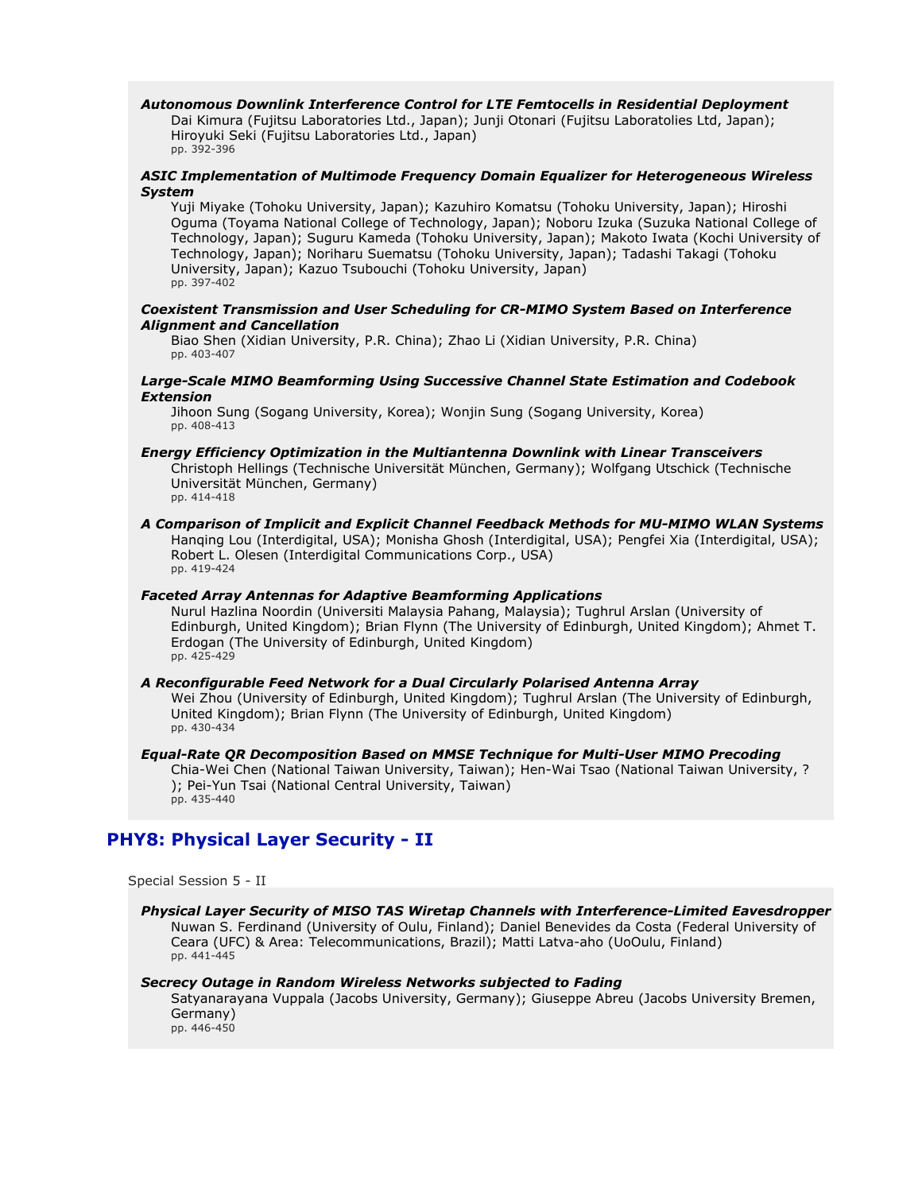***Autonomous Downlink Interference Control for LTE Femtocells in Residential Deployment***

Dai Kimura (Fujitsu Laboratories Ltd., Japan); Junji Otonari (Fujitsu Laboratolies Ltd, Japan); Hiroyuki Seki (Fujitsu Laboratories Ltd., Japan)
pp. 392-396

***ASIC Implementation of Multimode Frequency Domain Equalizer for Heterogeneous Wireless System***

Yuji Miyake (Tohoku University, Japan); Kazuhiro Komatsu (Tohoku University, Japan); Hiroshi Oguma (Toyama National College of Technology, Japan); Noboru Izuka (Suzuka National College of Technology, Japan); Suguru Kameda (Tohoku University, Japan); Makoto Iwata (Kochi University of Technology, Japan); Noriharu Suematsu (Tohoku University, Japan); Tadashi Takagi (Tohoku University, Japan); Kazuo Tsubouchi (Tohoku University, Japan)
pp. 397-402

***Coexistent Transmission and User Scheduling for CR-MIMO System Based on Interference Alignment and Cancellation***

Biao Shen (Xidian University, P.R. China); Zhao Li (Xidian University, P.R. China)
pp. 403-407

***Large-Scale MIMO Beamforming Using Successive Channel State Estimation and Codebook Extension***

Jihoon Sung (Sogang University, Korea); Wonjin Sung (Sogang University, Korea)
pp. 408-413

***Energy Efficiency Optimization in the Multiantenna Downlink with Linear Transceivers***

Christoph Hellings (Technische Universität München, Germany); Wolfgang Utschick (Technische Universität München, Germany)
pp. 414-418

***A Comparison of Implicit and Explicit Channel Feedback Methods for MU-MIMO WLAN Systems***

Hanqing Lou (Interdigital, USA); Monisha Ghosh (Interdigital, USA); Pengfei Xia (Interdigital, USA); Robert L. Olesen (Interdigital Communications Corp., USA)
pp. 419-424

***Faceted Array Antennas for Adaptive Beamforming Applications***

Nurul Hazlina Noordin (Universiti Malaysia Pahang, Malaysia); Tughrul Arslan (University of Edinburgh, United Kingdom); Brian Flynn (The University of Edinburgh, United Kingdom); Ahmet T. Erdogan (The University of Edinburgh, United Kingdom)
pp. 425-429

***A Reconfigurable Feed Network for a Dual Circularly Polarised Antenna Array***

Wei Zhou (University of Edinburgh, United Kingdom); Tughrul Arslan (The University of Edinburgh, United Kingdom); Brian Flynn (The University of Edinburgh, United Kingdom)
pp. 430-434

***Equal-Rate QR Decomposition Based on MMSE Technique for Multi-User MIMO Precoding***

Chia-Wei Chen (National Taiwan University, Taiwan); Hen-Wai Tsao (National Taiwan University, ? ); Pei-Yun Tsai (National Central University, Taiwan)
pp. 435-440

## PHY8: Physical Layer Security - II

Special Session 5 - II

***Physical Layer Security of MISO TAS Wiretap Channels with Interference-Limited Eavesdropper***

Nuwan S. Ferdinand (University of Oulu, Finland); Daniel Benevides da Costa (Federal University of Ceara (UFC) & Area: Telecommunications, Brazil); Matti Latva-aho (UoOulu, Finland)
pp. 441-445

***Secrecy Outage in Random Wireless Networks subjected to Fading***

Satyanarayana Vuppala (Jacobs University, Germany); Giuseppe Abreu (Jacobs University Bremen, Germany)
pp. 446-450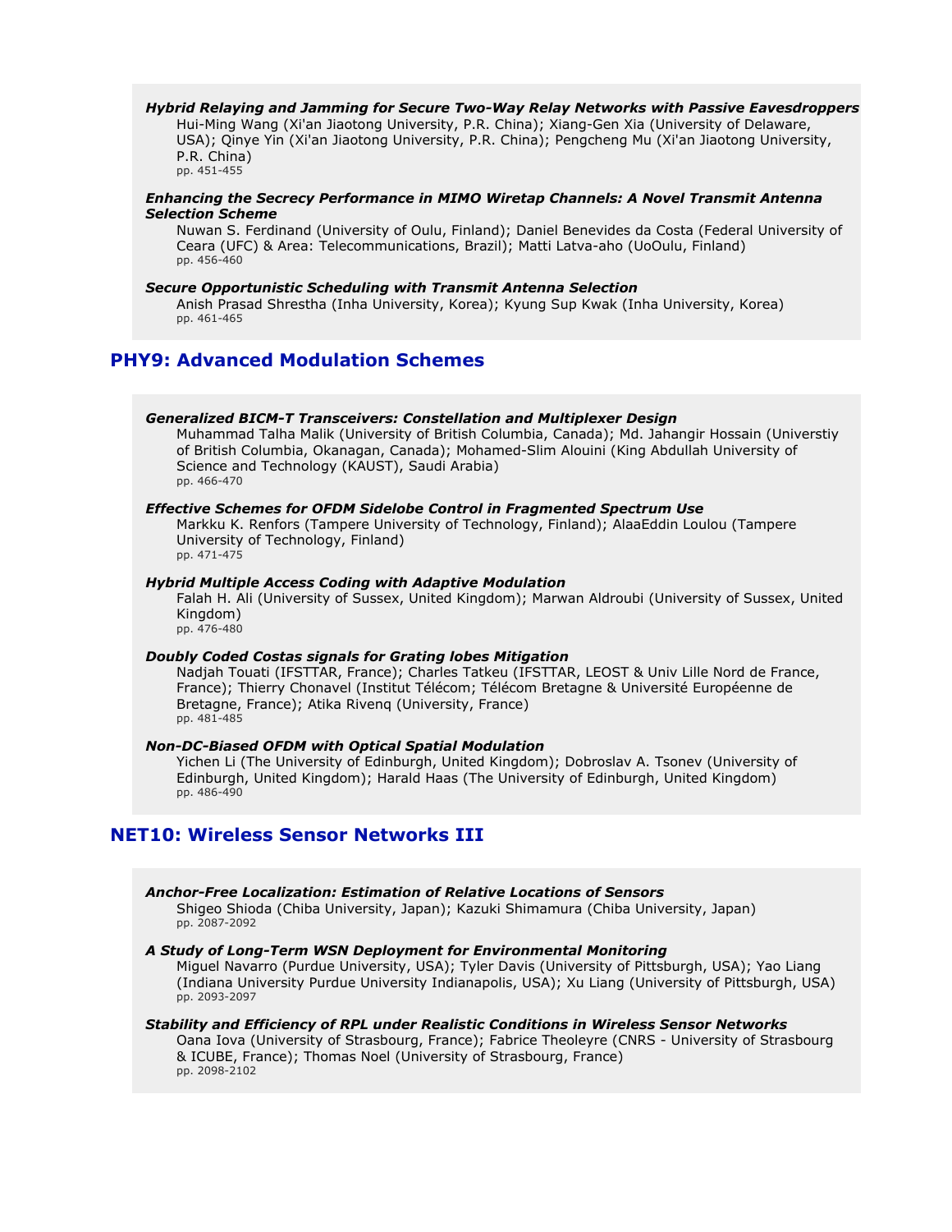***Hybrid Relaying and Jamming for Secure Two-Way Relay Networks with Passive Eavesdroppers***
Hui-Ming Wang (Xi'an Jiaotong University, P.R. China); Xiang-Gen Xia (University of Delaware, USA); Qinye Yin (Xi'an Jiaotong University, P.R. China); Pengcheng Mu (Xi'an Jiaotong University, P.R. China)
pp. 451-455

***Enhancing the Secrecy Performance in MIMO Wiretap Channels: A Novel Transmit Antenna Selection Scheme***
Nuwan S. Ferdinand (University of Oulu, Finland); Daniel Benevides da Costa (Federal University of Ceara (UFC) & Area: Telecommunications, Brazil); Matti Latva-aho (UoOulu, Finland)
pp. 456-460

***Secure Opportunistic Scheduling with Transmit Antenna Selection***
Anish Prasad Shrestha (Inha University, Korea); Kyung Sup Kwak (Inha University, Korea)
pp. 461-465

## PHY9: Advanced Modulation Schemes

***Generalized BICM-T Transceivers: Constellation and Multiplexer Design***
Muhammad Talha Malik (University of British Columbia, Canada); Md. Jahangir Hossain (Universtiy of British Columbia, Okanagan, Canada); Mohamed-Slim Alouini (King Abdullah University of Science and Technology (KAUST), Saudi Arabia)
pp. 466-470

***Effective Schemes for OFDM Sidelobe Control in Fragmented Spectrum Use***
Markku K. Renfors (Tampere University of Technology, Finland); AlaaEddin Loulou (Tampere University of Technology, Finland)
pp. 471-475

***Hybrid Multiple Access Coding with Adaptive Modulation***
Falah H. Ali (University of Sussex, United Kingdom); Marwan Aldroubi (University of Sussex, United Kingdom)
pp. 476-480

***Doubly Coded Costas signals for Grating lobes Mitigation***
Nadjah Touati (IFSTTAR, France); Charles Tatkeu (IFSTTAR, LEOST & Univ Lille Nord de France, France); Thierry Chonavel (Institut Télécom; Télécom Bretagne & Université Européenne de Bretagne, France); Atika Rivenq (University, France)
pp. 481-485

***Non-DC-Biased OFDM with Optical Spatial Modulation***
Yichen Li (The University of Edinburgh, United Kingdom); Dobroslav A. Tsonev (University of Edinburgh, United Kingdom); Harald Haas (The University of Edinburgh, United Kingdom)
pp. 486-490

## NET10: Wireless Sensor Networks III

***Anchor-Free Localization: Estimation of Relative Locations of Sensors***
Shigeo Shioda (Chiba University, Japan); Kazuki Shimamura (Chiba University, Japan)
pp. 2087-2092

***A Study of Long-Term WSN Deployment for Environmental Monitoring***
Miguel Navarro (Purdue University, USA); Tyler Davis (University of Pittsburgh, USA); Yao Liang (Indiana University Purdue University Indianapolis, USA); Xu Liang (University of Pittsburgh, USA)
pp. 2093-2097

***Stability and Efficiency of RPL under Realistic Conditions in Wireless Sensor Networks***
Oana Iova (University of Strasbourg, France); Fabrice Theoleyre (CNRS - University of Strasbourg & ICUBE, France); Thomas Noel (University of Strasbourg, France)
pp. 2098-2102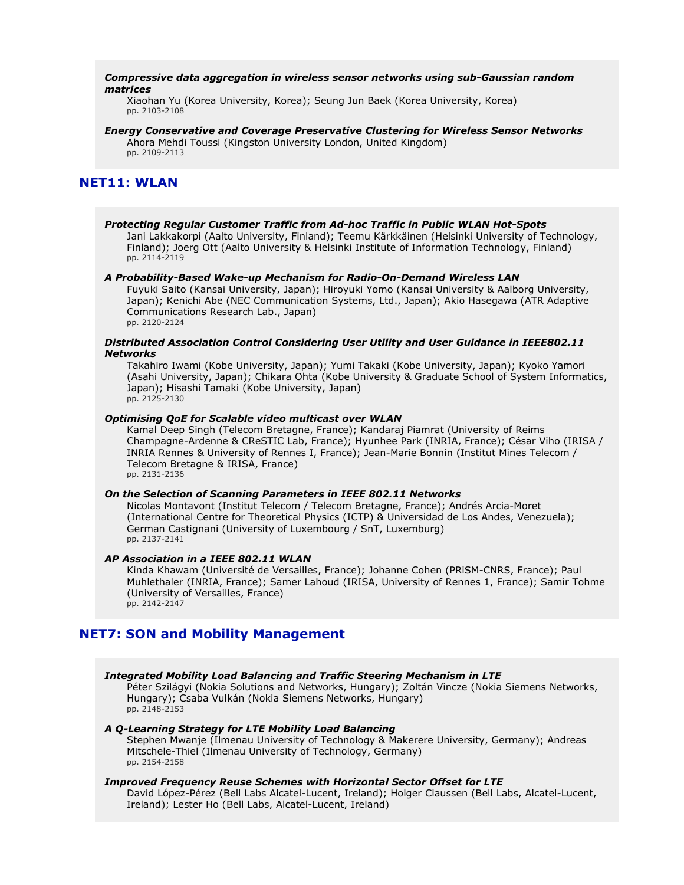***Compressive data aggregation in wireless sensor networks using sub-Gaussian random matrices***

Xiaohan Yu (Korea University, Korea); Seung Jun Baek (Korea University, Korea)
pp. 2103-2108

***Energy Conservative and Coverage Preservative Clustering for Wireless Sensor Networks***

Ahora Mehdi Toussi (Kingston University London, United Kingdom)
pp. 2109-2113

## NET11: WLAN

***Protecting Regular Customer Traffic from Ad-hoc Traffic in Public WLAN Hot-Spots***

Jani Lakkakorpi (Aalto University, Finland); Teemu Kärkkäinen (Helsinki University of Technology, Finland); Joerg Ott (Aalto University & Helsinki Institute of Information Technology, Finland)
pp. 2114-2119

***A Probability-Based Wake-up Mechanism for Radio-On-Demand Wireless LAN***

Fuyuki Saito (Kansai University, Japan); Hiroyuki Yomo (Kansai University & Aalborg University, Japan); Kenichi Abe (NEC Communication Systems, Ltd., Japan); Akio Hasegawa (ATR Adaptive Communications Research Lab., Japan)
pp. 2120-2124

***Distributed Association Control Considering User Utility and User Guidance in IEEE802.11 Networks***

Takahiro Iwami (Kobe University, Japan); Yumi Takaki (Kobe University, Japan); Kyoko Yamori (Asahi University, Japan); Chikara Ohta (Kobe University & Graduate School of System Informatics, Japan); Hisashi Tamaki (Kobe University, Japan)
pp. 2125-2130

***Optimising QoE for Scalable video multicast over WLAN***

Kamal Deep Singh (Telecom Bretagne, France); Kandaraj Piamrat (University of Reims Champagne-Ardenne & CReSTIC Lab, France); Hyunhee Park (INRIA, France); César Viho (IRISA / INRIA Rennes & University of Rennes I, France); Jean-Marie Bonnin (Institut Mines Telecom / Telecom Bretagne & IRISA, France)
pp. 2131-2136

***On the Selection of Scanning Parameters in IEEE 802.11 Networks***

Nicolas Montavont (Institut Telecom / Telecom Bretagne, France); Andrés Arcia-Moret (International Centre for Theoretical Physics (ICTP) & Universidad de Los Andes, Venezuela); German Castignani (University of Luxembourg / SnT, Luxemburg)
pp. 2137-2141

***AP Association in a IEEE 802.11 WLAN***

Kinda Khawam (Université de Versailles, France); Johanne Cohen (PRiSM-CNRS, France); Paul Muhlethaler (INRIA, France); Samer Lahoud (IRISA, University of Rennes 1, France); Samir Tohme (University of Versailles, France)
pp. 2142-2147

## NET7: SON and Mobility Management

***Integrated Mobility Load Balancing and Traffic Steering Mechanism in LTE***

Péter Szilágyi (Nokia Solutions and Networks, Hungary); Zoltán Vincze (Nokia Siemens Networks, Hungary); Csaba Vulkán (Nokia Siemens Networks, Hungary)
pp. 2148-2153

***A Q-Learning Strategy for LTE Mobility Load Balancing***

Stephen Mwanje (Ilmenau University of Technology & Makerere University, Germany); Andreas Mitschele-Thiel (Ilmenau University of Technology, Germany)
pp. 2154-2158

***Improved Frequency Reuse Schemes with Horizontal Sector Offset for LTE***

David López-Pérez (Bell Labs Alcatel-Lucent, Ireland); Holger Claussen (Bell Labs, Alcatel-Lucent, Ireland); Lester Ho (Bell Labs, Alcatel-Lucent, Ireland)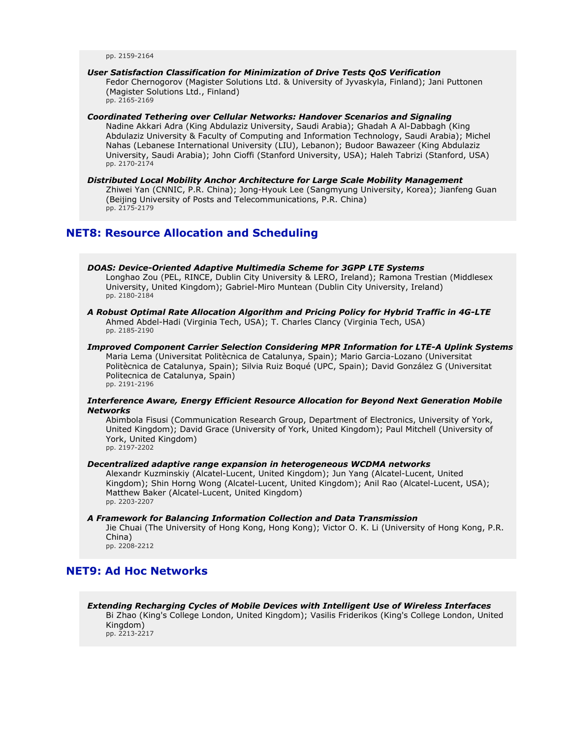pp. 2159-2164

***User Satisfaction Classification for Minimization of Drive Tests QoS Verification***
Fedor Chernogorov (Magister Solutions Ltd. & University of Jyvaskyla, Finland); Jani Puttonen (Magister Solutions Ltd., Finland)
pp. 2165-2169

***Coordinated Tethering over Cellular Networks: Handover Scenarios and Signaling***
Nadine Akkari Adra (King Abdulaziz University, Saudi Arabia); Ghadah A Al-Dabbagh (King Abdulaziz University & Faculty of Computing and Information Technology, Saudi Arabia); Michel Nahas (Lebanese International University (LIU), Lebanon); Budoor Bawazeer (King Abdulaziz University, Saudi Arabia); John Cioffi (Stanford University, USA); Haleh Tabrizi (Stanford, USA)
pp. 2170-2174

***Distributed Local Mobility Anchor Architecture for Large Scale Mobility Management***
Zhiwei Yan (CNNIC, P.R. China); Jong-Hyouk Lee (Sangmyung University, Korea); Jianfeng Guan (Beijing University of Posts and Telecommunications, P.R. China)
pp. 2175-2179

## NET8: Resource Allocation and Scheduling

***DOAS: Device-Oriented Adaptive Multimedia Scheme for 3GPP LTE Systems***
Longhao Zou (PEL, RINCE, Dublin City University & LERO, Ireland); Ramona Trestian (Middlesex University, United Kingdom); Gabriel-Miro Muntean (Dublin City University, Ireland)
pp. 2180-2184

***A Robust Optimal Rate Allocation Algorithm and Pricing Policy for Hybrid Traffic in 4G-LTE***
Ahmed Abdel-Hadi (Virginia Tech, USA); T. Charles Clancy (Virginia Tech, USA)
pp. 2185-2190

***Improved Component Carrier Selection Considering MPR Information for LTE-A Uplink Systems***
Maria Lema (Universitat Politècnica de Catalunya, Spain); Mario Garcia-Lozano (Universitat Politècnica de Catalunya, Spain); Silvia Ruiz Boqué (UPC, Spain); David González G (Universitat Politecnica de Catalunya, Spain)
pp. 2191-2196

***Interference Aware, Energy Efficient Resource Allocation for Beyond Next Generation Mobile Networks***
Abimbola Fisusi (Communication Research Group, Department of Electronics, University of York, United Kingdom); David Grace (University of York, United Kingdom); Paul Mitchell (University of York, United Kingdom)
pp. 2197-2202

***Decentralized adaptive range expansion in heterogeneous WCDMA networks***
Alexandr Kuzminskiy (Alcatel-Lucent, United Kingdom); Jun Yang (Alcatel-Lucent, United Kingdom); Shin Horng Wong (Alcatel-Lucent, United Kingdom); Anil Rao (Alcatel-Lucent, USA); Matthew Baker (Alcatel-Lucent, United Kingdom)
pp. 2203-2207

***A Framework for Balancing Information Collection and Data Transmission***
Jie Chuai (The University of Hong Kong, Hong Kong); Victor O. K. Li (University of Hong Kong, P.R. China)
pp. 2208-2212

## NET9: Ad Hoc Networks

***Extending Recharging Cycles of Mobile Devices with Intelligent Use of Wireless Interfaces***
Bi Zhao (King's College London, United Kingdom); Vasilis Friderikos (King's College London, United Kingdom)
pp. 2213-2217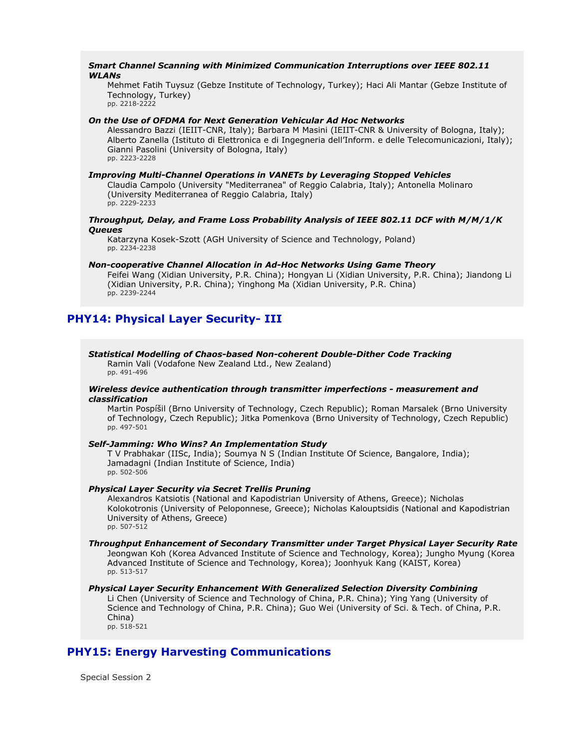***Smart Channel Scanning with Minimized Communication Interruptions over IEEE 802.11 WLANs***

Mehmet Fatih Tuysuz (Gebze Institute of Technology, Turkey); Haci Ali Mantar (Gebze Institute of Technology, Turkey)
pp. 2218-2222

***On the Use of OFDMA for Next Generation Vehicular Ad Hoc Networks***

Alessandro Bazzi (IEIIT-CNR, Italy); Barbara M Masini (IEIIT-CNR & University of Bologna, Italy); Alberto Zanella (Istituto di Elettronica e di Ingegneria dell'Inform. e delle Telecomunicazioni, Italy); Gianni Pasolini (University of Bologna, Italy)
pp. 2223-2228

***Improving Multi-Channel Operations in VANETs by Leveraging Stopped Vehicles***

Claudia Campolo (University "Mediterranea" of Reggio Calabria, Italy); Antonella Molinaro (University Mediterranea of Reggio Calabria, Italy)
pp. 2229-2233

***Throughput, Delay, and Frame Loss Probability Analysis of IEEE 802.11 DCF with M/M/1/K Queues***

Katarzyna Kosek-Szott (AGH University of Science and Technology, Poland)
pp. 2234-2238

***Non-cooperative Channel Allocation in Ad-Hoc Networks Using Game Theory***

Feifei Wang (Xidian University, P.R. China); Hongyan Li (Xidian University, P.R. China); Jiandong Li (Xidian University, P.R. China); Yinghong Ma (Xidian University, P.R. China)
pp. 2239-2244

## PHY14: Physical Layer Security- III

***Statistical Modelling of Chaos-based Non-coherent Double-Dither Code Tracking***

Ramin Vali (Vodafone New Zealand Ltd., New Zealand)
pp. 491-496

***Wireless device authentication through transmitter imperfections - measurement and classification***

Martin Pospíšil (Brno University of Technology, Czech Republic); Roman Marsalek (Brno University of Technology, Czech Republic); Jitka Pomenkova (Brno University of Technology, Czech Republic)
pp. 497-501

***Self-Jamming: Who Wins? An Implementation Study***

T V Prabhakar (IISc, India); Soumya N S (Indian Institute Of Science, Bangalore, India); Jamadagni (Indian Institute of Science, India)
pp. 502-506

***Physical Layer Security via Secret Trellis Pruning***

Alexandros Katsiotis (National and Kapodistrian University of Athens, Greece); Nicholas Kolokotronis (University of Peloponnese, Greece); Nicholas Kalouptsidis (National and Kapodistrian University of Athens, Greece)
pp. 507-512

***Throughput Enhancement of Secondary Transmitter under Target Physical Layer Security Rate***

Jeongwan Koh (Korea Advanced Institute of Science and Technology, Korea); Jungho Myung (Korea Advanced Institute of Science and Technology, Korea); Joonhyuk Kang (KAIST, Korea)
pp. 513-517

***Physical Layer Security Enhancement With Generalized Selection Diversity Combining***

Li Chen (University of Science and Technology of China, P.R. China); Ying Yang (University of Science and Technology of China, P.R. China); Guo Wei (University of Sci. & Tech. of China, P.R. China)
pp. 518-521

## PHY15: Energy Harvesting Communications

Special Session 2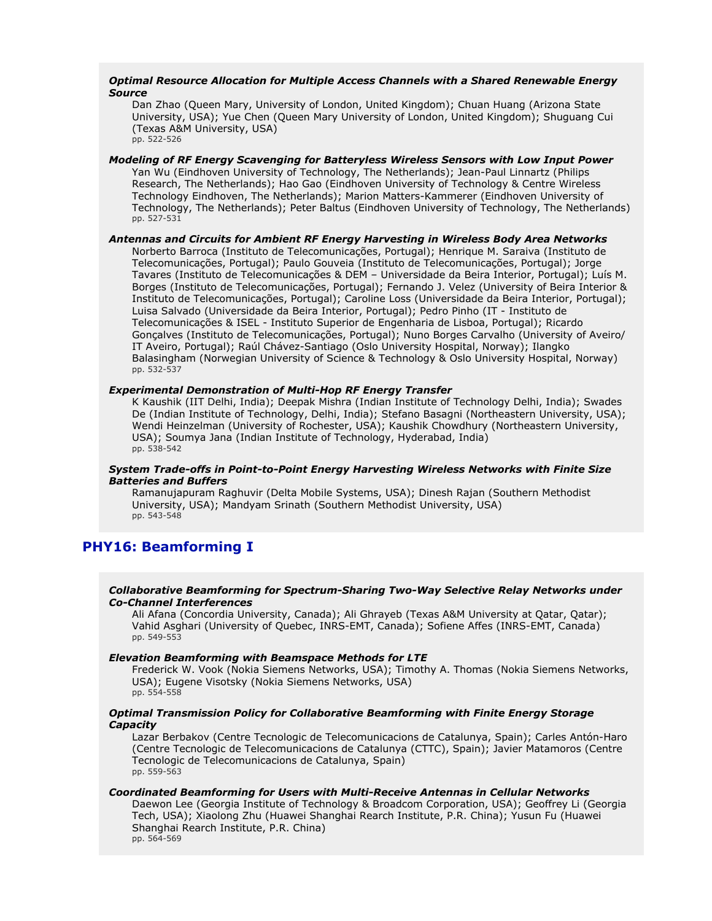***Optimal Resource Allocation for Multiple Access Channels with a Shared Renewable Energy Source***

Dan Zhao (Queen Mary, University of London, United Kingdom); Chuan Huang (Arizona State University, USA); Yue Chen (Queen Mary University of London, United Kingdom); Shuguang Cui (Texas A&M University, USA)
pp. 522-526

***Modeling of RF Energy Scavenging for Batteryless Wireless Sensors with Low Input Power***

Yan Wu (Eindhoven University of Technology, The Netherlands); Jean-Paul Linnartz (Philips Research, The Netherlands); Hao Gao (Eindhoven University of Technology & Centre Wireless Technology Eindhoven, The Netherlands); Marion Matters-Kammerer (Eindhoven University of Technology, The Netherlands); Peter Baltus (Eindhoven University of Technology, The Netherlands)
pp. 527-531

***Antennas and Circuits for Ambient RF Energy Harvesting in Wireless Body Area Networks***

Norberto Barroca (Instituto de Telecomunicações, Portugal); Henrique M. Saraiva (Instituto de Telecomunicações, Portugal); Paulo Gouveia (Instituto de Telecomunicações, Portugal); Jorge Tavares (Instituto de Telecomunicações & DEM – Universidade da Beira Interior, Portugal); Luís M. Borges (Instituto de Telecomunicações, Portugal); Fernando J. Velez (University of Beira Interior & Instituto de Telecomunicações, Portugal); Caroline Loss (Universidade da Beira Interior, Portugal); Luisa Salvado (Universidade da Beira Interior, Portugal); Pedro Pinho (IT - Instituto de Telecomunicações & ISEL - Instituto Superior de Engenharia de Lisboa, Portugal); Ricardo Gonçalves (Instituto de Telecomunicações, Portugal); Nuno Borges Carvalho (University of Aveiro/ IT Aveiro, Portugal); Raúl Chávez-Santiago (Oslo University Hospital, Norway); Ilangko Balasingham (Norwegian University of Science & Technology & Oslo University Hospital, Norway)
pp. 532-537

***Experimental Demonstration of Multi-Hop RF Energy Transfer***

K Kaushik (IIT Delhi, India); Deepak Mishra (Indian Institute of Technology Delhi, India); Swades De (Indian Institute of Technology, Delhi, India); Stefano Basagni (Northeastern University, USA); Wendi Heinzelman (University of Rochester, USA); Kaushik Chowdhury (Northeastern University, USA); Soumya Jana (Indian Institute of Technology, Hyderabad, India)
pp. 538-542

***System Trade-offs in Point-to-Point Energy Harvesting Wireless Networks with Finite Size Batteries and Buffers***

Ramanujapuram Raghuvir (Delta Mobile Systems, USA); Dinesh Rajan (Southern Methodist University, USA); Mandyam Srinath (Southern Methodist University, USA)
pp. 543-548

## PHY16: Beamforming I

***Collaborative Beamforming for Spectrum-Sharing Two-Way Selective Relay Networks under Co-Channel Interferences***

Ali Afana (Concordia University, Canada); Ali Ghrayeb (Texas A&M University at Qatar, Qatar); Vahid Asghari (University of Quebec, INRS-EMT, Canada); Sofiene Affes (INRS-EMT, Canada)
pp. 549-553

***Elevation Beamforming with Beamspace Methods for LTE***

Frederick W. Vook (Nokia Siemens Networks, USA); Timothy A. Thomas (Nokia Siemens Networks, USA); Eugene Visotsky (Nokia Siemens Networks, USA)
pp. 554-558

***Optimal Transmission Policy for Collaborative Beamforming with Finite Energy Storage Capacity***

Lazar Berbakov (Centre Tecnologic de Telecomunicacions de Catalunya, Spain); Carles Antón-Haro (Centre Tecnologic de Telecomunicacions de Catalunya (CTTC), Spain); Javier Matamoros (Centre Tecnologic de Telecomunicacions de Catalunya, Spain)
pp. 559-563

***Coordinated Beamforming for Users with Multi-Receive Antennas in Cellular Networks***

Daewon Lee (Georgia Institute of Technology & Broadcom Corporation, USA); Geoffrey Li (Georgia Tech, USA); Xiaolong Zhu (Huawei Shanghai Rearch Institute, P.R. China); Yusun Fu (Huawei Shanghai Rearch Institute, P.R. China)
pp. 564-569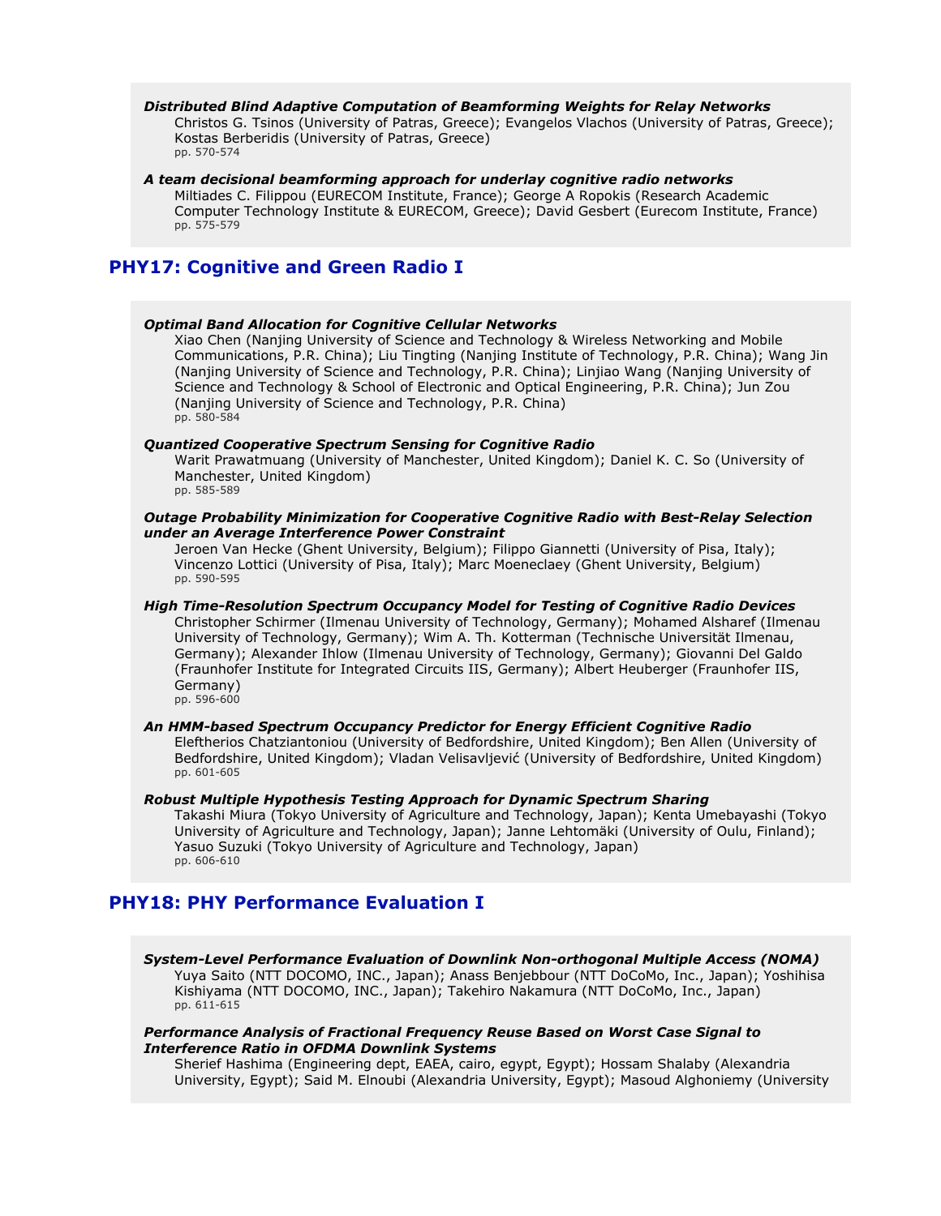***Distributed Blind Adaptive Computation of Beamforming Weights for Relay Networks***
Christos G. Tsinos (University of Patras, Greece); Evangelos Vlachos (University of Patras, Greece); Kostas Berberidis (University of Patras, Greece)
pp. 570-574

***A team decisional beamforming approach for underlay cognitive radio networks***
Miltiades C. Filippou (EURECOM Institute, France); George A Ropokis (Research Academic Computer Technology Institute & EURECOM, Greece); David Gesbert (Eurecom Institute, France)
pp. 575-579

## PHY17: Cognitive and Green Radio I

***Optimal Band Allocation for Cognitive Cellular Networks***
Xiao Chen (Nanjing University of Science and Technology & Wireless Networking and Mobile Communications, P.R. China); Liu Tingting (Nanjing Institute of Technology, P.R. China); Wang Jin (Nanjing University of Science and Technology, P.R. China); Linjiao Wang (Nanjing University of Science and Technology & School of Electronic and Optical Engineering, P.R. China); Jun Zou (Nanjing University of Science and Technology, P.R. China)
pp. 580-584

***Quantized Cooperative Spectrum Sensing for Cognitive Radio***
Warit Prawatmuang (University of Manchester, United Kingdom); Daniel K. C. So (University of Manchester, United Kingdom)
pp. 585-589

***Outage Probability Minimization for Cooperative Cognitive Radio with Best-Relay Selection under an Average Interference Power Constraint***
Jeroen Van Hecke (Ghent University, Belgium); Filippo Giannetti (University of Pisa, Italy); Vincenzo Lottici (University of Pisa, Italy); Marc Moeneclaey (Ghent University, Belgium)
pp. 590-595

***High Time-Resolution Spectrum Occupancy Model for Testing of Cognitive Radio Devices***
Christopher Schirmer (Ilmenau University of Technology, Germany); Mohamed Alsharef (Ilmenau University of Technology, Germany); Wim A. Th. Kotterman (Technische Universität Ilmenau, Germany); Alexander Ihlow (Ilmenau University of Technology, Germany); Giovanni Del Galdo (Fraunhofer Institute for Integrated Circuits IIS, Germany); Albert Heuberger (Fraunhofer IIS, Germany)
pp. 596-600

***An HMM-based Spectrum Occupancy Predictor for Energy Efficient Cognitive Radio***
Eleftherios Chatziantoniou (University of Bedfordshire, United Kingdom); Ben Allen (University of Bedfordshire, United Kingdom); Vladan Velisavljević (University of Bedfordshire, United Kingdom)
pp. 601-605

***Robust Multiple Hypothesis Testing Approach for Dynamic Spectrum Sharing***
Takashi Miura (Tokyo University of Agriculture and Technology, Japan); Kenta Umebayashi (Tokyo University of Agriculture and Technology, Japan); Janne Lehtomäki (University of Oulu, Finland); Yasuo Suzuki (Tokyo University of Agriculture and Technology, Japan)
pp. 606-610

## PHY18: PHY Performance Evaluation I

***System-Level Performance Evaluation of Downlink Non-orthogonal Multiple Access (NOMA)***
Yuya Saito (NTT DOCOMO, INC., Japan); Anass Benjebbour (NTT DoCoMo, Inc., Japan); Yoshihisa Kishiyama (NTT DOCOMO, INC., Japan); Takehiro Nakamura (NTT DoCoMo, Inc., Japan)
pp. 611-615

***Performance Analysis of Fractional Frequency Reuse Based on Worst Case Signal to Interference Ratio in OFDMA Downlink Systems***
Sherief Hashima (Engineering dept, EAEA, cairo, egypt, Egypt); Hossam Shalaby (Alexandria University, Egypt); Said M. Elnoubi (Alexandria University, Egypt); Masoud Alghoniemy (University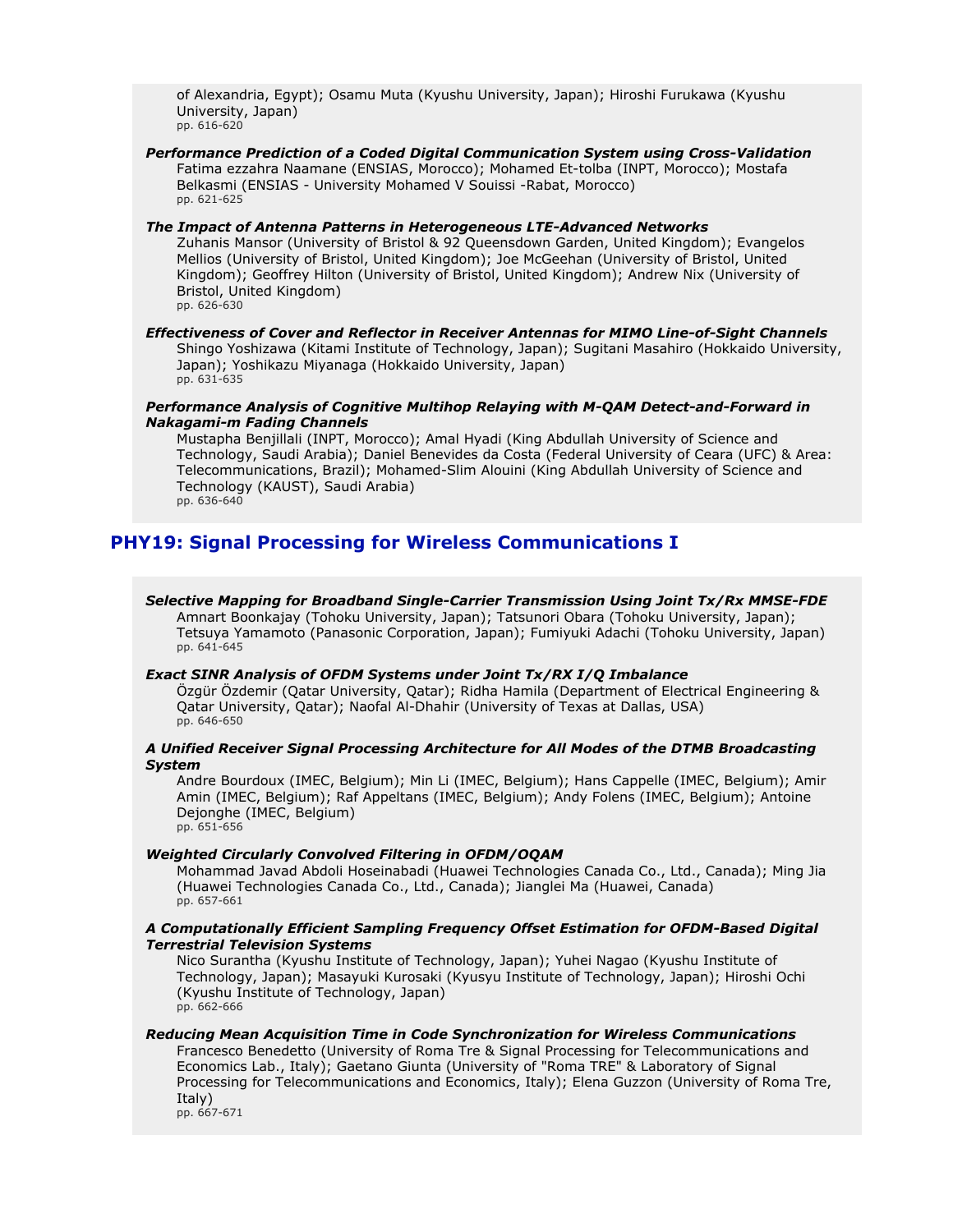of Alexandria, Egypt); Osamu Muta (Kyushu University, Japan); Hiroshi Furukawa (Kyushu University, Japan)
pp. 616-620

***Performance Prediction of a Coded Digital Communication System using Cross-Validation***
Fatima ezzahra Naamane (ENSIAS, Morocco); Mohamed Et-tolba (INPT, Morocco); Mostafa Belkasmi (ENSIAS - University Mohamed V Souissi -Rabat, Morocco)
pp. 621-625

***The Impact of Antenna Patterns in Heterogeneous LTE-Advanced Networks***
Zuhanis Mansor (University of Bristol & 92 Queensdown Garden, United Kingdom); Evangelos Mellios (University of Bristol, United Kingdom); Joe McGeehan (University of Bristol, United Kingdom); Geoffrey Hilton (University of Bristol, United Kingdom); Andrew Nix (University of Bristol, United Kingdom)
pp. 626-630

***Effectiveness of Cover and Reflector in Receiver Antennas for MIMO Line-of-Sight Channels***
Shingo Yoshizawa (Kitami Institute of Technology, Japan); Sugitani Masahiro (Hokkaido University, Japan); Yoshikazu Miyanaga (Hokkaido University, Japan)
pp. 631-635

***Performance Analysis of Cognitive Multihop Relaying with M-QAM Detect-and-Forward in Nakagami-m Fading Channels***
Mustapha Benjillali (INPT, Morocco); Amal Hyadi (King Abdullah University of Science and Technology, Saudi Arabia); Daniel Benevides da Costa (Federal University of Ceara (UFC) & Area: Telecommunications, Brazil); Mohamed-Slim Alouini (King Abdullah University of Science and Technology (KAUST), Saudi Arabia)
pp. 636-640

## PHY19: Signal Processing for Wireless Communications I

***Selective Mapping for Broadband Single-Carrier Transmission Using Joint Tx/Rx MMSE-FDE***
Amnart Boonkajay (Tohoku University, Japan); Tatsunori Obara (Tohoku University, Japan); Tetsuya Yamamoto (Panasonic Corporation, Japan); Fumiyuki Adachi (Tohoku University, Japan)
pp. 641-645

***Exact SINR Analysis of OFDM Systems under Joint Tx/RX I/Q Imbalance***
Özgür Özdemir (Qatar University, Qatar); Ridha Hamila (Department of Electrical Engineering & Qatar University, Qatar); Naofal Al-Dhahir (University of Texas at Dallas, USA)
pp. 646-650

***A Unified Receiver Signal Processing Architecture for All Modes of the DTMB Broadcasting System***
Andre Bourdoux (IMEC, Belgium); Min Li (IMEC, Belgium); Hans Cappelle (IMEC, Belgium); Amir Amin (IMEC, Belgium); Raf Appeltans (IMEC, Belgium); Andy Folens (IMEC, Belgium); Antoine Dejonghe (IMEC, Belgium)
pp. 651-656

***Weighted Circularly Convolved Filtering in OFDM/OQAM***
Mohammad Javad Abdoli Hoseinabadi (Huawei Technologies Canada Co., Ltd., Canada); Ming Jia (Huawei Technologies Canada Co., Ltd., Canada); Jianglei Ma (Huawei, Canada)
pp. 657-661

***A Computationally Efficient Sampling Frequency Offset Estimation for OFDM-Based Digital Terrestrial Television Systems***
Nico Surantha (Kyushu Institute of Technology, Japan); Yuhei Nagao (Kyushu Institute of Technology, Japan); Masayuki Kurosaki (Kyusyu Institute of Technology, Japan); Hiroshi Ochi (Kyushu Institute of Technology, Japan)
pp. 662-666

***Reducing Mean Acquisition Time in Code Synchronization for Wireless Communications***
Francesco Benedetto (University of Roma Tre & Signal Processing for Telecommunications and Economics Lab., Italy); Gaetano Giunta (University of "Roma TRE" & Laboratory of Signal Processing for Telecommunications and Economics, Italy); Elena Guzzon (University of Roma Tre, Italy)
pp. 667-671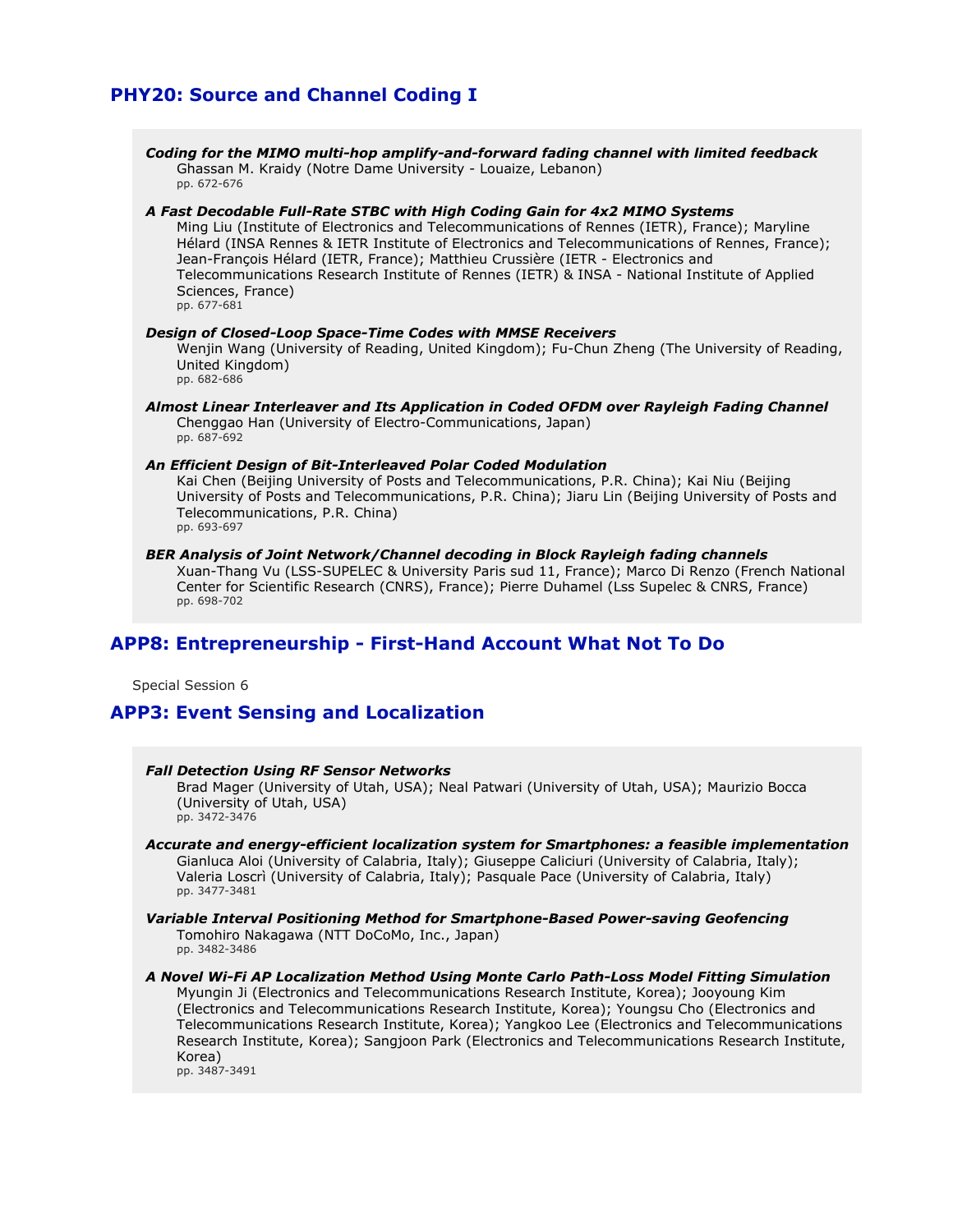## PHY20: Source and Channel Coding I

***Coding for the MIMO multi-hop amplify-and-forward fading channel with limited feedback***
Ghassan M. Kraidy (Notre Dame University - Louaize, Lebanon)
pp. 672-676

***A Fast Decodable Full-Rate STBC with High Coding Gain for 4x2 MIMO Systems***
Ming Liu (Institute of Electronics and Telecommunications of Rennes (IETR), France); Maryline Hélard (INSA Rennes & IETR Institute of Electronics and Telecommunications of Rennes, France); Jean-François Hélard (IETR, France); Matthieu Crussière (IETR - Electronics and Telecommunications Research Institute of Rennes (IETR) & INSA - National Institute of Applied Sciences, France)
pp. 677-681

***Design of Closed-Loop Space-Time Codes with MMSE Receivers***
Wenjin Wang (University of Reading, United Kingdom); Fu-Chun Zheng (The University of Reading, United Kingdom)
pp. 682-686

***Almost Linear Interleaver and Its Application in Coded OFDM over Rayleigh Fading Channel***
Chenggao Han (University of Electro-Communications, Japan)
pp. 687-692

***An Efficient Design of Bit-Interleaved Polar Coded Modulation***
Kai Chen (Beijing University of Posts and Telecommunications, P.R. China); Kai Niu (Beijing University of Posts and Telecommunications, P.R. China); Jiaru Lin (Beijing University of Posts and Telecommunications, P.R. China)
pp. 693-697

***BER Analysis of Joint Network/Channel decoding in Block Rayleigh fading channels***
Xuan-Thang Vu (LSS-SUPELEC & University Paris sud 11, France); Marco Di Renzo (French National Center for Scientific Research (CNRS), France); Pierre Duhamel (Lss Supelec & CNRS, France)
pp. 698-702

## APP8: Entrepreneurship - First-Hand Account What Not To Do

Special Session 6

## APP3: Event Sensing and Localization

***Fall Detection Using RF Sensor Networks***
Brad Mager (University of Utah, USA); Neal Patwari (University of Utah, USA); Maurizio Bocca (University of Utah, USA)
pp. 3472-3476

***Accurate and energy-efficient localization system for Smartphones: a feasible implementation***
Gianluca Aloi (University of Calabria, Italy); Giuseppe Caliciuri (University of Calabria, Italy); Valeria Loscrì (University of Calabria, Italy); Pasquale Pace (University of Calabria, Italy)
pp. 3477-3481

***Variable Interval Positioning Method for Smartphone-Based Power-saving Geofencing***
Tomohiro Nakagawa (NTT DoCoMo, Inc., Japan)
pp. 3482-3486

***A Novel Wi-Fi AP Localization Method Using Monte Carlo Path-Loss Model Fitting Simulation***
Myungin Ji (Electronics and Telecommunications Research Institute, Korea); Jooyoung Kim (Electronics and Telecommunications Research Institute, Korea); Youngsu Cho (Electronics and Telecommunications Research Institute, Korea); Yangkoo Lee (Electronics and Telecommunications Research Institute, Korea); Sangjoon Park (Electronics and Telecommunications Research Institute, Korea)
pp. 3487-3491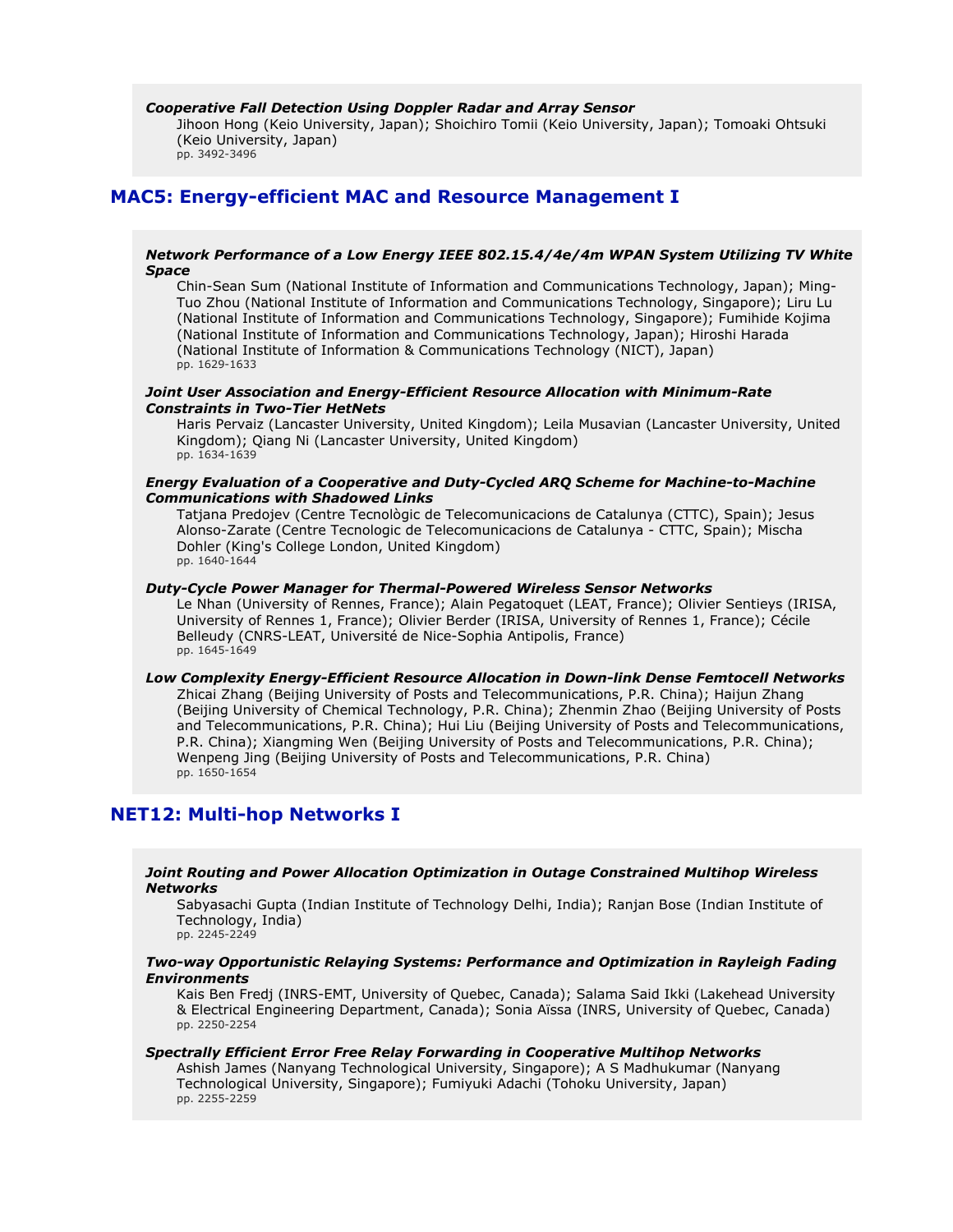***Cooperative Fall Detection Using Doppler Radar and Array Sensor***
Jihoon Hong (Keio University, Japan); Shoichiro Tomii (Keio University, Japan); Tomoaki Ohtsuki (Keio University, Japan)
pp. 3492-3496

## MAC5: Energy-efficient MAC and Resource Management I

***Network Performance of a Low Energy IEEE 802.15.4/4e/4m WPAN System Utilizing TV White Space***
Chin-Sean Sum (National Institute of Information and Communications Technology, Japan); Ming-Tuo Zhou (National Institute of Information and Communications Technology, Singapore); Liru Lu (National Institute of Information and Communications Technology, Singapore); Fumihide Kojima (National Institute of Information and Communications Technology, Japan); Hiroshi Harada (National Institute of Information & Communications Technology (NICT), Japan)
pp. 1629-1633

***Joint User Association and Energy-Efficient Resource Allocation with Minimum-Rate Constraints in Two-Tier HetNets***
Haris Pervaiz (Lancaster University, United Kingdom); Leila Musavian (Lancaster University, United Kingdom); Qiang Ni (Lancaster University, United Kingdom)
pp. 1634-1639

***Energy Evaluation of a Cooperative and Duty-Cycled ARQ Scheme for Machine-to-Machine Communications with Shadowed Links***
Tatjana Predojev (Centre Tecnològic de Telecomunicacions de Catalunya (CTTC), Spain); Jesus Alonso-Zarate (Centre Tecnologic de Telecomunicacions de Catalunya - CTTC, Spain); Mischa Dohler (King's College London, United Kingdom)
pp. 1640-1644

***Duty-Cycle Power Manager for Thermal-Powered Wireless Sensor Networks***
Le Nhan (University of Rennes, France); Alain Pegatoquet (LEAT, France); Olivier Sentieys (IRISA, University of Rennes 1, France); Olivier Berder (IRISA, University of Rennes 1, France); Cécile Belleudy (CNRS-LEAT, Université de Nice-Sophia Antipolis, France)
pp. 1645-1649

***Low Complexity Energy-Efficient Resource Allocation in Down-link Dense Femtocell Networks***
Zhicai Zhang (Beijing University of Posts and Telecommunications, P.R. China); Haijun Zhang (Beijing University of Chemical Technology, P.R. China); Zhenmin Zhao (Beijing University of Posts and Telecommunications, P.R. China); Hui Liu (Beijing University of Posts and Telecommunications, P.R. China); Xiangming Wen (Beijing University of Posts and Telecommunications, P.R. China); Wenpeng Jing (Beijing University of Posts and Telecommunications, P.R. China)
pp. 1650-1654

## NET12: Multi-hop Networks I

***Joint Routing and Power Allocation Optimization in Outage Constrained Multihop Wireless Networks***
Sabyasachi Gupta (Indian Institute of Technology Delhi, India); Ranjan Bose (Indian Institute of Technology, India)
pp. 2245-2249

***Two-way Opportunistic Relaying Systems: Performance and Optimization in Rayleigh Fading Environments***
Kais Ben Fredj (INRS-EMT, University of Quebec, Canada); Salama Said Ikki (Lakehead University & Electrical Engineering Department, Canada); Sonia Aïssa (INRS, University of Quebec, Canada)
pp. 2250-2254

***Spectrally Efficient Error Free Relay Forwarding in Cooperative Multihop Networks***
Ashish James (Nanyang Technological University, Singapore); A S Madhukumar (Nanyang Technological University, Singapore); Fumiyuki Adachi (Tohoku University, Japan)
pp. 2255-2259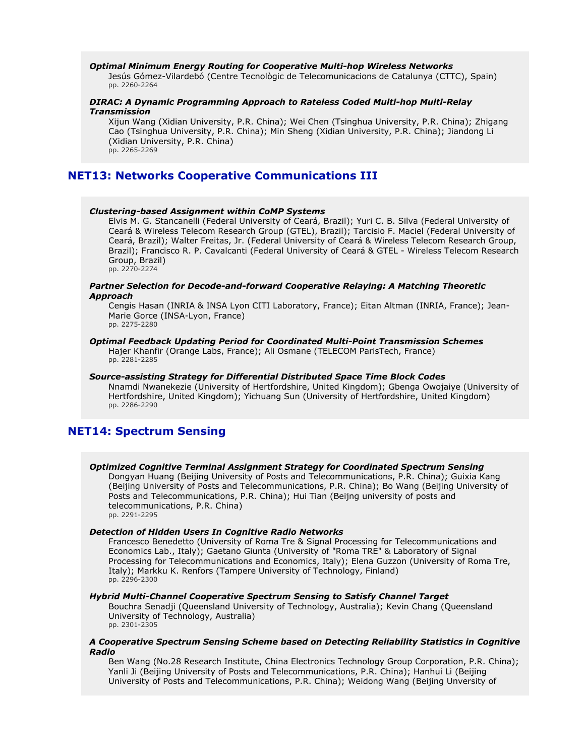***Optimal Minimum Energy Routing for Cooperative Multi-hop Wireless Networks***

Jesús Gómez-Vilardebó (Centre Tecnològic de Telecomunicacions de Catalunya (CTTC), Spain)
pp. 2260-2264

***DIRAC: A Dynamic Programming Approach to Rateless Coded Multi-hop Multi-Relay Transmission***

Xijun Wang (Xidian University, P.R. China); Wei Chen (Tsinghua University, P.R. China); Zhigang Cao (Tsinghua University, P.R. China); Min Sheng (Xidian University, P.R. China); Jiandong Li (Xidian University, P.R. China)
pp. 2265-2269

## NET13: Networks Cooperative Communications III

***Clustering-based Assignment within CoMP Systems***

Elvis M. G. Stancanelli (Federal University of Ceará, Brazil); Yuri C. B. Silva (Federal University of Ceará & Wireless Telecom Research Group (GTEL), Brazil); Tarcisio F. Maciel (Federal University of Ceará, Brazil); Walter Freitas, Jr. (Federal University of Ceará & Wireless Telecom Research Group, Brazil); Francisco R. P. Cavalcanti (Federal University of Ceará & GTEL - Wireless Telecom Research Group, Brazil)
pp. 2270-2274

***Partner Selection for Decode-and-forward Cooperative Relaying: A Matching Theoretic Approach***

Cengis Hasan (INRIA & INSA Lyon CITI Laboratory, France); Eitan Altman (INRIA, France); Jean-Marie Gorce (INSA-Lyon, France)
pp. 2275-2280

***Optimal Feedback Updating Period for Coordinated Multi-Point Transmission Schemes***

Hajer Khanfir (Orange Labs, France); Ali Osmane (TELECOM ParisTech, France)
pp. 2281-2285

***Source-assisting Strategy for Differential Distributed Space Time Block Codes***

Nnamdi Nwanekezie (University of Hertfordshire, United Kingdom); Gbenga Owojaiye (University of Hertfordshire, United Kingdom); Yichuang Sun (University of Hertfordshire, United Kingdom)
pp. 2286-2290

## NET14: Spectrum Sensing

***Optimized Cognitive Terminal Assignment Strategy for Coordinated Spectrum Sensing***

Dongyan Huang (Beijing University of Posts and Telecommunications, P.R. China); Guixia Kang (Beijing University of Posts and Telecommunications, P.R. China); Bo Wang (Beijing University of Posts and Telecommunications, P.R. China); Hui Tian (Beijng university of posts and telecommunications, P.R. China)
pp. 2291-2295

***Detection of Hidden Users In Cognitive Radio Networks***

Francesco Benedetto (University of Roma Tre & Signal Processing for Telecommunications and Economics Lab., Italy); Gaetano Giunta (University of "Roma TRE" & Laboratory of Signal Processing for Telecommunications and Economics, Italy); Elena Guzzon (University of Roma Tre, Italy); Markku K. Renfors (Tampere University of Technology, Finland)
pp. 2296-2300

***Hybrid Multi-Channel Cooperative Spectrum Sensing to Satisfy Channel Target***

Bouchra Senadji (Queensland University of Technology, Australia); Kevin Chang (Queensland University of Technology, Australia)
pp. 2301-2305

***A Cooperative Spectrum Sensing Scheme based on Detecting Reliability Statistics in Cognitive Radio***

Ben Wang (No.28 Research Institute, China Electronics Technology Group Corporation, P.R. China); Yanli Ji (Beijing University of Posts and Telecommunications, P.R. China); Hanhui Li (Beijing University of Posts and Telecommunications, P.R. China); Weidong Wang (Beijing Unversity of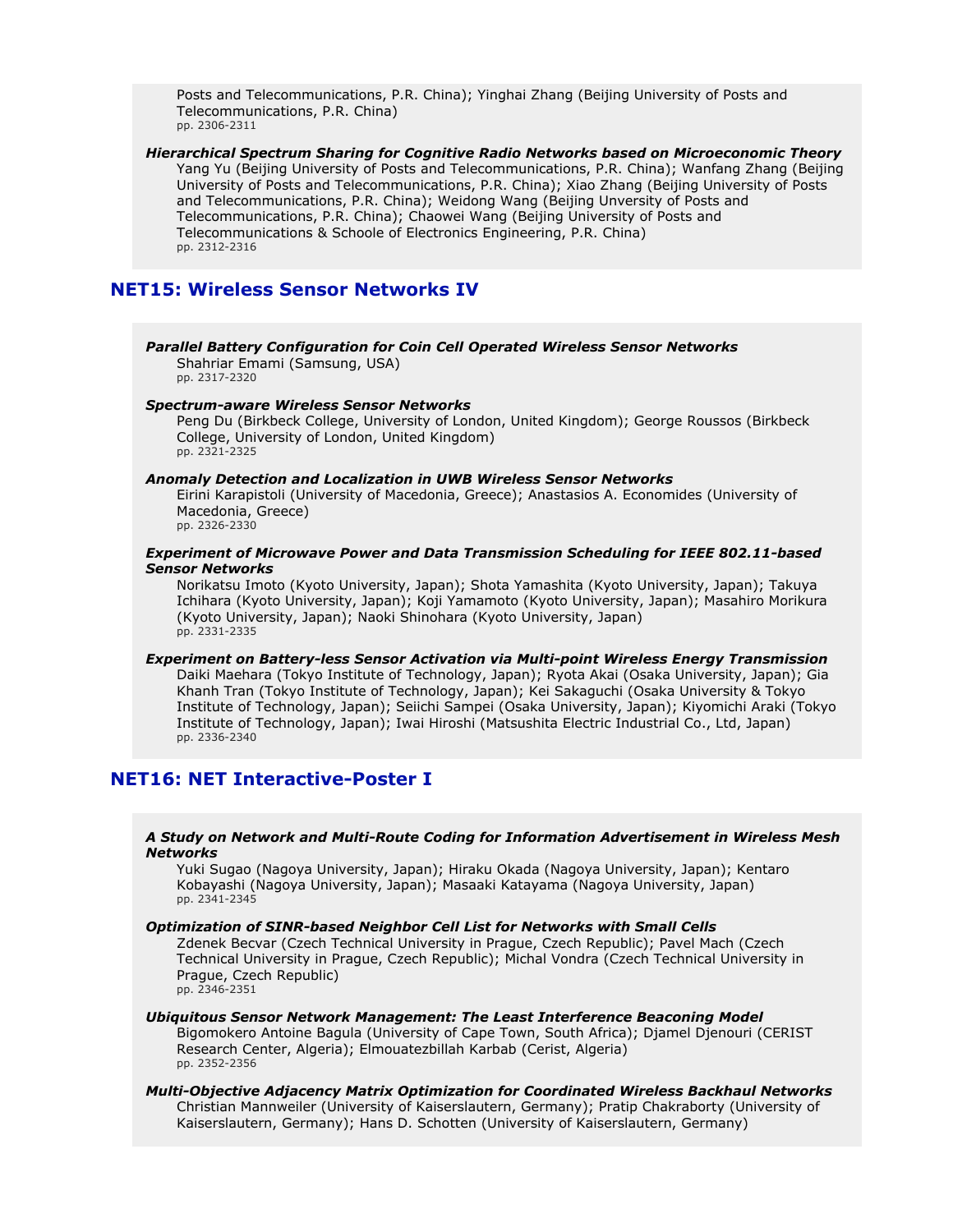Posts and Telecommunications, P.R. China); Yinghai Zhang (Beijing University of Posts and Telecommunications, P.R. China)
pp. 2306-2311

***Hierarchical Spectrum Sharing for Cognitive Radio Networks based on Microeconomic Theory***
Yang Yu (Beijing University of Posts and Telecommunications, P.R. China); Wanfang Zhang (Beijing University of Posts and Telecommunications, P.R. China); Xiao Zhang (Beijing University of Posts and Telecommunications, P.R. China); Weidong Wang (Beijing Unversity of Posts and Telecommunications, P.R. China); Chaowei Wang (Beijing University of Posts and Telecommunications & Schoole of Electronics Engineering, P.R. China)
pp. 2312-2316

## NET15: Wireless Sensor Networks IV

***Parallel Battery Configuration for Coin Cell Operated Wireless Sensor Networks***
Shahriar Emami (Samsung, USA)
pp. 2317-2320

***Spectrum-aware Wireless Sensor Networks***
Peng Du (Birkbeck College, University of London, United Kingdom); George Roussos (Birkbeck College, University of London, United Kingdom)
pp. 2321-2325

***Anomaly Detection and Localization in UWB Wireless Sensor Networks***
Eirini Karapistoli (University of Macedonia, Greece); Anastasios A. Economides (University of Macedonia, Greece)
pp. 2326-2330

***Experiment of Microwave Power and Data Transmission Scheduling for IEEE 802.11-based Sensor Networks***
Norikatsu Imoto (Kyoto University, Japan); Shota Yamashita (Kyoto University, Japan); Takuya Ichihara (Kyoto University, Japan); Koji Yamamoto (Kyoto University, Japan); Masahiro Morikura (Kyoto University, Japan); Naoki Shinohara (Kyoto University, Japan)
pp. 2331-2335

***Experiment on Battery-less Sensor Activation via Multi-point Wireless Energy Transmission***
Daiki Maehara (Tokyo Institute of Technology, Japan); Ryota Akai (Osaka University, Japan); Gia Khanh Tran (Tokyo Institute of Technology, Japan); Kei Sakaguchi (Osaka University & Tokyo Institute of Technology, Japan); Seiichi Sampei (Osaka University, Japan); Kiyomichi Araki (Tokyo Institute of Technology, Japan); Iwai Hiroshi (Matsushita Electric Industrial Co., Ltd, Japan)
pp. 2336-2340

## NET16: NET Interactive-Poster I

***A Study on Network and Multi-Route Coding for Information Advertisement in Wireless Mesh Networks***
Yuki Sugao (Nagoya University, Japan); Hiraku Okada (Nagoya University, Japan); Kentaro Kobayashi (Nagoya University, Japan); Masaaki Katayama (Nagoya University, Japan)
pp. 2341-2345

***Optimization of SINR-based Neighbor Cell List for Networks with Small Cells***
Zdenek Becvar (Czech Technical University in Prague, Czech Republic); Pavel Mach (Czech Technical University in Prague, Czech Republic); Michal Vondra (Czech Technical University in Prague, Czech Republic)
pp. 2346-2351

***Ubiquitous Sensor Network Management: The Least Interference Beaconing Model***
Bigomokero Antoine Bagula (University of Cape Town, South Africa); Djamel Djenouri (CERIST Research Center, Algeria); Elmouatezbillah Karbab (Cerist, Algeria)
pp. 2352-2356

***Multi-Objective Adjacency Matrix Optimization for Coordinated Wireless Backhaul Networks***
Christian Mannweiler (University of Kaiserslautern, Germany); Pratip Chakraborty (University of Kaiserslautern, Germany); Hans D. Schotten (University of Kaiserslautern, Germany)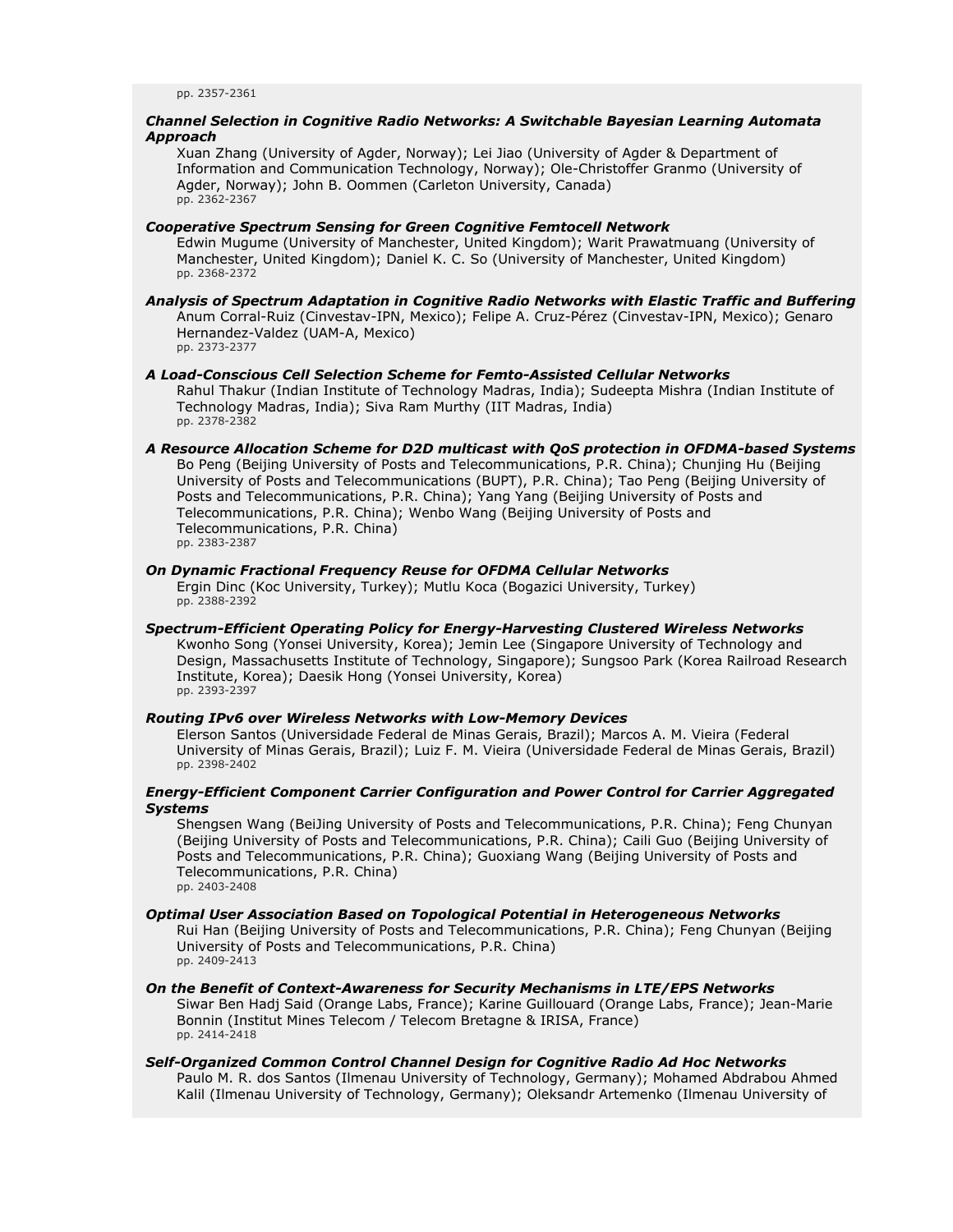pp. 2357-2361

***Channel Selection in Cognitive Radio Networks: A Switchable Bayesian Learning Automata Approach***

Xuan Zhang (University of Agder, Norway); Lei Jiao (University of Agder & Department of Information and Communication Technology, Norway); Ole-Christoffer Granmo (University of Agder, Norway); John B. Oommen (Carleton University, Canada)
pp. 2362-2367

***Cooperative Spectrum Sensing for Green Cognitive Femtocell Network***

Edwin Mugume (University of Manchester, United Kingdom); Warit Prawatmuang (University of Manchester, United Kingdom); Daniel K. C. So (University of Manchester, United Kingdom)
pp. 2368-2372

***Analysis of Spectrum Adaptation in Cognitive Radio Networks with Elastic Traffic and Buffering***

Anum Corral-Ruiz (Cinvestav-IPN, Mexico); Felipe A. Cruz-Pérez (Cinvestav-IPN, Mexico); Genaro Hernandez-Valdez (UAM-A, Mexico)
pp. 2373-2377

***A Load-Conscious Cell Selection Scheme for Femto-Assisted Cellular Networks***

Rahul Thakur (Indian Institute of Technology Madras, India); Sudeepta Mishra (Indian Institute of Technology Madras, India); Siva Ram Murthy (IIT Madras, India)
pp. 2378-2382

***A Resource Allocation Scheme for D2D multicast with QoS protection in OFDMA-based Systems***

Bo Peng (Beijing University of Posts and Telecommunications, P.R. China); Chunjing Hu (Beijing University of Posts and Telecommunications (BUPT), P.R. China); Tao Peng (Beijing University of Posts and Telecommunications, P.R. China); Yang Yang (Beijing University of Posts and Telecommunications, P.R. China); Wenbo Wang (Beijing University of Posts and Telecommunications, P.R. China)
pp. 2383-2387

***On Dynamic Fractional Frequency Reuse for OFDMA Cellular Networks***

Ergin Dinc (Koc University, Turkey); Mutlu Koca (Bogazici University, Turkey)
pp. 2388-2392

***Spectrum-Efficient Operating Policy for Energy-Harvesting Clustered Wireless Networks***

Kwonho Song (Yonsei University, Korea); Jemin Lee (Singapore University of Technology and Design, Massachusetts Institute of Technology, Singapore); Sungsoo Park (Korea Railroad Research Institute, Korea); Daesik Hong (Yonsei University, Korea)
pp. 2393-2397

***Routing IPv6 over Wireless Networks with Low-Memory Devices***

Elerson Santos (Universidade Federal de Minas Gerais, Brazil); Marcos A. M. Vieira (Federal University of Minas Gerais, Brazil); Luiz F. M. Vieira (Universidade Federal de Minas Gerais, Brazil)
pp. 2398-2402

***Energy-Efficient Component Carrier Configuration and Power Control for Carrier Aggregated Systems***

Shengsen Wang (BeiJing University of Posts and Telecommunications, P.R. China); Feng Chunyan (Beijing University of Posts and Telecommunications, P.R. China); Caili Guo (Beijing University of Posts and Telecommunications, P.R. China); Guoxiang Wang (Beijing University of Posts and Telecommunications, P.R. China)
pp. 2403-2408

***Optimal User Association Based on Topological Potential in Heterogeneous Networks***

Rui Han (Beijing University of Posts and Telecommunications, P.R. China); Feng Chunyan (Beijing University of Posts and Telecommunications, P.R. China)
pp. 2409-2413

***On the Benefit of Context-Awareness for Security Mechanisms in LTE/EPS Networks***

Siwar Ben Hadj Said (Orange Labs, France); Karine Guillouard (Orange Labs, France); Jean-Marie Bonnin (Institut Mines Telecom / Telecom Bretagne & IRISA, France)
pp. 2414-2418

***Self-Organized Common Control Channel Design for Cognitive Radio Ad Hoc Networks***

Paulo M. R. dos Santos (Ilmenau University of Technology, Germany); Mohamed Abdrabou Ahmed Kalil (Ilmenau University of Technology, Germany); Oleksandr Artemenko (Ilmenau University of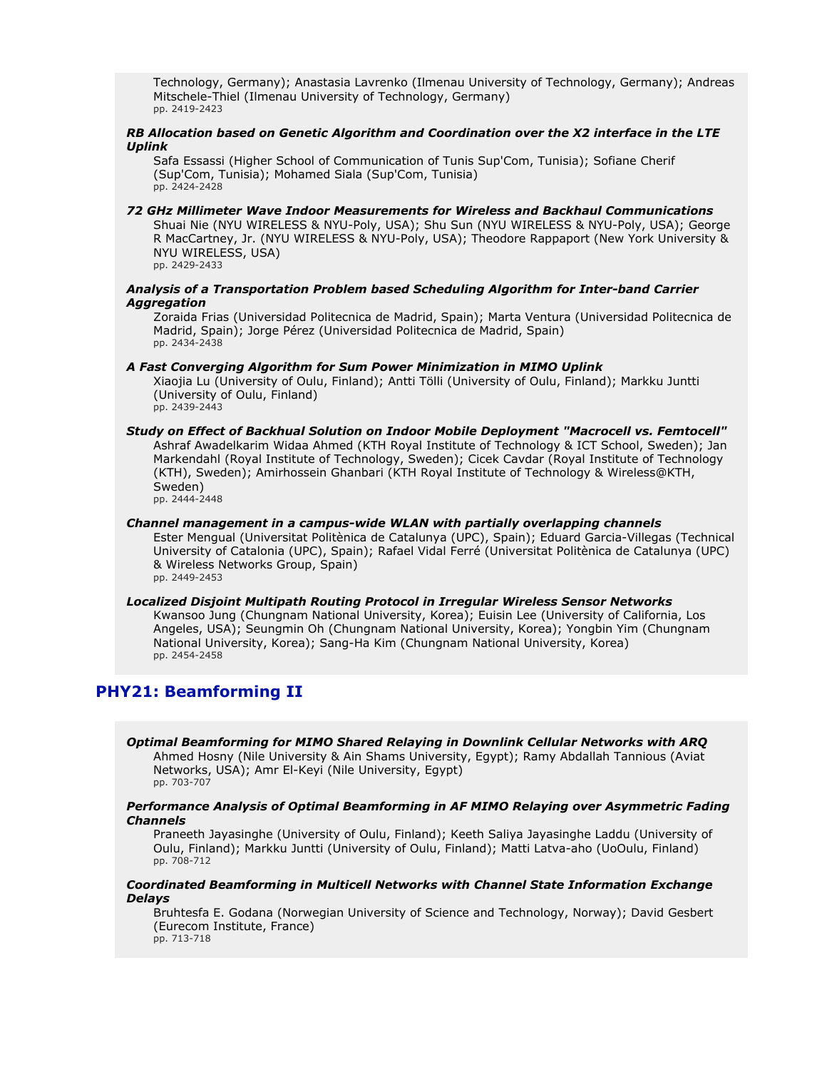Technology, Germany); Anastasia Lavrenko (Ilmenau University of Technology, Germany); Andreas Mitschele-Thiel (Ilmenau University of Technology, Germany)
pp. 2419-2423

***RB Allocation based on Genetic Algorithm and Coordination over the X2 interface in the LTE Uplink***

Safa Essassi (Higher School of Communication of Tunis Sup'Com, Tunisia); Sofiane Cherif (Sup'Com, Tunisia); Mohamed Siala (Sup'Com, Tunisia)
pp. 2424-2428

***72 GHz Millimeter Wave Indoor Measurements for Wireless and Backhaul Communications***

Shuai Nie (NYU WIRELESS & NYU-Poly, USA); Shu Sun (NYU WIRELESS & NYU-Poly, USA); George R MacCartney, Jr. (NYU WIRELESS & NYU-Poly, USA); Theodore Rappaport (New York University & NYU WIRELESS, USA)
pp. 2429-2433

***Analysis of a Transportation Problem based Scheduling Algorithm for Inter-band Carrier Aggregation***

Zoraida Frias (Universidad Politecnica de Madrid, Spain); Marta Ventura (Universidad Politecnica de Madrid, Spain); Jorge Pérez (Universidad Politecnica de Madrid, Spain)
pp. 2434-2438

***A Fast Converging Algorithm for Sum Power Minimization in MIMO Uplink***

Xiaojia Lu (University of Oulu, Finland); Antti Tölli (University of Oulu, Finland); Markku Juntti (University of Oulu, Finland)
pp. 2439-2443

***Study on Effect of Backhual Solution on Indoor Mobile Deployment "Macrocell vs. Femtocell"***

Ashraf Awadelkarim Widaa Ahmed (KTH Royal Institute of Technology & ICT School, Sweden); Jan Markendahl (Royal Institute of Technology, Sweden); Cicek Cavdar (Royal Institute of Technology (KTH), Sweden); Amirhossein Ghanbari (KTH Royal Institute of Technology & Wireless@KTH, Sweden)
pp. 2444-2448

***Channel management in a campus-wide WLAN with partially overlapping channels***

Ester Mengual (Universitat Politènica de Catalunya (UPC), Spain); Eduard Garcia-Villegas (Technical University of Catalonia (UPC), Spain); Rafael Vidal Ferré (Universitat Politènica de Catalunya (UPC) & Wireless Networks Group, Spain)
pp. 2449-2453

***Localized Disjoint Multipath Routing Protocol in Irregular Wireless Sensor Networks***

Kwansoo Jung (Chungnam National University, Korea); Euisin Lee (University of California, Los Angeles, USA); Seungmin Oh (Chungnam National University, Korea); Yongbin Yim (Chungnam National University, Korea); Sang-Ha Kim (Chungnam National University, Korea)
pp. 2454-2458

## PHY21: Beamforming II

***Optimal Beamforming for MIMO Shared Relaying in Downlink Cellular Networks with ARQ***

Ahmed Hosny (Nile University & Ain Shams University, Egypt); Ramy Abdallah Tannious (Aviat Networks, USA); Amr El-Keyi (Nile University, Egypt)
pp. 703-707

***Performance Analysis of Optimal Beamforming in AF MIMO Relaying over Asymmetric Fading Channels***

Praneeth Jayasinghe (University of Oulu, Finland); Keeth Saliya Jayasinghe Laddu (University of Oulu, Finland); Markku Juntti (University of Oulu, Finland); Matti Latva-aho (UoOulu, Finland)
pp. 708-712

***Coordinated Beamforming in Multicell Networks with Channel State Information Exchange Delays***

Bruhtesfa E. Godana (Norwegian University of Science and Technology, Norway); David Gesbert (Eurecom Institute, France)
pp. 713-718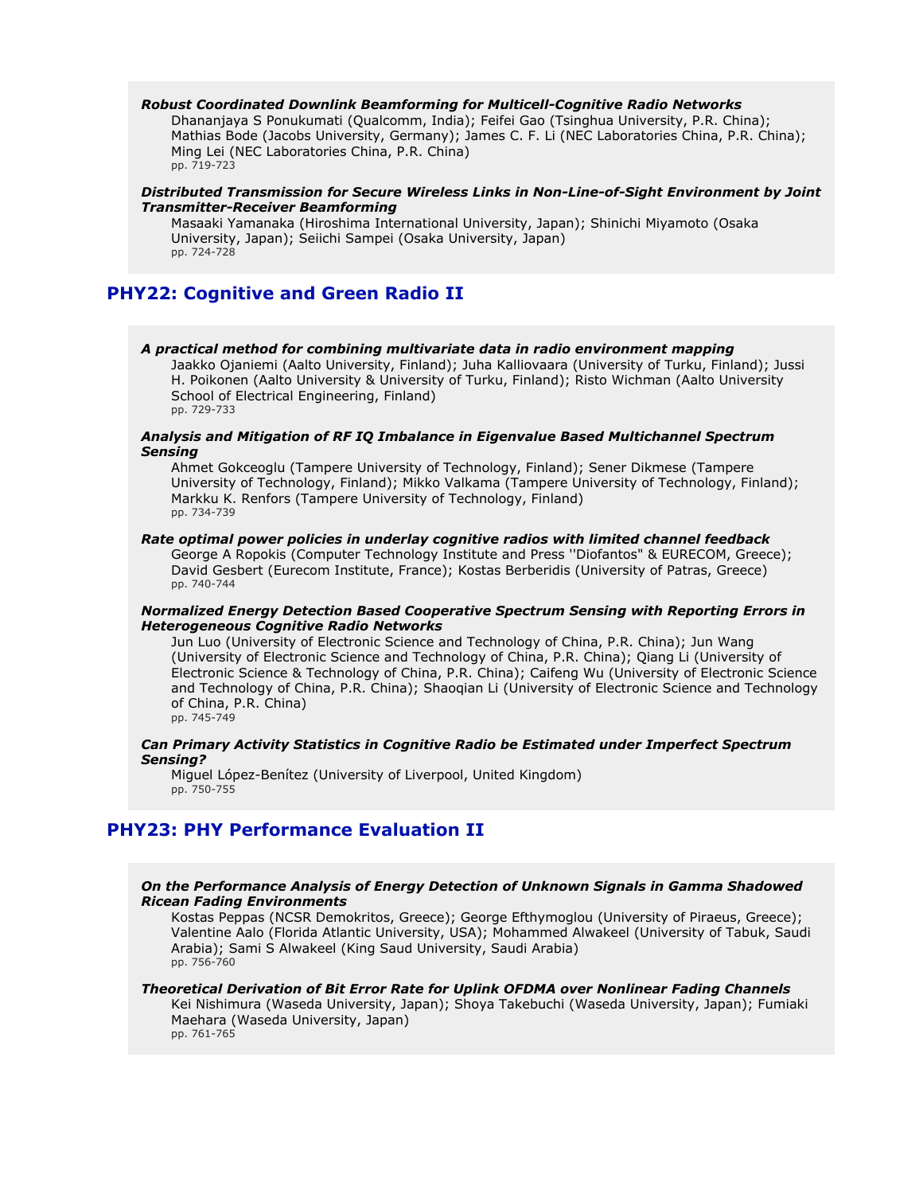***Robust Coordinated Downlink Beamforming for Multicell-Cognitive Radio Networks***

Dhananjaya S Ponukumati (Qualcomm, India); Feifei Gao (Tsinghua University, P.R. China); Mathias Bode (Jacobs University, Germany); James C. F. Li (NEC Laboratories China, P.R. China); Ming Lei (NEC Laboratories China, P.R. China)
pp. 719-723

***Distributed Transmission for Secure Wireless Links in Non-Line-of-Sight Environment by Joint Transmitter-Receiver Beamforming***

Masaaki Yamanaka (Hiroshima International University, Japan); Shinichi Miyamoto (Osaka University, Japan); Seiichi Sampei (Osaka University, Japan)
pp. 724-728

## PHY22: Cognitive and Green Radio II

***A practical method for combining multivariate data in radio environment mapping***

Jaakko Ojaniemi (Aalto University, Finland); Juha Kalliovaara (University of Turku, Finland); Jussi H. Poikonen (Aalto University & University of Turku, Finland); Risto Wichman (Aalto University School of Electrical Engineering, Finland)
pp. 729-733

***Analysis and Mitigation of RF IQ Imbalance in Eigenvalue Based Multichannel Spectrum Sensing***

Ahmet Gokceoglu (Tampere University of Technology, Finland); Sener Dikmese (Tampere University of Technology, Finland); Mikko Valkama (Tampere University of Technology, Finland); Markku K. Renfors (Tampere University of Technology, Finland)
pp. 734-739

***Rate optimal power policies in underlay cognitive radios with limited channel feedback***

George A Ropokis (Computer Technology Institute and Press ''Diofantos" & EURECOM, Greece); David Gesbert (Eurecom Institute, France); Kostas Berberidis (University of Patras, Greece)
pp. 740-744

***Normalized Energy Detection Based Cooperative Spectrum Sensing with Reporting Errors in Heterogeneous Cognitive Radio Networks***

Jun Luo (University of Electronic Science and Technology of China, P.R. China); Jun Wang (University of Electronic Science and Technology of China, P.R. China); Qiang Li (University of Electronic Science & Technology of China, P.R. China); Caifeng Wu (University of Electronic Science and Technology of China, P.R. China); Shaoqian Li (University of Electronic Science and Technology of China, P.R. China)
pp. 745-749

***Can Primary Activity Statistics in Cognitive Radio be Estimated under Imperfect Spectrum Sensing?***

Miguel López-Benítez (University of Liverpool, United Kingdom)
pp. 750-755

## PHY23: PHY Performance Evaluation II

***On the Performance Analysis of Energy Detection of Unknown Signals in Gamma Shadowed Ricean Fading Environments***

Kostas Peppas (NCSR Demokritos, Greece); George Efthymoglou (University of Piraeus, Greece); Valentine Aalo (Florida Atlantic University, USA); Mohammed Alwakeel (University of Tabuk, Saudi Arabia); Sami S Alwakeel (King Saud University, Saudi Arabia)
pp. 756-760

***Theoretical Derivation of Bit Error Rate for Uplink OFDMA over Nonlinear Fading Channels***

Kei Nishimura (Waseda University, Japan); Shoya Takebuchi (Waseda University, Japan); Fumiaki Maehara (Waseda University, Japan)
pp. 761-765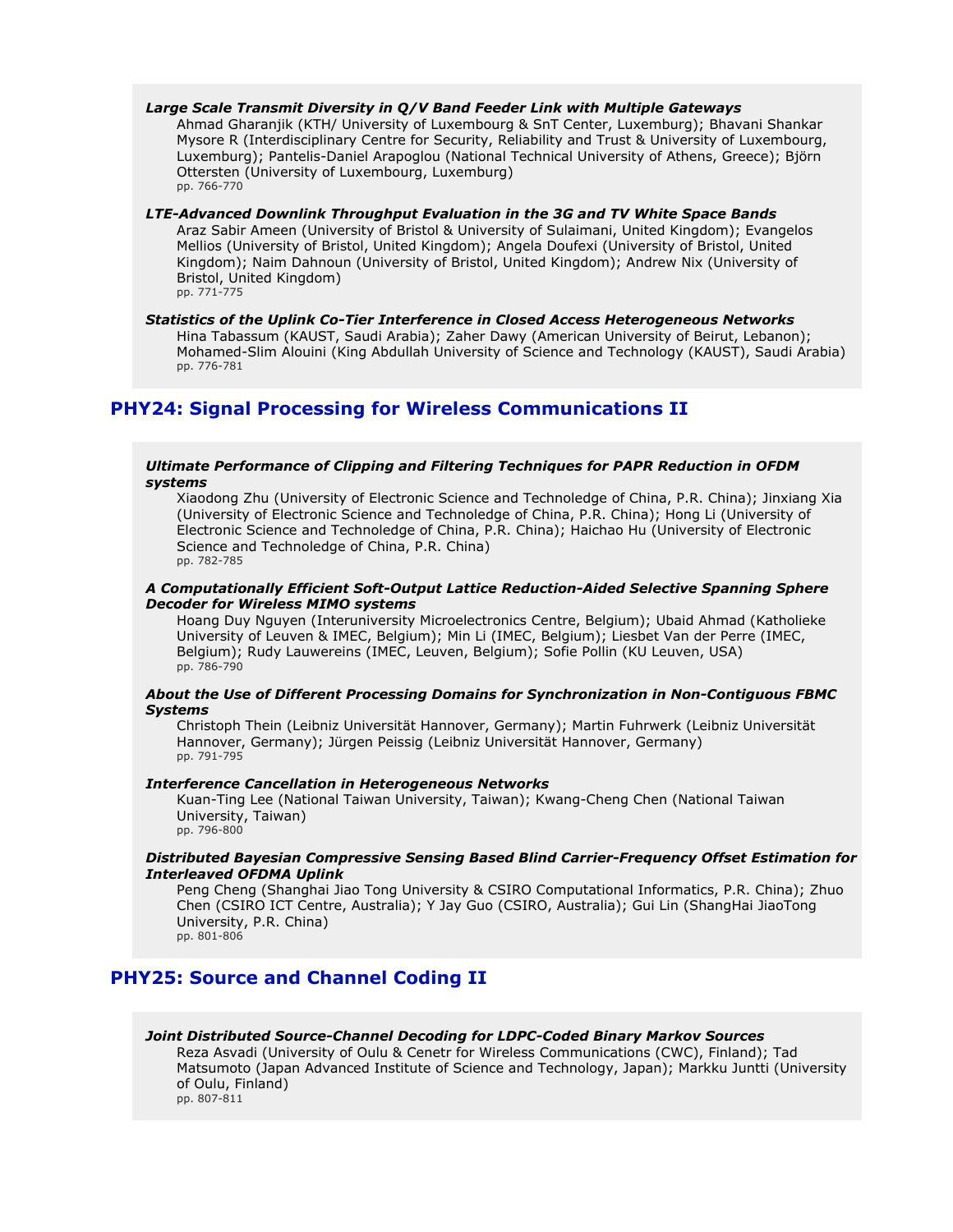***Large Scale Transmit Diversity in Q/V Band Feeder Link with Multiple Gateways***

Ahmad Gharanjik (KTH/ University of Luxembourg & SnT Center, Luxemburg); Bhavani Shankar Mysore R (Interdisciplinary Centre for Security, Reliability and Trust & University of Luxembourg, Luxemburg); Pantelis-Daniel Arapoglou (National Technical University of Athens, Greece); Björn Ottersten (University of Luxembourg, Luxemburg)
pp. 766-770

***LTE-Advanced Downlink Throughput Evaluation in the 3G and TV White Space Bands***

Araz Sabir Ameen (University of Bristol & University of Sulaimani, United Kingdom); Evangelos Mellios (University of Bristol, United Kingdom); Angela Doufexi (University of Bristol, United Kingdom); Naim Dahnoun (University of Bristol, United Kingdom); Andrew Nix (University of Bristol, United Kingdom)
pp. 771-775

***Statistics of the Uplink Co-Tier Interference in Closed Access Heterogeneous Networks***

Hina Tabassum (KAUST, Saudi Arabia); Zaher Dawy (American University of Beirut, Lebanon); Mohamed-Slim Alouini (King Abdullah University of Science and Technology (KAUST), Saudi Arabia)
pp. 776-781

## PHY24: Signal Processing for Wireless Communications II

***Ultimate Performance of Clipping and Filtering Techniques for PAPR Reduction in OFDM systems***

Xiaodong Zhu (University of Electronic Science and Technoledge of China, P.R. China); Jinxiang Xia (University of Electronic Science and Technoledge of China, P.R. China); Hong Li (University of Electronic Science and Technoledge of China, P.R. China); Haichao Hu (University of Electronic Science and Technoledge of China, P.R. China)
pp. 782-785

***A Computationally Efficient Soft-Output Lattice Reduction-Aided Selective Spanning Sphere Decoder for Wireless MIMO systems***

Hoang Duy Nguyen (Interuniversity Microelectronics Centre, Belgium); Ubaid Ahmad (Katholieke University of Leuven & IMEC, Belgium); Min Li (IMEC, Belgium); Liesbet Van der Perre (IMEC, Belgium); Rudy Lauwereins (IMEC, Leuven, Belgium); Sofie Pollin (KU Leuven, USA)
pp. 786-790

***About the Use of Different Processing Domains for Synchronization in Non-Contiguous FBMC Systems***

Christoph Thein (Leibniz Universität Hannover, Germany); Martin Fuhrwerk (Leibniz Universität Hannover, Germany); Jürgen Peissig (Leibniz Universität Hannover, Germany)
pp. 791-795

***Interference Cancellation in Heterogeneous Networks***

Kuan-Ting Lee (National Taiwan University, Taiwan); Kwang-Cheng Chen (National Taiwan University, Taiwan)
pp. 796-800

***Distributed Bayesian Compressive Sensing Based Blind Carrier-Frequency Offset Estimation for Interleaved OFDMA Uplink***

Peng Cheng (Shanghai Jiao Tong University & CSIRO Computational Informatics, P.R. China); Zhuo Chen (CSIRO ICT Centre, Australia); Y Jay Guo (CSIRO, Australia); Gui Lin (ShangHai JiaoTong University, P.R. China)
pp. 801-806

## PHY25: Source and Channel Coding II

***Joint Distributed Source-Channel Decoding for LDPC-Coded Binary Markov Sources***

Reza Asvadi (University of Oulu & Cenetr for Wireless Communications (CWC), Finland); Tad Matsumoto (Japan Advanced Institute of Science and Technology, Japan); Markku Juntti (University of Oulu, Finland)
pp. 807-811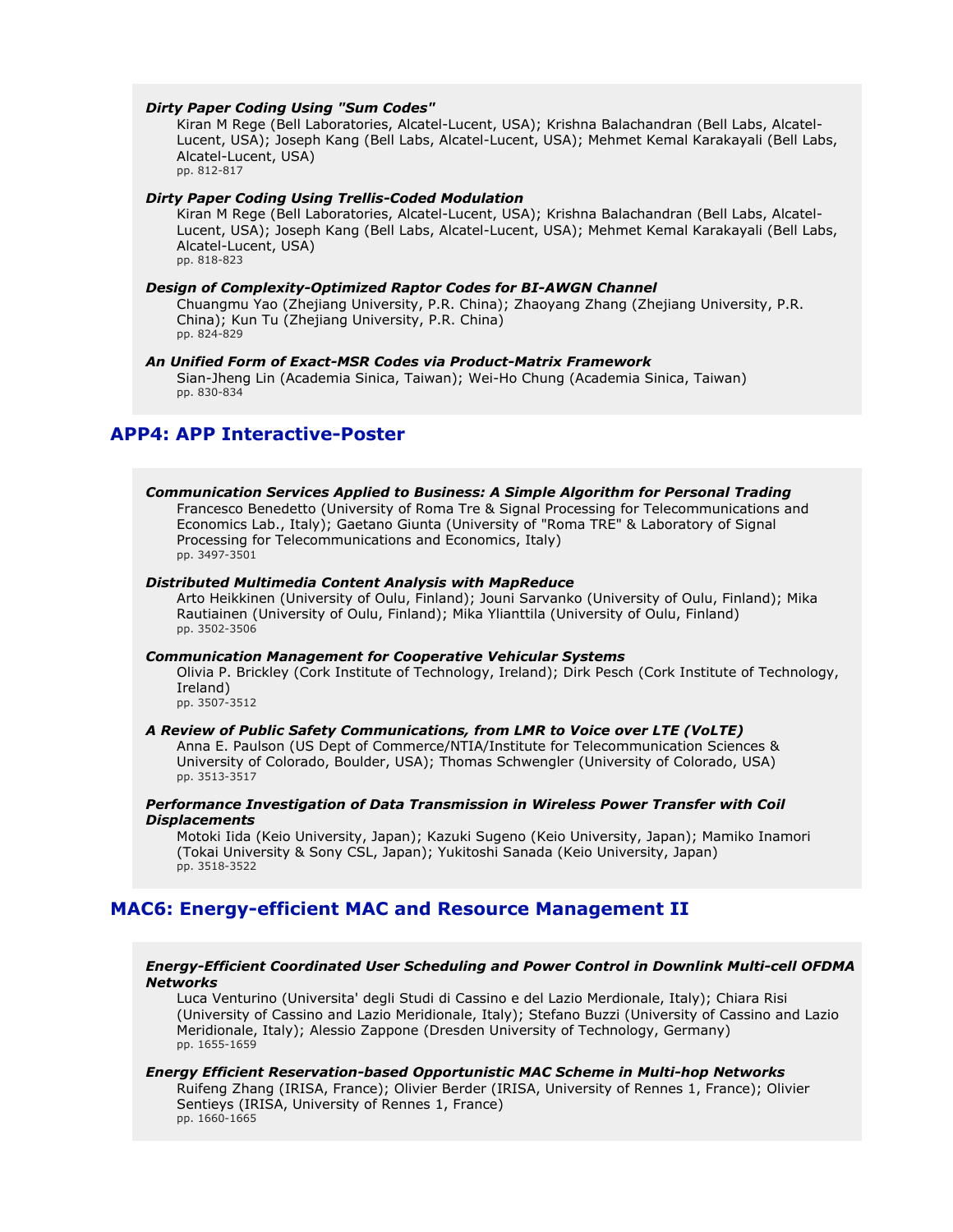***Dirty Paper Coding Using "Sum Codes"***

Kiran M Rege (Bell Laboratories, Alcatel-Lucent, USA); Krishna Balachandran (Bell Labs, Alcatel-Lucent, USA); Joseph Kang (Bell Labs, Alcatel-Lucent, USA); Mehmet Kemal Karakayali (Bell Labs, Alcatel-Lucent, USA)
pp. 812-817

***Dirty Paper Coding Using Trellis-Coded Modulation***

Kiran M Rege (Bell Laboratories, Alcatel-Lucent, USA); Krishna Balachandran (Bell Labs, Alcatel-Lucent, USA); Joseph Kang (Bell Labs, Alcatel-Lucent, USA); Mehmet Kemal Karakayali (Bell Labs, Alcatel-Lucent, USA)
pp. 818-823

***Design of Complexity-Optimized Raptor Codes for BI-AWGN Channel***

Chuangmu Yao (Zhejiang University, P.R. China); Zhaoyang Zhang (Zhejiang University, P.R. China); Kun Tu (Zhejiang University, P.R. China)
pp. 824-829

***An Unified Form of Exact-MSR Codes via Product-Matrix Framework***

Sian-Jheng Lin (Academia Sinica, Taiwan); Wei-Ho Chung (Academia Sinica, Taiwan)
pp. 830-834

## APP4: APP Interactive-Poster

***Communication Services Applied to Business: A Simple Algorithm for Personal Trading***

Francesco Benedetto (University of Roma Tre & Signal Processing for Telecommunications and Economics Lab., Italy); Gaetano Giunta (University of "Roma TRE" & Laboratory of Signal Processing for Telecommunications and Economics, Italy)
pp. 3497-3501

***Distributed Multimedia Content Analysis with MapReduce***

Arto Heikkinen (University of Oulu, Finland); Jouni Sarvanko (University of Oulu, Finland); Mika Rautiainen (University of Oulu, Finland); Mika Ylianttila (University of Oulu, Finland)
pp. 3502-3506

***Communication Management for Cooperative Vehicular Systems***

Olivia P. Brickley (Cork Institute of Technology, Ireland); Dirk Pesch (Cork Institute of Technology, Ireland)
pp. 3507-3512

***A Review of Public Safety Communications, from LMR to Voice over LTE (VoLTE)***

Anna E. Paulson (US Dept of Commerce/NTIA/Institute for Telecommunication Sciences & University of Colorado, Boulder, USA); Thomas Schwengler (University of Colorado, USA)
pp. 3513-3517

***Performance Investigation of Data Transmission in Wireless Power Transfer with Coil Displacements***

Motoki Iida (Keio University, Japan); Kazuki Sugeno (Keio University, Japan); Mamiko Inamori (Tokai University & Sony CSL, Japan); Yukitoshi Sanada (Keio University, Japan)
pp. 3518-3522

## MAC6: Energy-efficient MAC and Resource Management II

***Energy-Efficient Coordinated User Scheduling and Power Control in Downlink Multi-cell OFDMA Networks***

Luca Venturino (Universita' degli Studi di Cassino e del Lazio Merdionale, Italy); Chiara Risi (University of Cassino and Lazio Meridionale, Italy); Stefano Buzzi (University of Cassino and Lazio Meridionale, Italy); Alessio Zappone (Dresden University of Technology, Germany)
pp. 1655-1659

***Energy Efficient Reservation-based Opportunistic MAC Scheme in Multi-hop Networks***

Ruifeng Zhang (IRISA, France); Olivier Berder (IRISA, University of Rennes 1, France); Olivier Sentieys (IRISA, University of Rennes 1, France)
pp. 1660-1665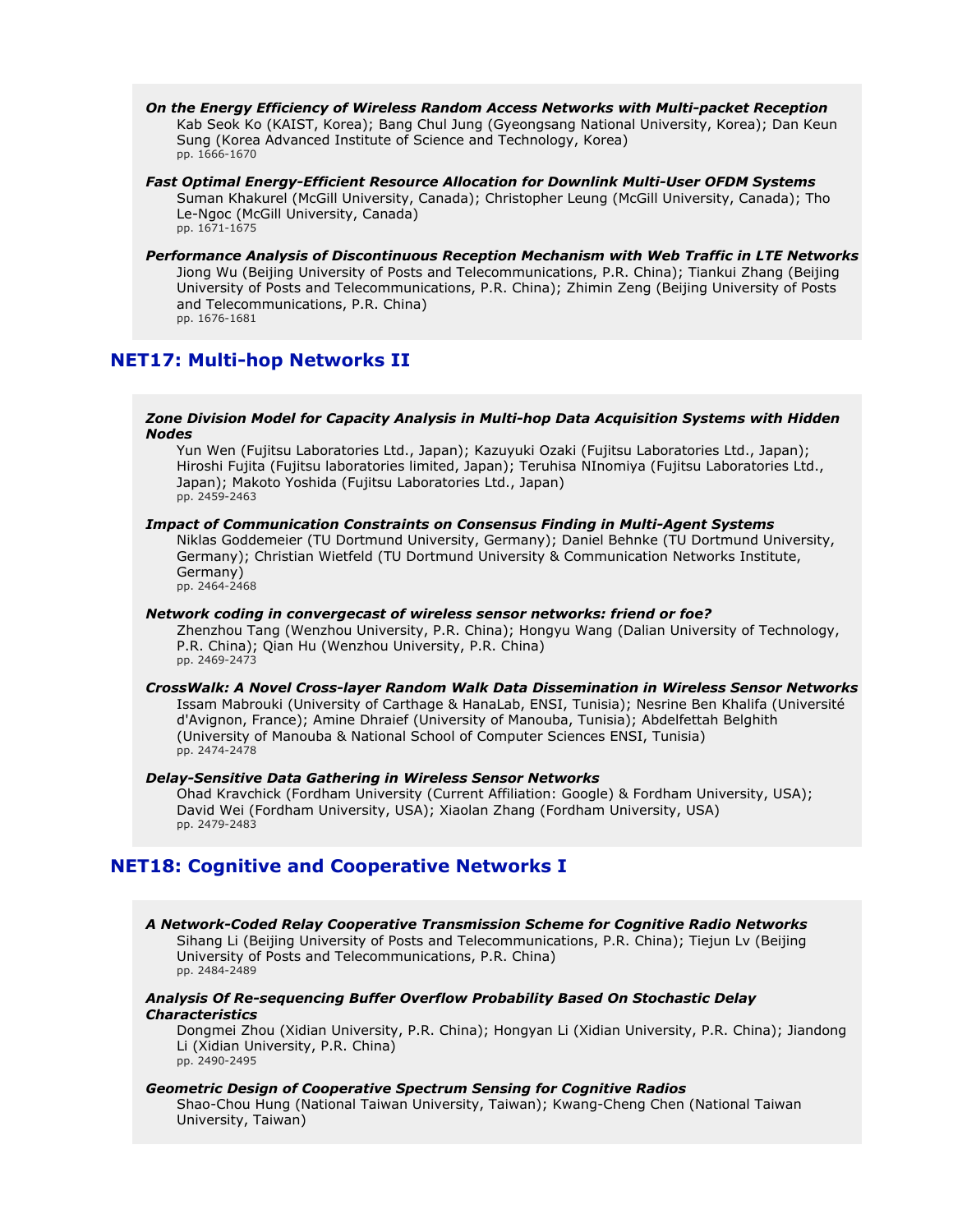***On the Energy Efficiency of Wireless Random Access Networks with Multi-packet Reception***
Kab Seok Ko (KAIST, Korea); Bang Chul Jung (Gyeongsang National University, Korea); Dan Keun Sung (Korea Advanced Institute of Science and Technology, Korea)
pp. 1666-1670

***Fast Optimal Energy-Efficient Resource Allocation for Downlink Multi-User OFDM Systems***
Suman Khakurel (McGill University, Canada); Christopher Leung (McGill University, Canada); Tho Le-Ngoc (McGill University, Canada)
pp. 1671-1675

***Performance Analysis of Discontinuous Reception Mechanism with Web Traffic in LTE Networks***
Jiong Wu (Beijing University of Posts and Telecommunications, P.R. China); Tiankui Zhang (Beijing University of Posts and Telecommunications, P.R. China); Zhimin Zeng (Beijing University of Posts and Telecommunications, P.R. China)
pp. 1676-1681

## NET17: Multi-hop Networks II

***Zone Division Model for Capacity Analysis in Multi-hop Data Acquisition Systems with Hidden Nodes***
Yun Wen (Fujitsu Laboratories Ltd., Japan); Kazuyuki Ozaki (Fujitsu Laboratories Ltd., Japan); Hiroshi Fujita (Fujitsu laboratories limited, Japan); Teruhisa NInomiya (Fujitsu Laboratories Ltd., Japan); Makoto Yoshida (Fujitsu Laboratories Ltd., Japan)
pp. 2459-2463

***Impact of Communication Constraints on Consensus Finding in Multi-Agent Systems***
Niklas Goddemeier (TU Dortmund University, Germany); Daniel Behnke (TU Dortmund University, Germany); Christian Wietfeld (TU Dortmund University & Communication Networks Institute, Germany)
pp. 2464-2468

***Network coding in convergecast of wireless sensor networks: friend or foe?***
Zhenzhou Tang (Wenzhou University, P.R. China); Hongyu Wang (Dalian University of Technology, P.R. China); Qian Hu (Wenzhou University, P.R. China)
pp. 2469-2473

***CrossWalk: A Novel Cross-layer Random Walk Data Dissemination in Wireless Sensor Networks***
Issam Mabrouki (University of Carthage & HanaLab, ENSI, Tunisia); Nesrine Ben Khalifa (Université d'Avignon, France); Amine Dhraief (University of Manouba, Tunisia); Abdelfettah Belghith (University of Manouba & National School of Computer Sciences ENSI, Tunisia)
pp. 2474-2478

***Delay-Sensitive Data Gathering in Wireless Sensor Networks***
Ohad Kravchick (Fordham University (Current Affiliation: Google) & Fordham University, USA); David Wei (Fordham University, USA); Xiaolan Zhang (Fordham University, USA)
pp. 2479-2483

## NET18: Cognitive and Cooperative Networks I

***A Network-Coded Relay Cooperative Transmission Scheme for Cognitive Radio Networks***
Sihang Li (Beijing University of Posts and Telecommunications, P.R. China); Tiejun Lv (Beijing University of Posts and Telecommunications, P.R. China)
pp. 2484-2489

***Analysis Of Re-sequencing Buffer Overflow Probability Based On Stochastic Delay Characteristics***
Dongmei Zhou (Xidian University, P.R. China); Hongyan Li (Xidian University, P.R. China); Jiandong Li (Xidian University, P.R. China)
pp. 2490-2495

***Geometric Design of Cooperative Spectrum Sensing for Cognitive Radios***
Shao-Chou Hung (National Taiwan University, Taiwan); Kwang-Cheng Chen (National Taiwan University, Taiwan)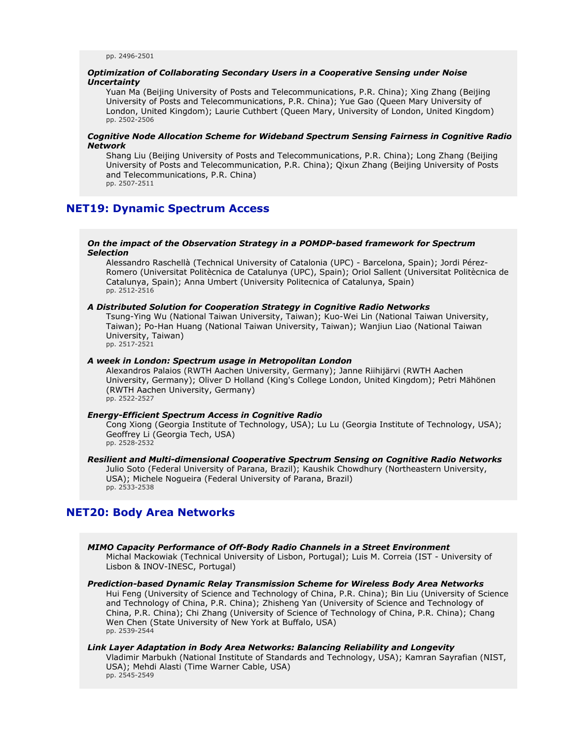pp. 2496-2501

***Optimization of Collaborating Secondary Users in a Cooperative Sensing under Noise Uncertainty***
Yuan Ma (Beijing University of Posts and Telecommunications, P.R. China); Xing Zhang (Beijing University of Posts and Telecommunications, P.R. China); Yue Gao (Queen Mary University of London, United Kingdom); Laurie Cuthbert (Queen Mary, University of London, United Kingdom)
pp. 2502-2506

***Cognitive Node Allocation Scheme for Wideband Spectrum Sensing Fairness in Cognitive Radio Network***
Shang Liu (Beijing University of Posts and Telecommunications, P.R. China); Long Zhang (Beijing University of Posts and Telecommunication, P.R. China); Qixun Zhang (Beijing University of Posts and Telecommunications, P.R. China)
pp. 2507-2511

## NET19: Dynamic Spectrum Access

***On the impact of the Observation Strategy in a POMDP-based framework for Spectrum Selection***
Alessandro Raschellà (Technical University of Catalonia (UPC) - Barcelona, Spain); Jordi Pérez-Romero (Universitat Politècnica de Catalunya (UPC), Spain); Oriol Sallent (Universitat Politècnica de Catalunya, Spain); Anna Umbert (University Politecnica of Catalunya, Spain)
pp. 2512-2516

***A Distributed Solution for Cooperation Strategy in Cognitive Radio Networks***
Tsung-Ying Wu (National Taiwan University, Taiwan); Kuo-Wei Lin (National Taiwan University, Taiwan); Po-Han Huang (National Taiwan University, Taiwan); Wanjiun Liao (National Taiwan University, Taiwan)
pp. 2517-2521

***A week in London: Spectrum usage in Metropolitan London***
Alexandros Palaios (RWTH Aachen University, Germany); Janne Riihijärvi (RWTH Aachen University, Germany); Oliver D Holland (King's College London, United Kingdom); Petri Mähönen (RWTH Aachen University, Germany)
pp. 2522-2527

***Energy-Efficient Spectrum Access in Cognitive Radio***
Cong Xiong (Georgia Institute of Technology, USA); Lu Lu (Georgia Institute of Technology, USA); Geoffrey Li (Georgia Tech, USA)
pp. 2528-2532

***Resilient and Multi-dimensional Cooperative Spectrum Sensing on Cognitive Radio Networks***
Julio Soto (Federal University of Parana, Brazil); Kaushik Chowdhury (Northeastern University, USA); Michele Nogueira (Federal University of Parana, Brazil)
pp. 2533-2538

## NET20: Body Area Networks

***MIMO Capacity Performance of Off-Body Radio Channels in a Street Environment***
Michal Mackowiak (Technical University of Lisbon, Portugal); Luis M. Correia (IST - University of Lisbon & INOV-INESC, Portugal)

***Prediction-based Dynamic Relay Transmission Scheme for Wireless Body Area Networks***
Hui Feng (University of Science and Technology of China, P.R. China); Bin Liu (University of Science and Technology of China, P.R. China); Zhisheng Yan (University of Science and Technology of China, P.R. China); Chi Zhang (University of Science of Technology of China, P.R. China); Chang Wen Chen (State University of New York at Buffalo, USA)
pp. 2539-2544

***Link Layer Adaptation in Body Area Networks: Balancing Reliability and Longevity***
Vladimir Marbukh (National Institute of Standards and Technology, USA); Kamran Sayrafian (NIST, USA); Mehdi Alasti (Time Warner Cable, USA)
pp. 2545-2549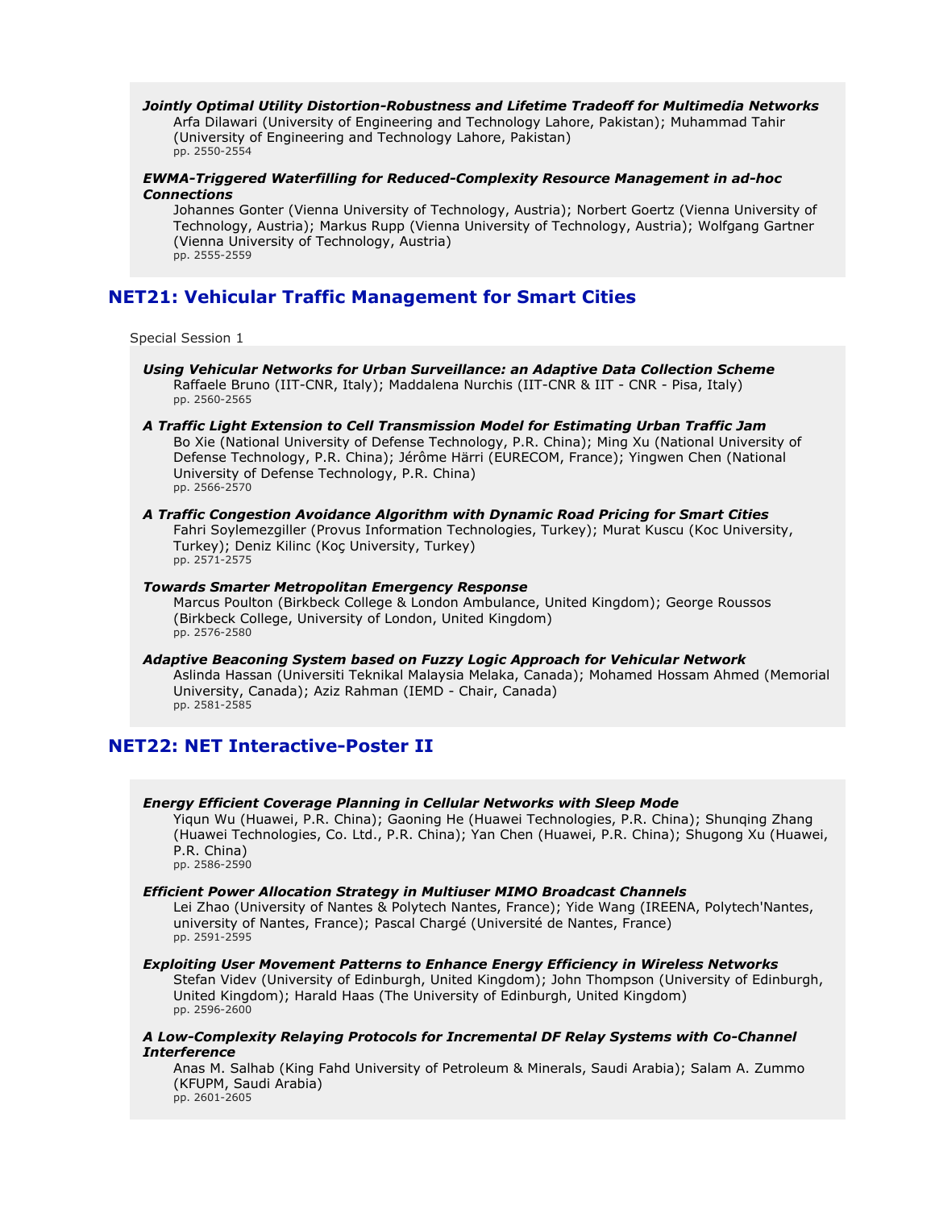***Jointly Optimal Utility Distortion-Robustness and Lifetime Tradeoff for Multimedia Networks***
Arfa Dilawari (University of Engineering and Technology Lahore, Pakistan); Muhammad Tahir (University of Engineering and Technology Lahore, Pakistan)
pp. 2550-2554

***EWMA-Triggered Waterfilling for Reduced-Complexity Resource Management in ad-hoc Connections***
Johannes Gonter (Vienna University of Technology, Austria); Norbert Goertz (Vienna University of Technology, Austria); Markus Rupp (Vienna University of Technology, Austria); Wolfgang Gartner (Vienna University of Technology, Austria)
pp. 2555-2559

## NET21: Vehicular Traffic Management for Smart Cities

Special Session 1

***Using Vehicular Networks for Urban Surveillance: an Adaptive Data Collection Scheme***
Raffaele Bruno (IIT-CNR, Italy); Maddalena Nurchis (IIT-CNR & IIT - CNR - Pisa, Italy)
pp. 2560-2565

***A Traffic Light Extension to Cell Transmission Model for Estimating Urban Traffic Jam***
Bo Xie (National University of Defense Technology, P.R. China); Ming Xu (National University of Defense Technology, P.R. China); Jérôme Härri (EURECOM, France); Yingwen Chen (National University of Defense Technology, P.R. China)
pp. 2566-2570

***A Traffic Congestion Avoidance Algorithm with Dynamic Road Pricing for Smart Cities***
Fahri Soylemezgiller (Provus Information Technologies, Turkey); Murat Kuscu (Koc University, Turkey); Deniz Kilinc (Koç University, Turkey)
pp. 2571-2575

***Towards Smarter Metropolitan Emergency Response***
Marcus Poulton (Birkbeck College & London Ambulance, United Kingdom); George Roussos (Birkbeck College, University of London, United Kingdom)
pp. 2576-2580

***Adaptive Beaconing System based on Fuzzy Logic Approach for Vehicular Network***
Aslinda Hassan (Universiti Teknikal Malaysia Melaka, Canada); Mohamed Hossam Ahmed (Memorial University, Canada); Aziz Rahman (IEMD - Chair, Canada)
pp. 2581-2585

## NET22: NET Interactive-Poster II

***Energy Efficient Coverage Planning in Cellular Networks with Sleep Mode***
Yiqun Wu (Huawei, P.R. China); Gaoning He (Huawei Technologies, P.R. China); Shunqing Zhang (Huawei Technologies, Co. Ltd., P.R. China); Yan Chen (Huawei, P.R. China); Shugong Xu (Huawei, P.R. China)
pp. 2586-2590

***Efficient Power Allocation Strategy in Multiuser MIMO Broadcast Channels***
Lei Zhao (University of Nantes & Polytech Nantes, France); Yide Wang (IREENA, Polytech'Nantes, university of Nantes, France); Pascal Chargé (Université de Nantes, France)
pp. 2591-2595

***Exploiting User Movement Patterns to Enhance Energy Efficiency in Wireless Networks***
Stefan Videv (University of Edinburgh, United Kingdom); John Thompson (University of Edinburgh, United Kingdom); Harald Haas (The University of Edinburgh, United Kingdom)
pp. 2596-2600

***A Low-Complexity Relaying Protocols for Incremental DF Relay Systems with Co-Channel Interference***
Anas M. Salhab (King Fahd University of Petroleum & Minerals, Saudi Arabia); Salam A. Zummo (KFUPM, Saudi Arabia)
pp. 2601-2605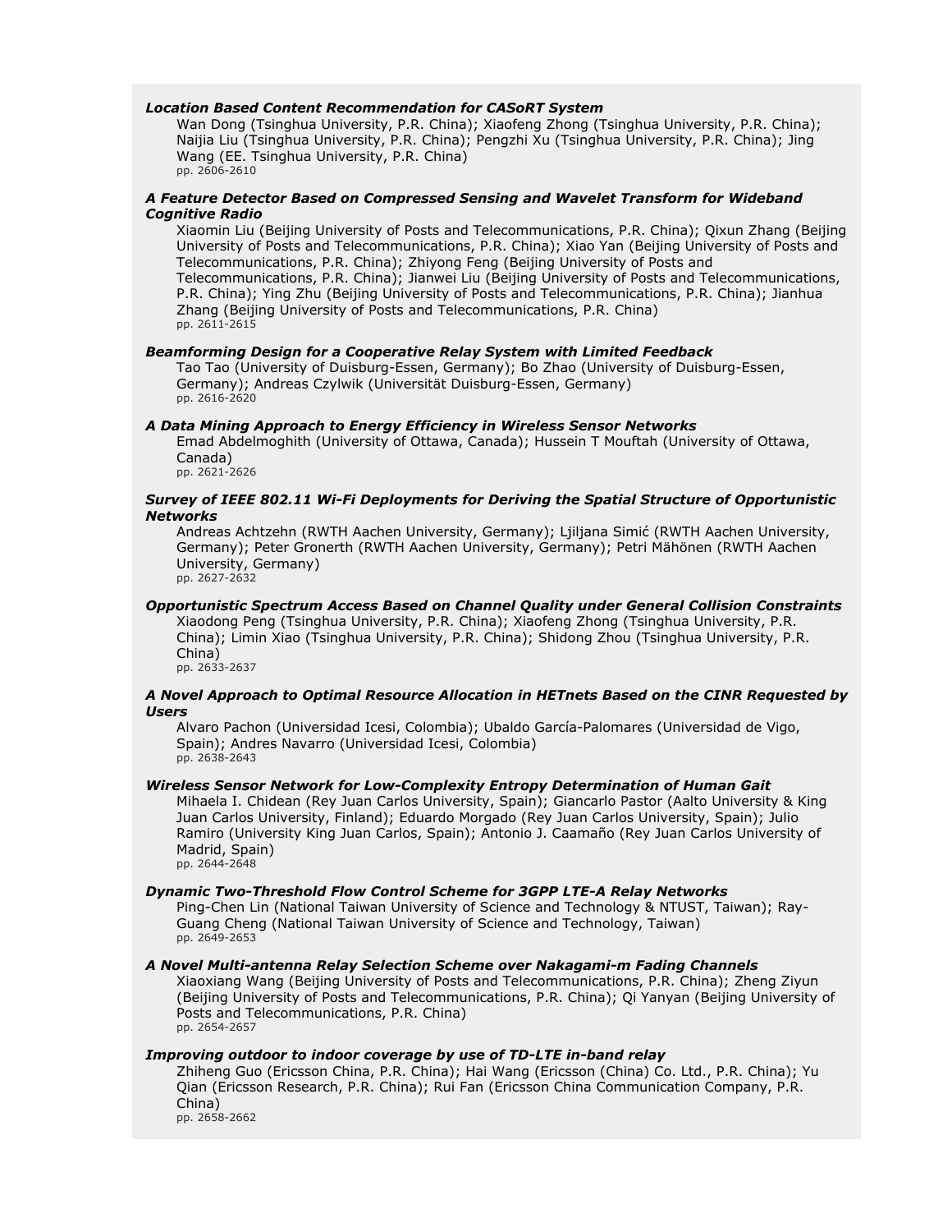***Location Based Content Recommendation for CASoRT System***

Wan Dong (Tsinghua University, P.R. China); Xiaofeng Zhong (Tsinghua University, P.R. China); Naijia Liu (Tsinghua University, P.R. China); Pengzhi Xu (Tsinghua University, P.R. China); Jing Wang (EE. Tsinghua University, P.R. China)
pp. 2606-2610

***A Feature Detector Based on Compressed Sensing and Wavelet Transform for Wideband Cognitive Radio***

Xiaomin Liu (Beijing University of Posts and Telecommunications, P.R. China); Qixun Zhang (Beijing University of Posts and Telecommunications, P.R. China); Xiao Yan (Beijing University of Posts and Telecommunications, P.R. China); Zhiyong Feng (Beijing University of Posts and Telecommunications, P.R. China); Jianwei Liu (Beijing University of Posts and Telecommunications, P.R. China); Ying Zhu (Beijing University of Posts and Telecommunications, P.R. China); Jianhua Zhang (Beijing University of Posts and Telecommunications, P.R. China)
pp. 2611-2615

***Beamforming Design for a Cooperative Relay System with Limited Feedback***

Tao Tao (University of Duisburg-Essen, Germany); Bo Zhao (University of Duisburg-Essen, Germany); Andreas Czylwik (Universität Duisburg-Essen, Germany)
pp. 2616-2620

***A Data Mining Approach to Energy Efficiency in Wireless Sensor Networks***

Emad Abdelmoghith (University of Ottawa, Canada); Hussein T Mouftah (University of Ottawa, Canada)
pp. 2621-2626

***Survey of IEEE 802.11 Wi-Fi Deployments for Deriving the Spatial Structure of Opportunistic Networks***

Andreas Achtzehn (RWTH Aachen University, Germany); Ljiljana Simić (RWTH Aachen University, Germany); Peter Gronerth (RWTH Aachen University, Germany); Petri Mähönen (RWTH Aachen University, Germany)
pp. 2627-2632

***Opportunistic Spectrum Access Based on Channel Quality under General Collision Constraints***

Xiaodong Peng (Tsinghua University, P.R. China); Xiaofeng Zhong (Tsinghua University, P.R. China); Limin Xiao (Tsinghua University, P.R. China); Shidong Zhou (Tsinghua University, P.R. China)
pp. 2633-2637

***A Novel Approach to Optimal Resource Allocation in HETnets Based on the CINR Requested by Users***

Alvaro Pachon (Universidad Icesi, Colombia); Ubaldo García-Palomares (Universidad de Vigo, Spain); Andres Navarro (Universidad Icesi, Colombia)
pp. 2638-2643

***Wireless Sensor Network for Low-Complexity Entropy Determination of Human Gait***

Mihaela I. Chidean (Rey Juan Carlos University, Spain); Giancarlo Pastor (Aalto University & King Juan Carlos University, Finland); Eduardo Morgado (Rey Juan Carlos University, Spain); Julio Ramiro (University King Juan Carlos, Spain); Antonio J. Caamaño (Rey Juan Carlos University of Madrid, Spain)
pp. 2644-2648

***Dynamic Two-Threshold Flow Control Scheme for 3GPP LTE-A Relay Networks***

Ping-Chen Lin (National Taiwan University of Science and Technology & NTUST, Taiwan); Ray-Guang Cheng (National Taiwan University of Science and Technology, Taiwan)
pp. 2649-2653

***A Novel Multi-antenna Relay Selection Scheme over Nakagami-m Fading Channels***

Xiaoxiang Wang (Beijing University of Posts and Telecommunications, P.R. China); Zheng Ziyun (Beijing University of Posts and Telecommunications, P.R. China); Qi Yanyan (Beijing University of Posts and Telecommunications, P.R. China)
pp. 2654-2657

***Improving outdoor to indoor coverage by use of TD-LTE in-band relay***

Zhiheng Guo (Ericsson China, P.R. China); Hai Wang (Ericsson (China) Co. Ltd., P.R. China); Yu Qian (Ericsson Research, P.R. China); Rui Fan (Ericsson China Communication Company, P.R. China)
pp. 2658-2662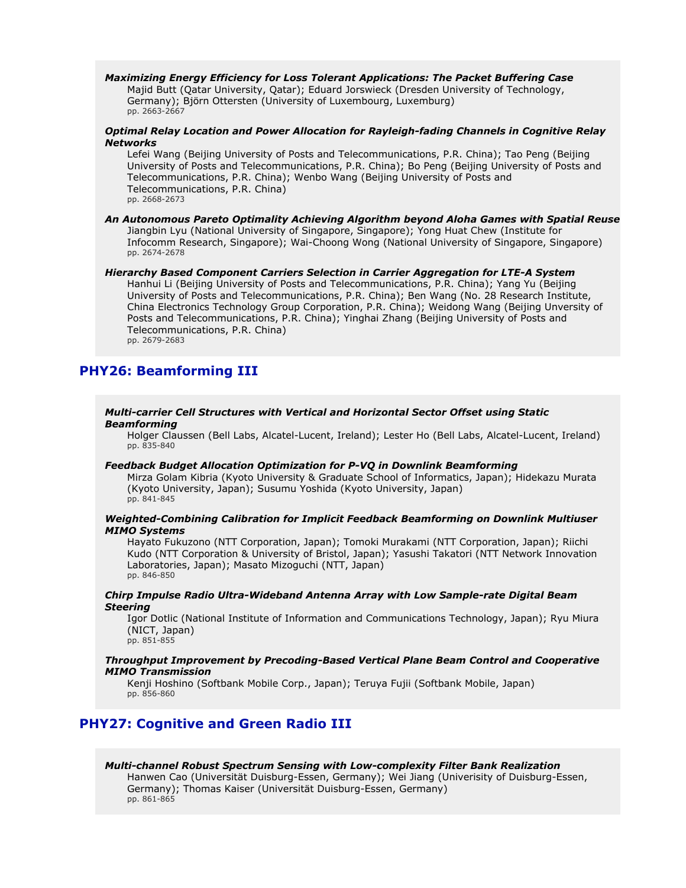***Maximizing Energy Efficiency for Loss Tolerant Applications: The Packet Buffering Case***

Majid Butt (Qatar University, Qatar); Eduard Jorswieck (Dresden University of Technology, Germany); Björn Ottersten (University of Luxembourg, Luxemburg)
pp. 2663-2667

***Optimal Relay Location and Power Allocation for Rayleigh-fading Channels in Cognitive Relay Networks***

Lefei Wang (Beijing University of Posts and Telecommunications, P.R. China); Tao Peng (Beijing University of Posts and Telecommunications, P.R. China); Bo Peng (Beijing University of Posts and Telecommunications, P.R. China); Wenbo Wang (Beijing University of Posts and Telecommunications, P.R. China)
pp. 2668-2673

***An Autonomous Pareto Optimality Achieving Algorithm beyond Aloha Games with Spatial Reuse***

Jiangbin Lyu (National University of Singapore, Singapore); Yong Huat Chew (Institute for Infocomm Research, Singapore); Wai-Choong Wong (National University of Singapore, Singapore)
pp. 2674-2678

***Hierarchy Based Component Carriers Selection in Carrier Aggregation for LTE-A System***

Hanhui Li (Beijing University of Posts and Telecommunications, P.R. China); Yang Yu (Beijing University of Posts and Telecommunications, P.R. China); Ben Wang (No. 28 Research Institute, China Electronics Technology Group Corporation, P.R. China); Weidong Wang (Beijing Unversity of Posts and Telecommunications, P.R. China); Yinghai Zhang (Beijing University of Posts and Telecommunications, P.R. China)
pp. 2679-2683

## PHY26: Beamforming III

***Multi-carrier Cell Structures with Vertical and Horizontal Sector Offset using Static Beamforming***

Holger Claussen (Bell Labs, Alcatel-Lucent, Ireland); Lester Ho (Bell Labs, Alcatel-Lucent, Ireland)
pp. 835-840

***Feedback Budget Allocation Optimization for P-VQ in Downlink Beamforming***

Mirza Golam Kibria (Kyoto University & Graduate School of Informatics, Japan); Hidekazu Murata (Kyoto University, Japan); Susumu Yoshida (Kyoto University, Japan)
pp. 841-845

***Weighted-Combining Calibration for Implicit Feedback Beamforming on Downlink Multiuser MIMO Systems***

Hayato Fukuzono (NTT Corporation, Japan); Tomoki Murakami (NTT Corporation, Japan); Riichi Kudo (NTT Corporation & University of Bristol, Japan); Yasushi Takatori (NTT Network Innovation Laboratories, Japan); Masato Mizoguchi (NTT, Japan)
pp. 846-850

***Chirp Impulse Radio Ultra-Wideband Antenna Array with Low Sample-rate Digital Beam Steering***

Igor Dotlic (National Institute of Information and Communications Technology, Japan); Ryu Miura (NICT, Japan)
pp. 851-855

***Throughput Improvement by Precoding-Based Vertical Plane Beam Control and Cooperative MIMO Transmission***

Kenji Hoshino (Softbank Mobile Corp., Japan); Teruya Fujii (Softbank Mobile, Japan)
pp. 856-860

## PHY27: Cognitive and Green Radio III

***Multi-channel Robust Spectrum Sensing with Low-complexity Filter Bank Realization***

Hanwen Cao (Universität Duisburg-Essen, Germany); Wei Jiang (Univerisity of Duisburg-Essen, Germany); Thomas Kaiser (Universität Duisburg-Essen, Germany)
pp. 861-865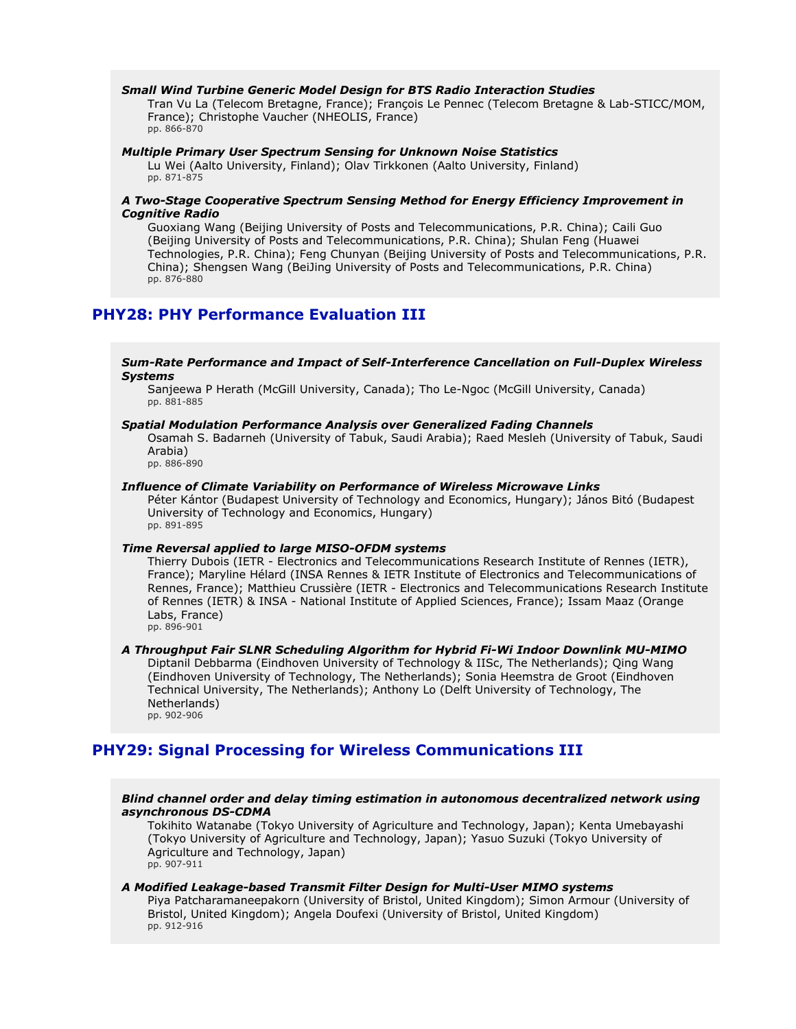***Small Wind Turbine Generic Model Design for BTS Radio Interaction Studies***

Tran Vu La (Telecom Bretagne, France); François Le Pennec (Telecom Bretagne & Lab-STICC/MOM, France); Christophe Vaucher (NHEOLIS, France)
pp. 866-870

***Multiple Primary User Spectrum Sensing for Unknown Noise Statistics***

Lu Wei (Aalto University, Finland); Olav Tirkkonen (Aalto University, Finland)
pp. 871-875

***A Two-Stage Cooperative Spectrum Sensing Method for Energy Efficiency Improvement in Cognitive Radio***

Guoxiang Wang (Beijing University of Posts and Telecommunications, P.R. China); Caili Guo (Beijing University of Posts and Telecommunications, P.R. China); Shulan Feng (Huawei Technologies, P.R. China); Feng Chunyan (Beijing University of Posts and Telecommunications, P.R. China); Shengsen Wang (BeiJing University of Posts and Telecommunications, P.R. China)
pp. 876-880

## PHY28: PHY Performance Evaluation III

***Sum-Rate Performance and Impact of Self-Interference Cancellation on Full-Duplex Wireless Systems***

Sanjeewa P Herath (McGill University, Canada); Tho Le-Ngoc (McGill University, Canada)
pp. 881-885

***Spatial Modulation Performance Analysis over Generalized Fading Channels***

Osamah S. Badarneh (University of Tabuk, Saudi Arabia); Raed Mesleh (University of Tabuk, Saudi Arabia)
pp. 886-890

***Influence of Climate Variability on Performance of Wireless Microwave Links***

Péter Kántor (Budapest University of Technology and Economics, Hungary); János Bitó (Budapest University of Technology and Economics, Hungary)
pp. 891-895

***Time Reversal applied to large MISO-OFDM systems***

Thierry Dubois (IETR - Electronics and Telecommunications Research Institute of Rennes (IETR), France); Maryline Hélard (INSA Rennes & IETR Institute of Electronics and Telecommunications of Rennes, France); Matthieu Crussière (IETR - Electronics and Telecommunications Research Institute of Rennes (IETR) & INSA - National Institute of Applied Sciences, France); Issam Maaz (Orange Labs, France)
pp. 896-901

***A Throughput Fair SLNR Scheduling Algorithm for Hybrid Fi-Wi Indoor Downlink MU-MIMO***

Diptanil Debbarma (Eindhoven University of Technology & IISc, The Netherlands); Qing Wang (Eindhoven University of Technology, The Netherlands); Sonia Heemstra de Groot (Eindhoven Technical University, The Netherlands); Anthony Lo (Delft University of Technology, The Netherlands)
pp. 902-906

## PHY29: Signal Processing for Wireless Communications III

***Blind channel order and delay timing estimation in autonomous decentralized network using asynchronous DS-CDMA***

Tokihito Watanabe (Tokyo University of Agriculture and Technology, Japan); Kenta Umebayashi (Tokyo University of Agriculture and Technology, Japan); Yasuo Suzuki (Tokyo University of Agriculture and Technology, Japan)
pp. 907-911

***A Modified Leakage-based Transmit Filter Design for Multi-User MIMO systems***

Piya Patcharamaneepakorn (University of Bristol, United Kingdom); Simon Armour (University of Bristol, United Kingdom); Angela Doufexi (University of Bristol, United Kingdom)
pp. 912-916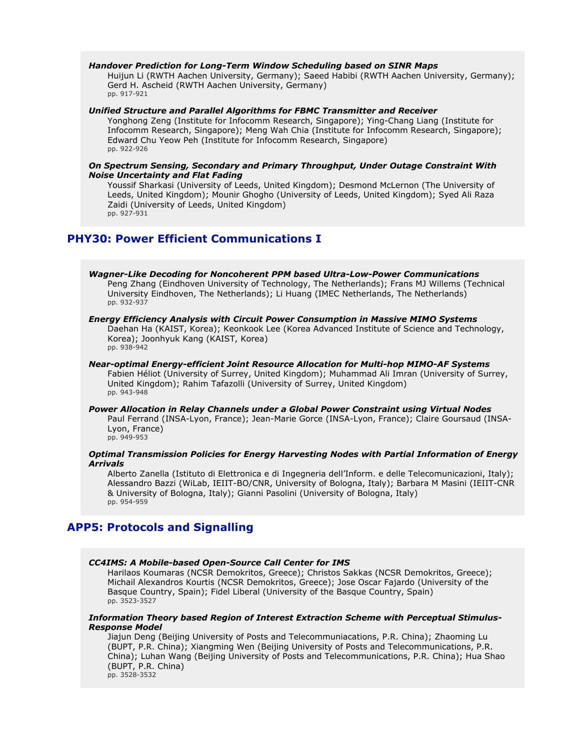***Handover Prediction for Long-Term Window Scheduling based on SINR Maps***

Huijun Li (RWTH Aachen University, Germany); Saeed Habibi (RWTH Aachen University, Germany); Gerd H. Ascheid (RWTH Aachen University, Germany)
pp. 917-921

***Unified Structure and Parallel Algorithms for FBMC Transmitter and Receiver***

Yonghong Zeng (Institute for Infocomm Research, Singapore); Ying-Chang Liang (Institute for Infocomm Research, Singapore); Meng Wah Chia (Institute for Infocomm Research, Singapore); Edward Chu Yeow Peh (Institute for Infocomm Research, Singapore)
pp. 922-926

***On Spectrum Sensing, Secondary and Primary Throughput, Under Outage Constraint With Noise Uncertainty and Flat Fading***

Youssif Sharkasi (University of Leeds, United Kingdom); Desmond McLernon (The University of Leeds, United Kingdom); Mounir Ghogho (University of Leeds, United Kingdom); Syed Ali Raza Zaidi (University of Leeds, United Kingdom)
pp. 927-931

## PHY30: Power Efficient Communications I

***Wagner-Like Decoding for Noncoherent PPM based Ultra-Low-Power Communications***

Peng Zhang (Eindhoven University of Technology, The Netherlands); Frans MJ Willems (Technical University Eindhoven, The Netherlands); Li Huang (IMEC Netherlands, The Netherlands)
pp. 932-937

***Energy Efficiency Analysis with Circuit Power Consumption in Massive MIMO Systems***

Daehan Ha (KAIST, Korea); Keonkook Lee (Korea Advanced Institute of Science and Technology, Korea); Joonhyuk Kang (KAIST, Korea)
pp. 938-942

***Near-optimal Energy-efficient Joint Resource Allocation for Multi-hop MIMO-AF Systems***

Fabien Héliot (University of Surrey, United Kingdom); Muhammad Ali Imran (University of Surrey, United Kingdom); Rahim Tafazolli (University of Surrey, United Kingdom)
pp. 943-948

***Power Allocation in Relay Channels under a Global Power Constraint using Virtual Nodes***

Paul Ferrand (INSA-Lyon, France); Jean-Marie Gorce (INSA-Lyon, France); Claire Goursaud (INSA-Lyon, France)
pp. 949-953

***Optimal Transmission Policies for Energy Harvesting Nodes with Partial Information of Energy Arrivals***

Alberto Zanella (Istituto di Elettronica e di Ingegneria dell'Inform. e delle Telecomunicazioni, Italy); Alessandro Bazzi (WiLab, IEIIT-BO/CNR, University of Bologna, Italy); Barbara M Masini (IEIIT-CNR & University of Bologna, Italy); Gianni Pasolini (University of Bologna, Italy)
pp. 954-959

## APP5: Protocols and Signalling

***CC4IMS: A Mobile-based Open-Source Call Center for IMS***

Harilaos Koumaras (NCSR Demokritos, Greece); Christos Sakkas (NCSR Demokritos, Greece); Michail Alexandros Kourtis (NCSR Demokritos, Greece); Jose Oscar Fajardo (University of the Basque Country, Spain); Fidel Liberal (University of the Basque Country, Spain)
pp. 3523-3527

***Information Theory based Region of Interest Extraction Scheme with Perceptual Stimulus-Response Model***

Jiajun Deng (Beijing University of Posts and Telecommuniacations, P.R. China); Zhaoming Lu (BUPT, P.R. China); Xiangming Wen (Beijing University of Posts and Telecommunications, P.R. China); Luhan Wang (Beijing University of Posts and Telecommunications, P.R. China); Hua Shao (BUPT, P.R. China)
pp. 3528-3532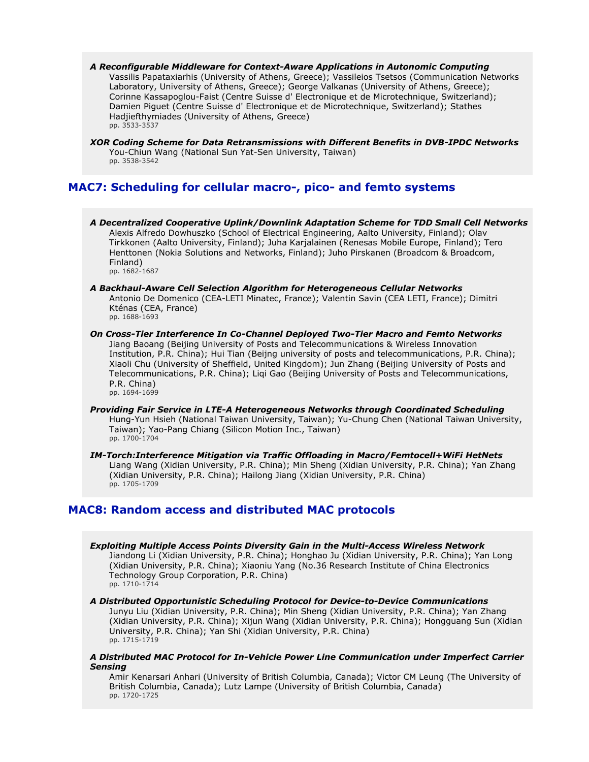***A Reconfigurable Middleware for Context-Aware Applications in Autonomic Computing***
Vassilis Papataxiarhis (University of Athens, Greece); Vassileios Tsetsos (Communication Networks Laboratory, University of Athens, Greece); George Valkanas (University of Athens, Greece); Corinne Kassapoglou-Faist (Centre Suisse d' Electronique et de Microtechnique, Switzerland); Damien Piguet (Centre Suisse d' Electronique et de Microtechnique, Switzerland); Stathes Hadjiefthymiades (University of Athens, Greece)
pp. 3533-3537

***XOR Coding Scheme for Data Retransmissions with Different Benefits in DVB-IPDC Networks***
You-Chiun Wang (National Sun Yat-Sen University, Taiwan)
pp. 3538-3542

## MAC7: Scheduling for cellular macro-, pico- and femto systems

***A Decentralized Cooperative Uplink/Downlink Adaptation Scheme for TDD Small Cell Networks***
Alexis Alfredo Dowhuszko (School of Electrical Engineering, Aalto University, Finland); Olav Tirkkonen (Aalto University, Finland); Juha Karjalainen (Renesas Mobile Europe, Finland); Tero Henttonen (Nokia Solutions and Networks, Finland); Juho Pirskanen (Broadcom & Broadcom, Finland)
pp. 1682-1687

***A Backhaul-Aware Cell Selection Algorithm for Heterogeneous Cellular Networks***
Antonio De Domenico (CEA-LETI Minatec, France); Valentin Savin (CEA LETI, France); Dimitri Kténas (CEA, France)
pp. 1688-1693

***On Cross-Tier Interference In Co-Channel Deployed Two-Tier Macro and Femto Networks***
Jiang Baoang (Beijing University of Posts and Telecommunications & Wireless Innovation Institution, P.R. China); Hui Tian (Beijng university of posts and telecommunications, P.R. China); Xiaoli Chu (University of Sheffield, United Kingdom); Jun Zhang (Beijing University of Posts and Telecommunications, P.R. China); Liqi Gao (Beijing University of Posts and Telecommunications, P.R. China)
pp. 1694-1699

***Providing Fair Service in LTE-A Heterogeneous Networks through Coordinated Scheduling***
Hung-Yun Hsieh (National Taiwan University, Taiwan); Yu-Chung Chen (National Taiwan University, Taiwan); Yao-Pang Chiang (Silicon Motion Inc., Taiwan)
pp. 1700-1704

***IM-Torch:Interference Mitigation via Traffic Offloading in Macro/Femtocell+WiFi HetNets***
Liang Wang (Xidian University, P.R. China); Min Sheng (Xidian University, P.R. China); Yan Zhang (Xidian University, P.R. China); Hailong Jiang (Xidian University, P.R. China)
pp. 1705-1709

## MAC8: Random access and distributed MAC protocols

***Exploiting Multiple Access Points Diversity Gain in the Multi-Access Wireless Network***
Jiandong Li (Xidian University, P.R. China); Honghao Ju (Xidian University, P.R. China); Yan Long (Xidian University, P.R. China); Xiaoniu Yang (No.36 Research Institute of China Electronics Technology Group Corporation, P.R. China)
pp. 1710-1714

***A Distributed Opportunistic Scheduling Protocol for Device-to-Device Communications***
Junyu Liu (Xidian University, P.R. China); Min Sheng (Xidian University, P.R. China); Yan Zhang (Xidian University, P.R. China); Xijun Wang (Xidian University, P.R. China); Hongguang Sun (Xidian University, P.R. China); Yan Shi (Xidian University, P.R. China)
pp. 1715-1719

***A Distributed MAC Protocol for In-Vehicle Power Line Communication under Imperfect Carrier Sensing***
Amir Kenarsari Anhari (University of British Columbia, Canada); Victor CM Leung (The University of British Columbia, Canada); Lutz Lampe (University of British Columbia, Canada)
pp. 1720-1725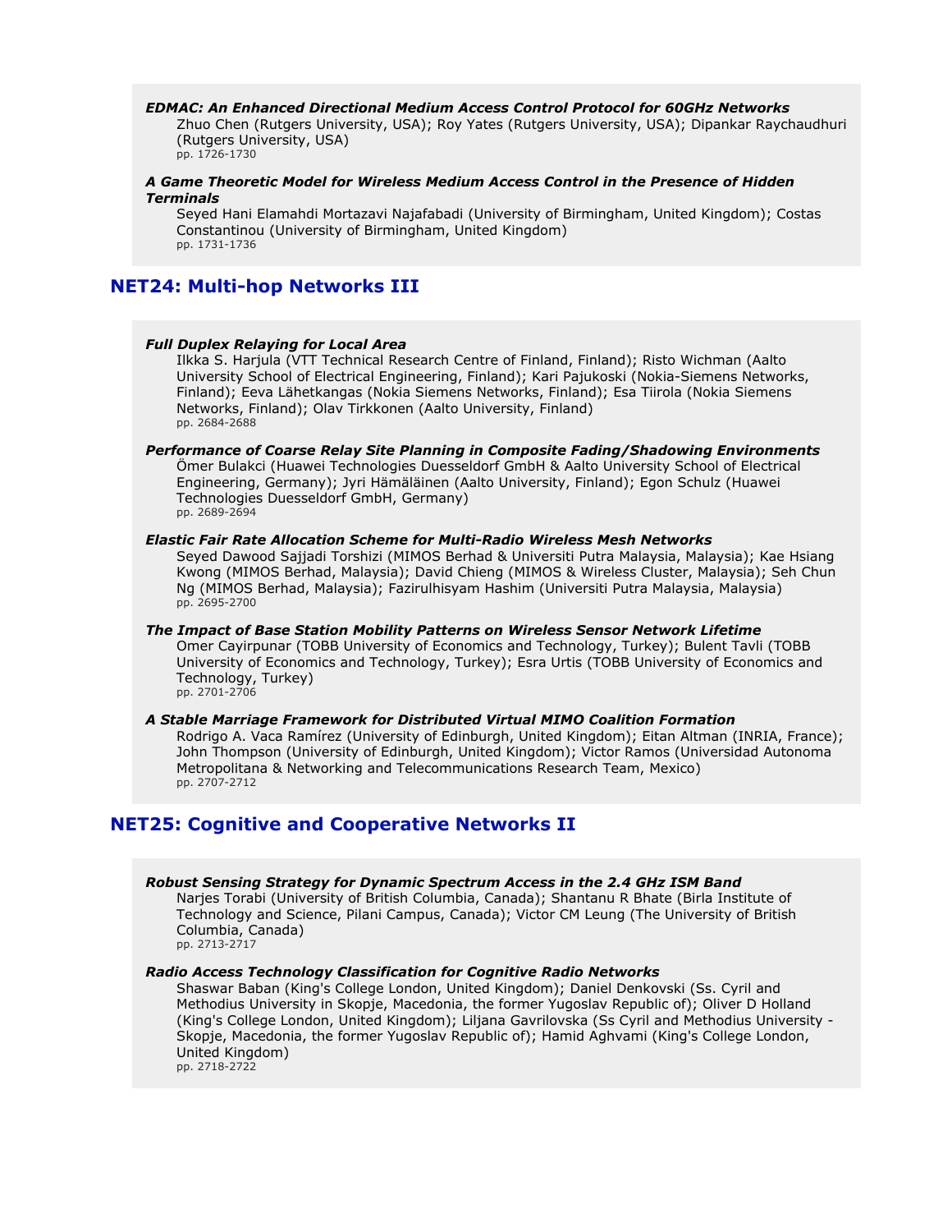***EDMAC: An Enhanced Directional Medium Access Control Protocol for 60GHz Networks***

Zhuo Chen (Rutgers University, USA); Roy Yates (Rutgers University, USA); Dipankar Raychaudhuri (Rutgers University, USA)
pp. 1726-1730

***A Game Theoretic Model for Wireless Medium Access Control in the Presence of Hidden Terminals***

Seyed Hani Elamahdi Mortazavi Najafabadi (University of Birmingham, United Kingdom); Costas Constantinou (University of Birmingham, United Kingdom)
pp. 1731-1736

## NET24: Multi-hop Networks III

***Full Duplex Relaying for Local Area***

Ilkka S. Harjula (VTT Technical Research Centre of Finland, Finland); Risto Wichman (Aalto University School of Electrical Engineering, Finland); Kari Pajukoski (Nokia-Siemens Networks, Finland); Eeva Lähetkangas (Nokia Siemens Networks, Finland); Esa Tiirola (Nokia Siemens Networks, Finland); Olav Tirkkonen (Aalto University, Finland)
pp. 2684-2688

***Performance of Coarse Relay Site Planning in Composite Fading/Shadowing Environments***

Ömer Bulakci (Huawei Technologies Duesseldorf GmbH & Aalto University School of Electrical Engineering, Germany); Jyri Hämäläinen (Aalto University, Finland); Egon Schulz (Huawei Technologies Duesseldorf GmbH, Germany)
pp. 2689-2694

***Elastic Fair Rate Allocation Scheme for Multi-Radio Wireless Mesh Networks***

Seyed Dawood Sajjadi Torshizi (MIMOS Berhad & Universiti Putra Malaysia, Malaysia); Kae Hsiang Kwong (MIMOS Berhad, Malaysia); David Chieng (MIMOS & Wireless Cluster, Malaysia); Seh Chun Ng (MIMOS Berhad, Malaysia); Fazirulhisyam Hashim (Universiti Putra Malaysia, Malaysia)
pp. 2695-2700

***The Impact of Base Station Mobility Patterns on Wireless Sensor Network Lifetime***

Omer Cayirpunar (TOBB University of Economics and Technology, Turkey); Bulent Tavli (TOBB University of Economics and Technology, Turkey); Esra Urtis (TOBB University of Economics and Technology, Turkey)
pp. 2701-2706

***A Stable Marriage Framework for Distributed Virtual MIMO Coalition Formation***

Rodrigo A. Vaca Ramírez (University of Edinburgh, United Kingdom); Eitan Altman (INRIA, France); John Thompson (University of Edinburgh, United Kingdom); Victor Ramos (Universidad Autonoma Metropolitana & Networking and Telecommunications Research Team, Mexico)
pp. 2707-2712

## NET25: Cognitive and Cooperative Networks II

***Robust Sensing Strategy for Dynamic Spectrum Access in the 2.4 GHz ISM Band***

Narjes Torabi (University of British Columbia, Canada); Shantanu R Bhate (Birla Institute of Technology and Science, Pilani Campus, Canada); Victor CM Leung (The University of British Columbia, Canada)
pp. 2713-2717

***Radio Access Technology Classification for Cognitive Radio Networks***

Shaswar Baban (King's College London, United Kingdom); Daniel Denkovski (Ss. Cyril and Methodius University in Skopje, Macedonia, the former Yugoslav Republic of); Oliver D Holland (King's College London, United Kingdom); Liljana Gavrilovska (Ss Cyril and Methodius University - Skopje, Macedonia, the former Yugoslav Republic of); Hamid Aghvami (King's College London, United Kingdom)
pp. 2718-2722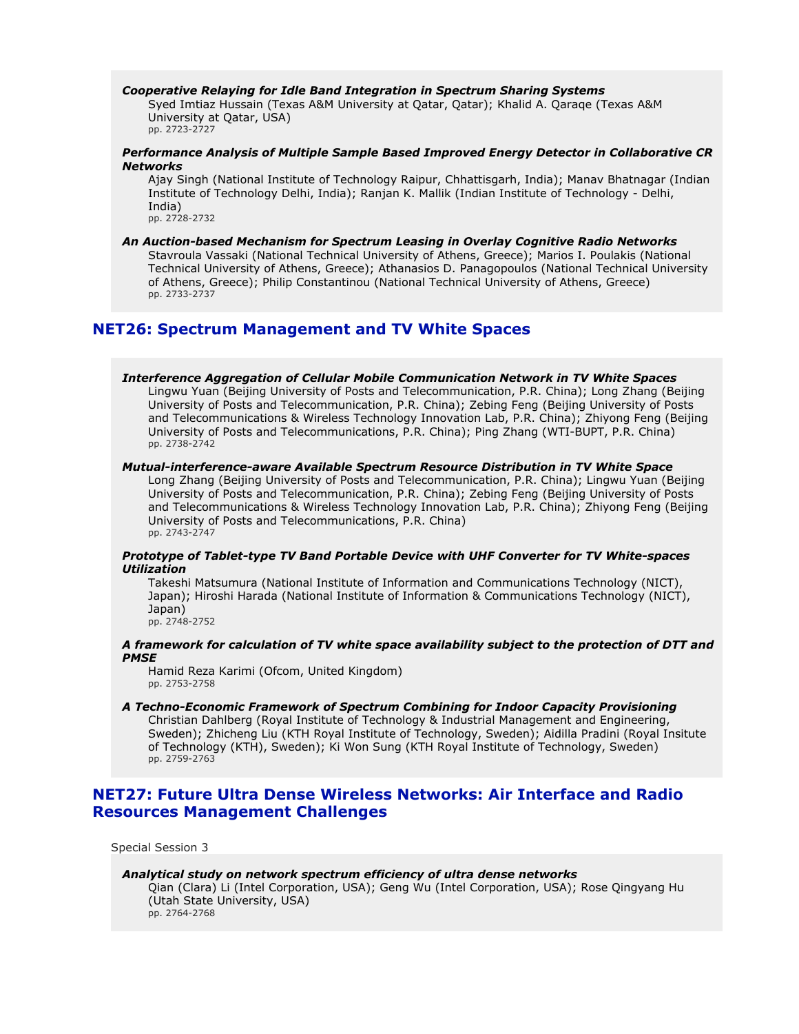***Cooperative Relaying for Idle Band Integration in Spectrum Sharing Systems***
Syed Imtiaz Hussain (Texas A&M University at Qatar, Qatar); Khalid A. Qaraqe (Texas A&M University at Qatar, USA)
pp. 2723-2727

***Performance Analysis of Multiple Sample Based Improved Energy Detector in Collaborative CR Networks***
Ajay Singh (National Institute of Technology Raipur, Chhattisgarh, India); Manav Bhatnagar (Indian Institute of Technology Delhi, India); Ranjan K. Mallik (Indian Institute of Technology - Delhi, India)
pp. 2728-2732

***An Auction-based Mechanism for Spectrum Leasing in Overlay Cognitive Radio Networks***
Stavroula Vassaki (National Technical University of Athens, Greece); Marios I. Poulakis (National Technical University of Athens, Greece); Athanasios D. Panagopoulos (National Technical University of Athens, Greece); Philip Constantinou (National Technical University of Athens, Greece)
pp. 2733-2737

## NET26: Spectrum Management and TV White Spaces

***Interference Aggregation of Cellular Mobile Communication Network in TV White Spaces***
Lingwu Yuan (Beijing University of Posts and Telecommunication, P.R. China); Long Zhang (Beijing University of Posts and Telecommunication, P.R. China); Zebing Feng (Beijing University of Posts and Telecommunications & Wireless Technology Innovation Lab, P.R. China); Zhiyong Feng (Beijing University of Posts and Telecommunications, P.R. China); Ping Zhang (WTI-BUPT, P.R. China)
pp. 2738-2742

***Mutual-interference-aware Available Spectrum Resource Distribution in TV White Space***
Long Zhang (Beijing University of Posts and Telecommunication, P.R. China); Lingwu Yuan (Beijing University of Posts and Telecommunication, P.R. China); Zebing Feng (Beijing University of Posts and Telecommunications & Wireless Technology Innovation Lab, P.R. China); Zhiyong Feng (Beijing University of Posts and Telecommunications, P.R. China)
pp. 2743-2747

***Prototype of Tablet-type TV Band Portable Device with UHF Converter for TV White-spaces Utilization***
Takeshi Matsumura (National Institute of Information and Communications Technology (NICT), Japan); Hiroshi Harada (National Institute of Information & Communications Technology (NICT), Japan)
pp. 2748-2752

***A framework for calculation of TV white space availability subject to the protection of DTT and PMSE***
Hamid Reza Karimi (Ofcom, United Kingdom)
pp. 2753-2758

***A Techno-Economic Framework of Spectrum Combining for Indoor Capacity Provisioning***
Christian Dahlberg (Royal Institute of Technology & Industrial Management and Engineering, Sweden); Zhicheng Liu (KTH Royal Institute of Technology, Sweden); Aidilla Pradini (Royal Insitute of Technology (KTH), Sweden); Ki Won Sung (KTH Royal Institute of Technology, Sweden)
pp. 2759-2763

## NET27: Future Ultra Dense Wireless Networks: Air Interface and Radio Resources Management Challenges

Special Session 3

***Analytical study on network spectrum efficiency of ultra dense networks***
Qian (Clara) Li (Intel Corporation, USA); Geng Wu (Intel Corporation, USA); Rose Qingyang Hu (Utah State University, USA)
pp. 2764-2768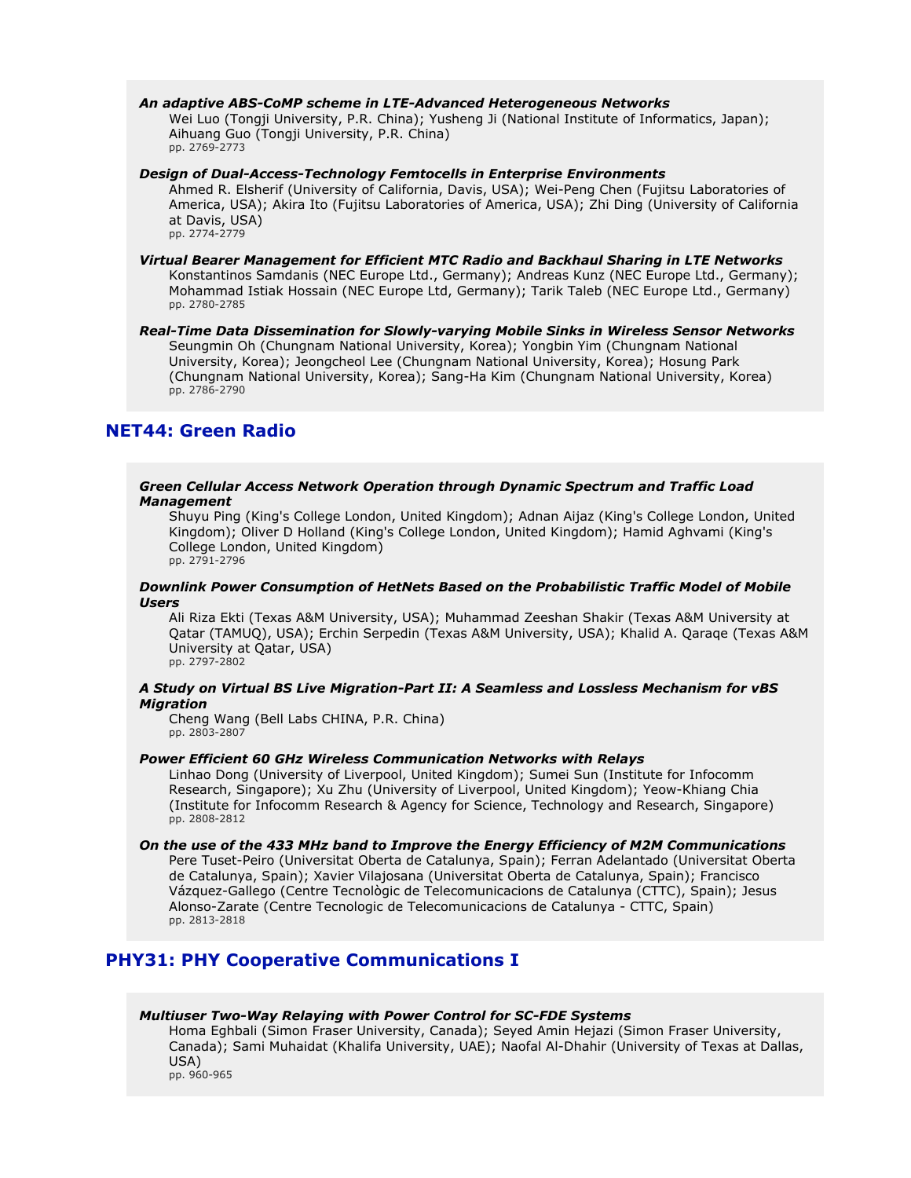***An adaptive ABS-CoMP scheme in LTE-Advanced Heterogeneous Networks***
Wei Luo (Tongji University, P.R. China); Yusheng Ji (National Institute of Informatics, Japan); Aihuang Guo (Tongji University, P.R. China)
pp. 2769-2773

***Design of Dual-Access-Technology Femtocells in Enterprise Environments***
Ahmed R. Elsherif (University of California, Davis, USA); Wei-Peng Chen (Fujitsu Laboratories of America, USA); Akira Ito (Fujitsu Laboratories of America, USA); Zhi Ding (University of California at Davis, USA)
pp. 2774-2779

***Virtual Bearer Management for Efficient MTC Radio and Backhaul Sharing in LTE Networks***
Konstantinos Samdanis (NEC Europe Ltd., Germany); Andreas Kunz (NEC Europe Ltd., Germany); Mohammad Istiak Hossain (NEC Europe Ltd, Germany); Tarik Taleb (NEC Europe Ltd., Germany)
pp. 2780-2785

***Real-Time Data Dissemination for Slowly-varying Mobile Sinks in Wireless Sensor Networks***
Seungmin Oh (Chungnam National University, Korea); Yongbin Yim (Chungnam National University, Korea); Jeongcheol Lee (Chungnam National University, Korea); Hosung Park (Chungnam National University, Korea); Sang-Ha Kim (Chungnam National University, Korea)
pp. 2786-2790

## NET44: Green Radio

***Green Cellular Access Network Operation through Dynamic Spectrum and Traffic Load Management***
Shuyu Ping (King's College London, United Kingdom); Adnan Aijaz (King's College London, United Kingdom); Oliver D Holland (King's College London, United Kingdom); Hamid Aghvami (King's College London, United Kingdom)
pp. 2791-2796

***Downlink Power Consumption of HetNets Based on the Probabilistic Traffic Model of Mobile Users***
Ali Riza Ekti (Texas A&M University, USA); Muhammad Zeeshan Shakir (Texas A&M University at Qatar (TAMUQ), USA); Erchin Serpedin (Texas A&M University, USA); Khalid A. Qaraqe (Texas A&M University at Qatar, USA)
pp. 2797-2802

***A Study on Virtual BS Live Migration-Part II: A Seamless and Lossless Mechanism for vBS Migration***
Cheng Wang (Bell Labs CHINA, P.R. China)
pp. 2803-2807

***Power Efficient 60 GHz Wireless Communication Networks with Relays***
Linhao Dong (University of Liverpool, United Kingdom); Sumei Sun (Institute for Infocomm Research, Singapore); Xu Zhu (University of Liverpool, United Kingdom); Yeow-Khiang Chia (Institute for Infocomm Research & Agency for Science, Technology and Research, Singapore)
pp. 2808-2812

***On the use of the 433 MHz band to Improve the Energy Efficiency of M2M Communications***
Pere Tuset-Peiro (Universitat Oberta de Catalunya, Spain); Ferran Adelantado (Universitat Oberta de Catalunya, Spain); Xavier Vilajosana (Universitat Oberta de Catalunya, Spain); Francisco Vázquez-Gallego (Centre Tecnològic de Telecomunicacions de Catalunya (CTTC), Spain); Jesus Alonso-Zarate (Centre Tecnologic de Telecomunicacions de Catalunya - CTTC, Spain)
pp. 2813-2818

## PHY31: PHY Cooperative Communications I

***Multiuser Two-Way Relaying with Power Control for SC-FDE Systems***
Homa Eghbali (Simon Fraser University, Canada); Seyed Amin Hejazi (Simon Fraser University, Canada); Sami Muhaidat (Khalifa University, UAE); Naofal Al-Dhahir (University of Texas at Dallas, USA)
pp. 960-965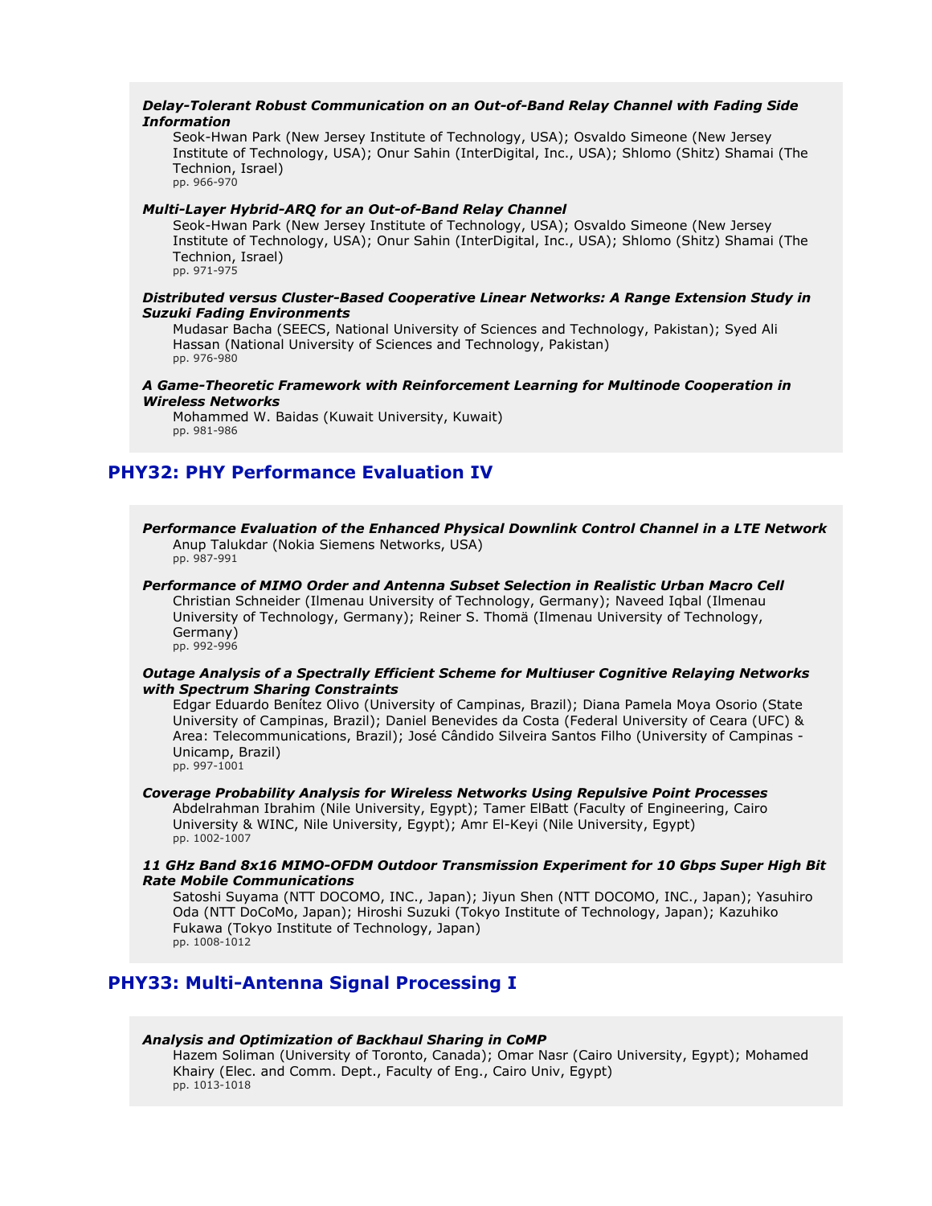***Delay-Tolerant Robust Communication on an Out-of-Band Relay Channel with Fading Side Information***

Seok-Hwan Park (New Jersey Institute of Technology, USA); Osvaldo Simeone (New Jersey Institute of Technology, USA); Onur Sahin (InterDigital, Inc., USA); Shlomo (Shitz) Shamai (The Technion, Israel)
pp. 966-970

***Multi-Layer Hybrid-ARQ for an Out-of-Band Relay Channel***

Seok-Hwan Park (New Jersey Institute of Technology, USA); Osvaldo Simeone (New Jersey Institute of Technology, USA); Onur Sahin (InterDigital, Inc., USA); Shlomo (Shitz) Shamai (The Technion, Israel)
pp. 971-975

***Distributed versus Cluster-Based Cooperative Linear Networks: A Range Extension Study in Suzuki Fading Environments***

Mudasar Bacha (SEECS, National University of Sciences and Technology, Pakistan); Syed Ali Hassan (National University of Sciences and Technology, Pakistan)
pp. 976-980

***A Game-Theoretic Framework with Reinforcement Learning for Multinode Cooperation in Wireless Networks***

Mohammed W. Baidas (Kuwait University, Kuwait)
pp. 981-986

## PHY32: PHY Performance Evaluation IV

***Performance Evaluation of the Enhanced Physical Downlink Control Channel in a LTE Network***

Anup Talukdar (Nokia Siemens Networks, USA)
pp. 987-991

***Performance of MIMO Order and Antenna Subset Selection in Realistic Urban Macro Cell***

Christian Schneider (Ilmenau University of Technology, Germany); Naveed Iqbal (Ilmenau University of Technology, Germany); Reiner S. Thomä (Ilmenau University of Technology, Germany)
pp. 992-996

***Outage Analysis of a Spectrally Efficient Scheme for Multiuser Cognitive Relaying Networks with Spectrum Sharing Constraints***

Edgar Eduardo Benítez Olivo (University of Campinas, Brazil); Diana Pamela Moya Osorio (State University of Campinas, Brazil); Daniel Benevides da Costa (Federal University of Ceara (UFC) & Area: Telecommunications, Brazil); José Cândido Silveira Santos Filho (University of Campinas - Unicamp, Brazil)
pp. 997-1001

***Coverage Probability Analysis for Wireless Networks Using Repulsive Point Processes***

Abdelrahman Ibrahim (Nile University, Egypt); Tamer ElBatt (Faculty of Engineering, Cairo University & WINC, Nile University, Egypt); Amr El-Keyi (Nile University, Egypt)
pp. 1002-1007

***11 GHz Band 8x16 MIMO-OFDM Outdoor Transmission Experiment for 10 Gbps Super High Bit Rate Mobile Communications***

Satoshi Suyama (NTT DOCOMO, INC., Japan); Jiyun Shen (NTT DOCOMO, INC., Japan); Yasuhiro Oda (NTT DoCoMo, Japan); Hiroshi Suzuki (Tokyo Institute of Technology, Japan); Kazuhiko Fukawa (Tokyo Institute of Technology, Japan)
pp. 1008-1012

## PHY33: Multi-Antenna Signal Processing I

***Analysis and Optimization of Backhaul Sharing in CoMP***

Hazem Soliman (University of Toronto, Canada); Omar Nasr (Cairo University, Egypt); Mohamed Khairy (Elec. and Comm. Dept., Faculty of Eng., Cairo Univ, Egypt)
pp. 1013-1018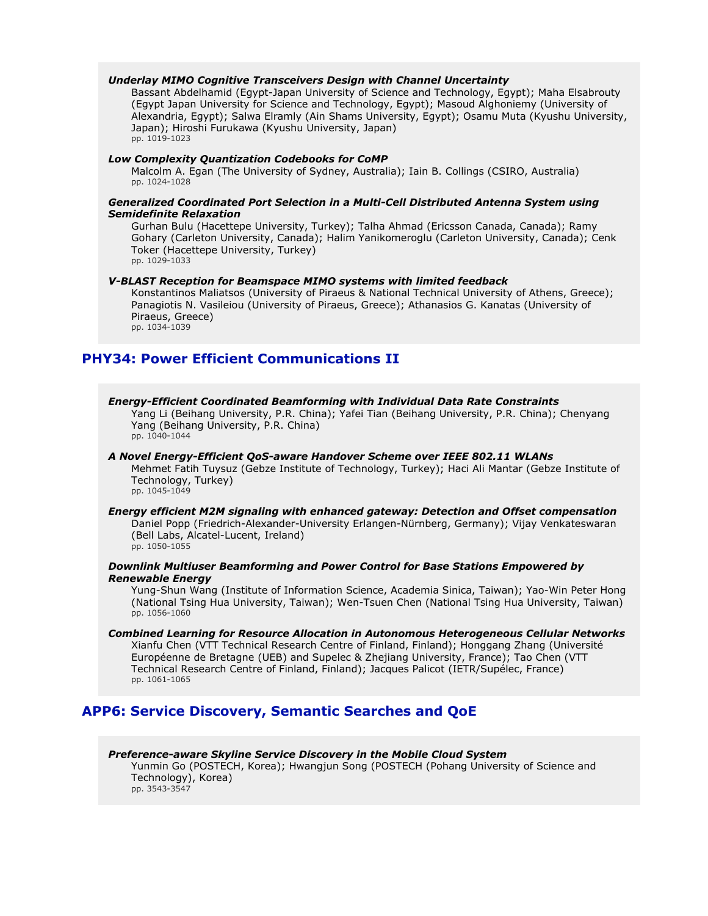***Underlay MIMO Cognitive Transceivers Design with Channel Uncertainty***

Bassant Abdelhamid (Egypt-Japan University of Science and Technology, Egypt); Maha Elsabrouty (Egypt Japan University for Science and Technology, Egypt); Masoud Alghoniemy (University of Alexandria, Egypt); Salwa Elramly (Ain Shams University, Egypt); Osamu Muta (Kyushu University, Japan); Hiroshi Furukawa (Kyushu University, Japan)
pp. 1019-1023

***Low Complexity Quantization Codebooks for CoMP***

Malcolm A. Egan (The University of Sydney, Australia); Iain B. Collings (CSIRO, Australia)
pp. 1024-1028

***Generalized Coordinated Port Selection in a Multi-Cell Distributed Antenna System using Semidefinite Relaxation***

Gurhan Bulu (Hacettepe University, Turkey); Talha Ahmad (Ericsson Canada, Canada); Ramy Gohary (Carleton University, Canada); Halim Yanikomeroglu (Carleton University, Canada); Cenk Toker (Hacettepe University, Turkey)
pp. 1029-1033

***V-BLAST Reception for Beamspace MIMO systems with limited feedback***

Konstantinos Maliatsos (University of Piraeus & National Technical University of Athens, Greece); Panagiotis N. Vasileiou (University of Piraeus, Greece); Athanasios G. Kanatas (University of Piraeus, Greece)
pp. 1034-1039

## PHY34: Power Efficient Communications II

***Energy-Efficient Coordinated Beamforming with Individual Data Rate Constraints***

Yang Li (Beihang University, P.R. China); Yafei Tian (Beihang University, P.R. China); Chenyang Yang (Beihang University, P.R. China)
pp. 1040-1044

***A Novel Energy-Efficient QoS-aware Handover Scheme over IEEE 802.11 WLANs***

Mehmet Fatih Tuysuz (Gebze Institute of Technology, Turkey); Haci Ali Mantar (Gebze Institute of Technology, Turkey)
pp. 1045-1049

***Energy efficient M2M signaling with enhanced gateway: Detection and Offset compensation***

Daniel Popp (Friedrich-Alexander-University Erlangen-Nürnberg, Germany); Vijay Venkateswaran (Bell Labs, Alcatel-Lucent, Ireland)
pp. 1050-1055

***Downlink Multiuser Beamforming and Power Control for Base Stations Empowered by Renewable Energy***

Yung-Shun Wang (Institute of Information Science, Academia Sinica, Taiwan); Yao-Win Peter Hong (National Tsing Hua University, Taiwan); Wen-Tsuen Chen (National Tsing Hua University, Taiwan)
pp. 1056-1060

***Combined Learning for Resource Allocation in Autonomous Heterogeneous Cellular Networks***

Xianfu Chen (VTT Technical Research Centre of Finland, Finland); Honggang Zhang (Université Européenne de Bretagne (UEB) and Supelec & Zhejiang University, France); Tao Chen (VTT Technical Research Centre of Finland, Finland); Jacques Palicot (IETR/Supélec, France)
pp. 1061-1065

## APP6: Service Discovery, Semantic Searches and QoE

***Preference-aware Skyline Service Discovery in the Mobile Cloud System***

Yunmin Go (POSTECH, Korea); Hwangjun Song (POSTECH (Pohang University of Science and Technology), Korea)
pp. 3543-3547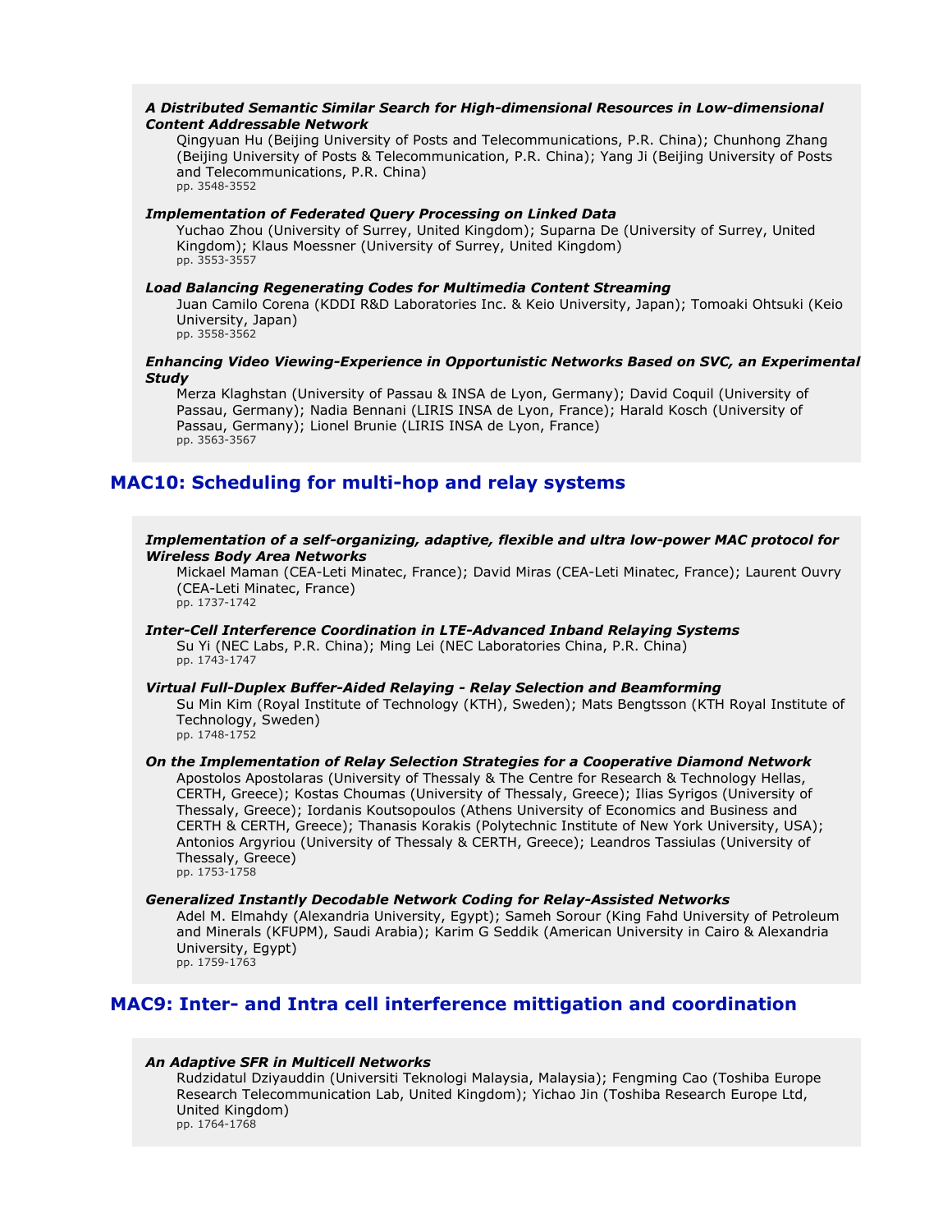***A Distributed Semantic Similar Search for High-dimensional Resources in Low-dimensional Content Addressable Network***

Qingyuan Hu (Beijing University of Posts and Telecommunications, P.R. China); Chunhong Zhang (Beijing University of Posts & Telecommunication, P.R. China); Yang Ji (Beijing University of Posts and Telecommunications, P.R. China)
pp. 3548-3552

***Implementation of Federated Query Processing on Linked Data***

Yuchao Zhou (University of Surrey, United Kingdom); Suparna De (University of Surrey, United Kingdom); Klaus Moessner (University of Surrey, United Kingdom)
pp. 3553-3557

***Load Balancing Regenerating Codes for Multimedia Content Streaming***

Juan Camilo Corena (KDDI R&D Laboratories Inc. & Keio University, Japan); Tomoaki Ohtsuki (Keio University, Japan)
pp. 3558-3562

***Enhancing Video Viewing-Experience in Opportunistic Networks Based on SVC, an Experimental Study***

Merza Klaghstan (University of Passau & INSA de Lyon, Germany); David Coquil (University of Passau, Germany); Nadia Bennani (LIRIS INSA de Lyon, France); Harald Kosch (University of Passau, Germany); Lionel Brunie (LIRIS INSA de Lyon, France)
pp. 3563-3567

## MAC10: Scheduling for multi-hop and relay systems

***Implementation of a self-organizing, adaptive, flexible and ultra low-power MAC protocol for Wireless Body Area Networks***

Mickael Maman (CEA-Leti Minatec, France); David Miras (CEA-Leti Minatec, France); Laurent Ouvry (CEA-Leti Minatec, France)
pp. 1737-1742

***Inter-Cell Interference Coordination in LTE-Advanced Inband Relaying Systems***

Su Yi (NEC Labs, P.R. China); Ming Lei (NEC Laboratories China, P.R. China)
pp. 1743-1747

***Virtual Full-Duplex Buffer-Aided Relaying - Relay Selection and Beamforming***

Su Min Kim (Royal Institute of Technology (KTH), Sweden); Mats Bengtsson (KTH Royal Institute of Technology, Sweden)
pp. 1748-1752

***On the Implementation of Relay Selection Strategies for a Cooperative Diamond Network***

Apostolos Apostolaras (University of Thessaly & The Centre for Research & Technology Hellas, CERTH, Greece); Kostas Choumas (University of Thessaly, Greece); Ilias Syrigos (University of Thessaly, Greece); Iordanis Koutsopoulos (Athens University of Economics and Business and CERTH & CERTH, Greece); Thanasis Korakis (Polytechnic Institute of New York University, USA); Antonios Argyriou (University of Thessaly & CERTH, Greece); Leandros Tassiulas (University of Thessaly, Greece)
pp. 1753-1758

***Generalized Instantly Decodable Network Coding for Relay-Assisted Networks***

Adel M. Elmahdy (Alexandria University, Egypt); Sameh Sorour (King Fahd University of Petroleum and Minerals (KFUPM), Saudi Arabia); Karim G Seddik (American University in Cairo & Alexandria University, Egypt)
pp. 1759-1763

## MAC9: Inter- and Intra cell interference mittigation and coordination

***An Adaptive SFR in Multicell Networks***

Rudzidatul Dziyauddin (Universiti Teknologi Malaysia, Malaysia); Fengming Cao (Toshiba Europe Research Telecommunication Lab, United Kingdom); Yichao Jin (Toshiba Research Europe Ltd, United Kingdom)
pp. 1764-1768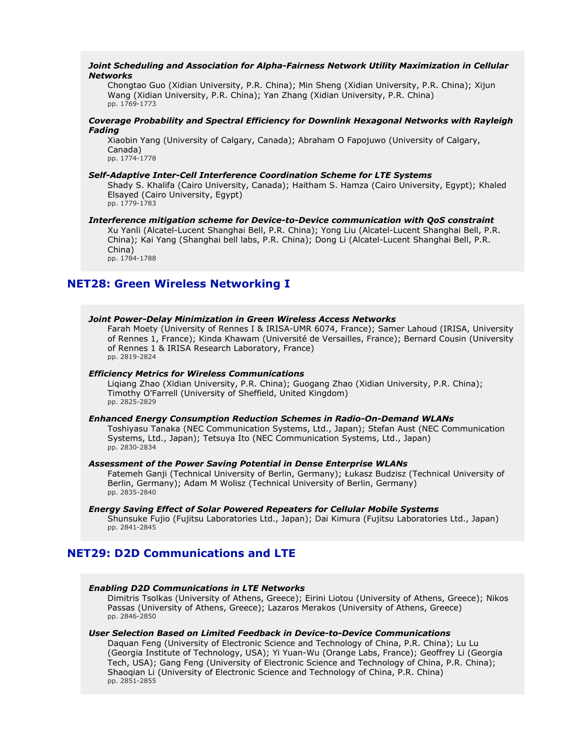***Joint Scheduling and Association for Alpha-Fairness Network Utility Maximization in Cellular Networks***

Chongtao Guo (Xidian University, P.R. China); Min Sheng (Xidian University, P.R. China); Xijun Wang (Xidian University, P.R. China); Yan Zhang (Xidian University, P.R. China)
pp. 1769-1773

***Coverage Probability and Spectral Efficiency for Downlink Hexagonal Networks with Rayleigh Fading***

Xiaobin Yang (University of Calgary, Canada); Abraham O Fapojuwo (University of Calgary, Canada)
pp. 1774-1778

***Self-Adaptive Inter-Cell Interference Coordination Scheme for LTE Systems***

Shady S. Khalifa (Cairo University, Canada); Haitham S. Hamza (Cairo University, Egypt); Khaled Elsayed (Cairo University, Egypt)
pp. 1779-1783

***Interference mitigation scheme for Device-to-Device communication with QoS constraint***

Xu Yanli (Alcatel-Lucent Shanghai Bell, P.R. China); Yong Liu (Alcatel-Lucent Shanghai Bell, P.R. China); Kai Yang (Shanghai bell labs, P.R. China); Dong Li (Alcatel-Lucent Shanghai Bell, P.R. China)
pp. 1784-1788

## NET28: Green Wireless Networking I

***Joint Power-Delay Minimization in Green Wireless Access Networks***

Farah Moety (University of Rennes I & IRISA-UMR 6074, France); Samer Lahoud (IRISA, University of Rennes 1, France); Kinda Khawam (Université de Versailles, France); Bernard Cousin (University of Rennes 1 & IRISA Research Laboratory, France)
pp. 2819-2824

***Efficiency Metrics for Wireless Communications***

Liqiang Zhao (Xidian University, P.R. China); Guogang Zhao (Xidian University, P.R. China); Timothy O'Farrell (University of Sheffield, United Kingdom)
pp. 2825-2829

***Enhanced Energy Consumption Reduction Schemes in Radio-On-Demand WLANs***

Toshiyasu Tanaka (NEC Communication Systems, Ltd., Japan); Stefan Aust (NEC Communication Systems, Ltd., Japan); Tetsuya Ito (NEC Communication Systems, Ltd., Japan)
pp. 2830-2834

***Assessment of the Power Saving Potential in Dense Enterprise WLANs***

Fatemeh Ganji (Technical University of Berlin, Germany); Łukasz Budzisz (Technical University of Berlin, Germany); Adam M Wolisz (Technical University of Berlin, Germany)
pp. 2835-2840

***Energy Saving Effect of Solar Powered Repeaters for Cellular Mobile Systems***

Shunsuke Fujio (Fujitsu Laboratories Ltd., Japan); Dai Kimura (Fujitsu Laboratories Ltd., Japan)
pp. 2841-2845

## NET29: D2D Communications and LTE

***Enabling D2D Communications in LTE Networks***

Dimitris Tsolkas (University of Athens, Greece); Eirini Liotou (University of Athens, Greece); Nikos Passas (University of Athens, Greece); Lazaros Merakos (University of Athens, Greece)
pp. 2846-2850

***User Selection Based on Limited Feedback in Device-to-Device Communications***

Daquan Feng (University of Electronic Science and Technology of China, P.R. China); Lu Lu (Georgia Institute of Technology, USA); Yi Yuan-Wu (Orange Labs, France); Geoffrey Li (Georgia Tech, USA); Gang Feng (University of Electronic Science and Technology of China, P.R. China); Shaoqian Li (University of Electronic Science and Technology of China, P.R. China)
pp. 2851-2855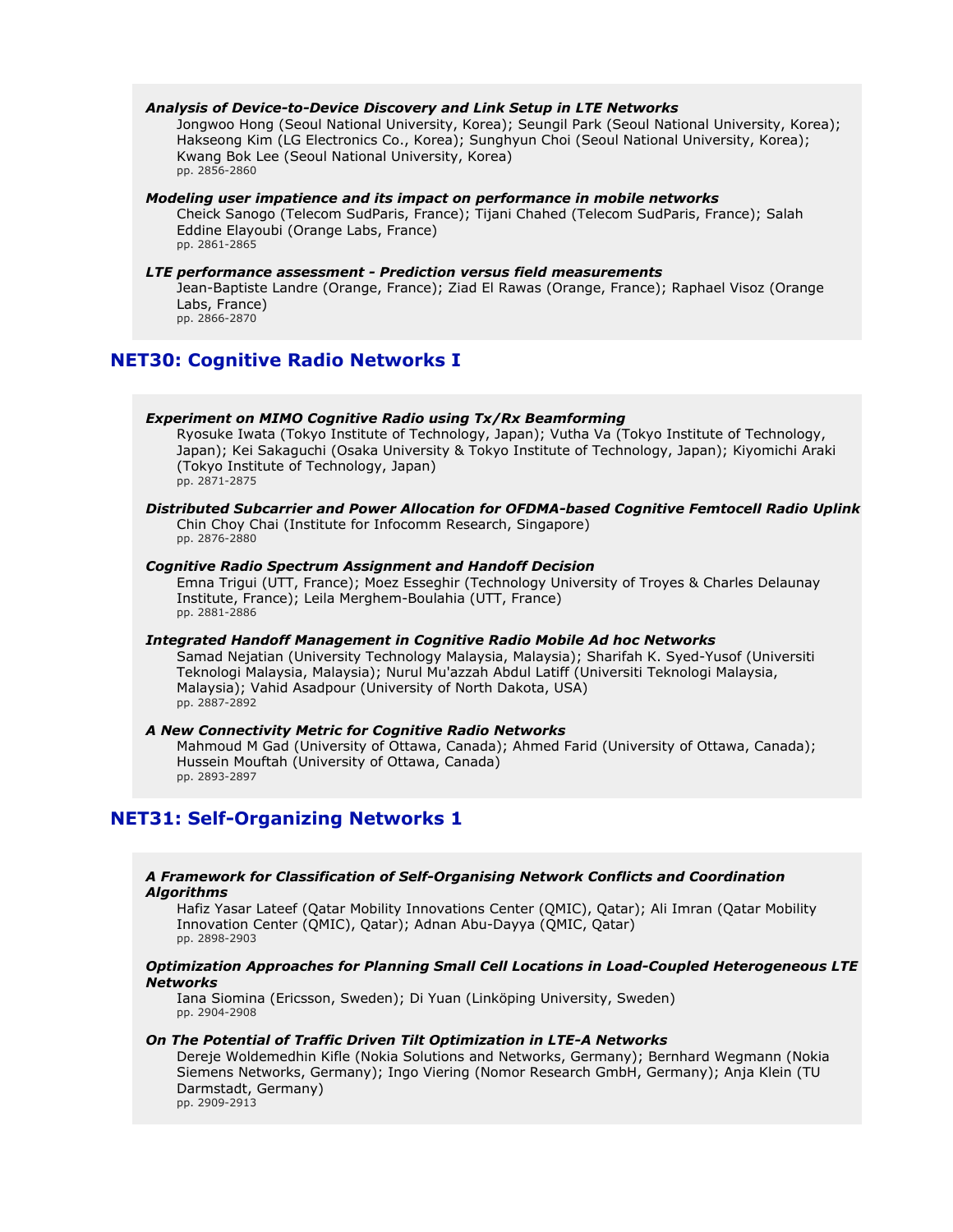***Analysis of Device-to-Device Discovery and Link Setup in LTE Networks***
Jongwoo Hong (Seoul National University, Korea); Seungil Park (Seoul National University, Korea); Hakseong Kim (LG Electronics Co., Korea); Sunghyun Choi (Seoul National University, Korea); Kwang Bok Lee (Seoul National University, Korea)
pp. 2856-2860

***Modeling user impatience and its impact on performance in mobile networks***
Cheick Sanogo (Telecom SudParis, France); Tijani Chahed (Telecom SudParis, France); Salah Eddine Elayoubi (Orange Labs, France)
pp. 2861-2865

***LTE performance assessment - Prediction versus field measurements***
Jean-Baptiste Landre (Orange, France); Ziad El Rawas (Orange, France); Raphael Visoz (Orange Labs, France)
pp. 2866-2870

## NET30: Cognitive Radio Networks I

***Experiment on MIMO Cognitive Radio using Tx/Rx Beamforming***
Ryosuke Iwata (Tokyo Institute of Technology, Japan); Vutha Va (Tokyo Institute of Technology, Japan); Kei Sakaguchi (Osaka University & Tokyo Institute of Technology, Japan); Kiyomichi Araki (Tokyo Institute of Technology, Japan)
pp. 2871-2875

***Distributed Subcarrier and Power Allocation for OFDMA-based Cognitive Femtocell Radio Uplink***
Chin Choy Chai (Institute for Infocomm Research, Singapore)
pp. 2876-2880

***Cognitive Radio Spectrum Assignment and Handoff Decision***
Emna Trigui (UTT, France); Moez Esseghir (Technology University of Troyes & Charles Delaunay Institute, France); Leila Merghem-Boulahia (UTT, France)
pp. 2881-2886

***Integrated Handoff Management in Cognitive Radio Mobile Ad hoc Networks***
Samad Nejatian (University Technology Malaysia, Malaysia); Sharifah K. Syed-Yusof (Universiti Teknologi Malaysia, Malaysia); Nurul Mu'azzah Abdul Latiff (Universiti Teknologi Malaysia, Malaysia); Vahid Asadpour (University of North Dakota, USA)
pp. 2887-2892

***A New Connectivity Metric for Cognitive Radio Networks***
Mahmoud M Gad (University of Ottawa, Canada); Ahmed Farid (University of Ottawa, Canada); Hussein Mouftah (University of Ottawa, Canada)
pp. 2893-2897

## NET31: Self-Organizing Networks 1

***A Framework for Classification of Self-Organising Network Conflicts and Coordination Algorithms***
Hafiz Yasar Lateef (Qatar Mobility Innovations Center (QMIC), Qatar); Ali Imran (Qatar Mobility Innovation Center (QMIC), Qatar); Adnan Abu-Dayya (QMIC, Qatar)
pp. 2898-2903

***Optimization Approaches for Planning Small Cell Locations in Load-Coupled Heterogeneous LTE Networks***
Iana Siomina (Ericsson, Sweden); Di Yuan (Linköping University, Sweden)
pp. 2904-2908

***On The Potential of Traffic Driven Tilt Optimization in LTE-A Networks***
Dereje Woldemedhin Kifle (Nokia Solutions and Networks, Germany); Bernhard Wegmann (Nokia Siemens Networks, Germany); Ingo Viering (Nomor Research GmbH, Germany); Anja Klein (TU Darmstadt, Germany)
pp. 2909-2913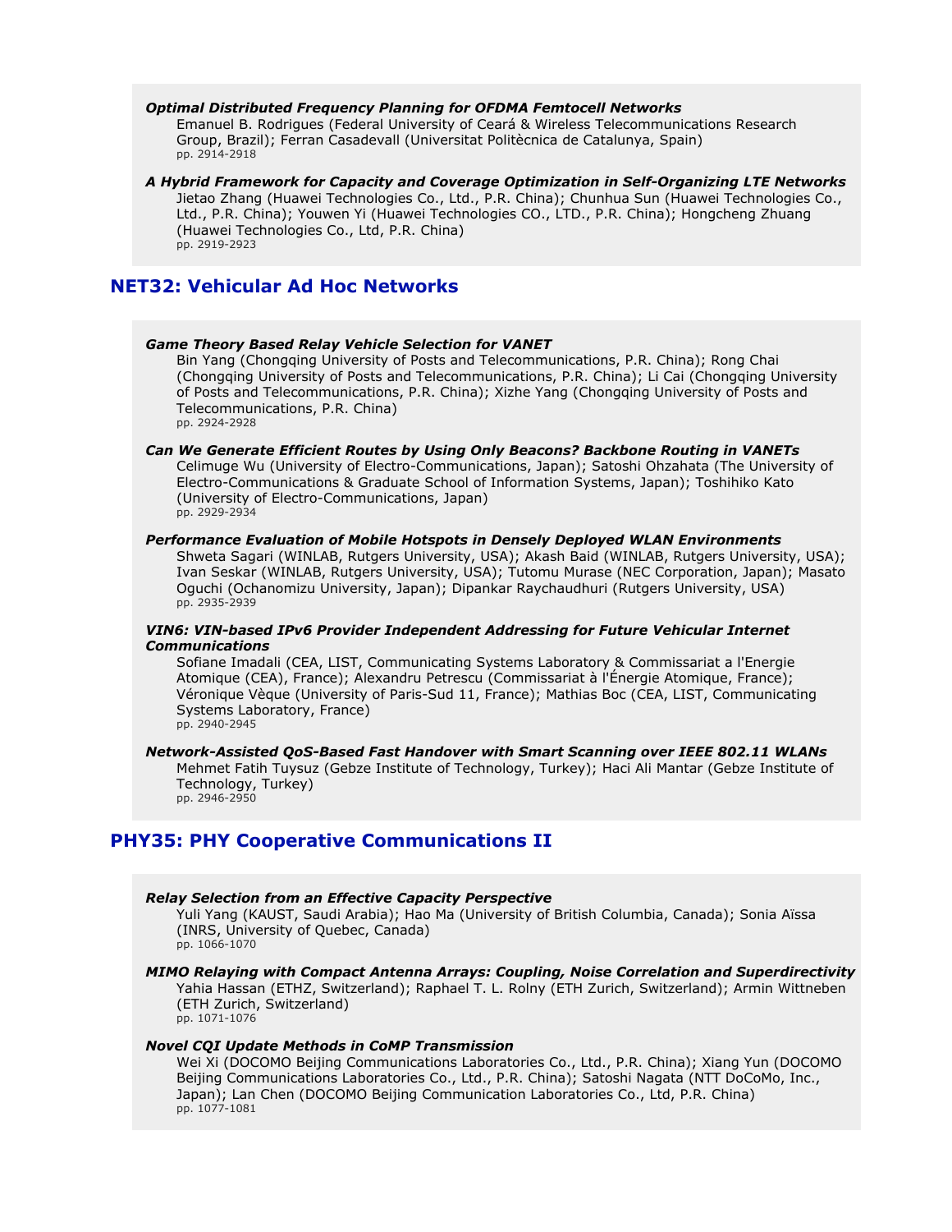***Optimal Distributed Frequency Planning for OFDMA Femtocell Networks***
Emanuel B. Rodrigues (Federal University of Ceará & Wireless Telecommunications Research Group, Brazil); Ferran Casadevall (Universitat Politècnica de Catalunya, Spain)
pp. 2914-2918

***A Hybrid Framework for Capacity and Coverage Optimization in Self-Organizing LTE Networks***
Jietao Zhang (Huawei Technologies Co., Ltd., P.R. China); Chunhua Sun (Huawei Technologies Co., Ltd., P.R. China); Youwen Yi (Huawei Technologies CO., LTD., P.R. China); Hongcheng Zhuang (Huawei Technologies Co., Ltd, P.R. China)
pp. 2919-2923

## NET32: Vehicular Ad Hoc Networks

***Game Theory Based Relay Vehicle Selection for VANET***
Bin Yang (Chongqing University of Posts and Telecommunications, P.R. China); Rong Chai (Chongqing University of Posts and Telecommunications, P.R. China); Li Cai (Chongqing University of Posts and Telecommunications, P.R. China); Xizhe Yang (Chongqing University of Posts and Telecommunications, P.R. China)
pp. 2924-2928

***Can We Generate Efficient Routes by Using Only Beacons? Backbone Routing in VANETs***
Celimuge Wu (University of Electro-Communications, Japan); Satoshi Ohzahata (The University of Electro-Communications & Graduate School of Information Systems, Japan); Toshihiko Kato (University of Electro-Communications, Japan)
pp. 2929-2934

***Performance Evaluation of Mobile Hotspots in Densely Deployed WLAN Environments***
Shweta Sagari (WINLAB, Rutgers University, USA); Akash Baid (WINLAB, Rutgers University, USA); Ivan Seskar (WINLAB, Rutgers University, USA); Tutomu Murase (NEC Corporation, Japan); Masato Oguchi (Ochanomizu University, Japan); Dipankar Raychaudhuri (Rutgers University, USA)
pp. 2935-2939

***VIN6: VIN-based IPv6 Provider Independent Addressing for Future Vehicular Internet Communications***
Sofiane Imadali (CEA, LIST, Communicating Systems Laboratory & Commissariat a l'Energie Atomique (CEA), France); Alexandru Petrescu (Commissariat à l'Énergie Atomique, France); Véronique Vèque (University of Paris-Sud 11, France); Mathias Boc (CEA, LIST, Communicating Systems Laboratory, France)
pp. 2940-2945

***Network-Assisted QoS-Based Fast Handover with Smart Scanning over IEEE 802.11 WLANs***
Mehmet Fatih Tuysuz (Gebze Institute of Technology, Turkey); Haci Ali Mantar (Gebze Institute of Technology, Turkey)
pp. 2946-2950

## PHY35: PHY Cooperative Communications II

***Relay Selection from an Effective Capacity Perspective***
Yuli Yang (KAUST, Saudi Arabia); Hao Ma (University of British Columbia, Canada); Sonia Aïssa (INRS, University of Quebec, Canada)
pp. 1066-1070

***MIMO Relaying with Compact Antenna Arrays: Coupling, Noise Correlation and Superdirectivity***
Yahia Hassan (ETHZ, Switzerland); Raphael T. L. Rolny (ETH Zurich, Switzerland); Armin Wittneben (ETH Zurich, Switzerland)
pp. 1071-1076

***Novel CQI Update Methods in CoMP Transmission***
Wei Xi (DOCOMO Beijing Communications Laboratories Co., Ltd., P.R. China); Xiang Yun (DOCOMO Beijing Communications Laboratories Co., Ltd., P.R. China); Satoshi Nagata (NTT DoCoMo, Inc., Japan); Lan Chen (DOCOMO Beijing Communication Laboratories Co., Ltd, P.R. China)
pp. 1077-1081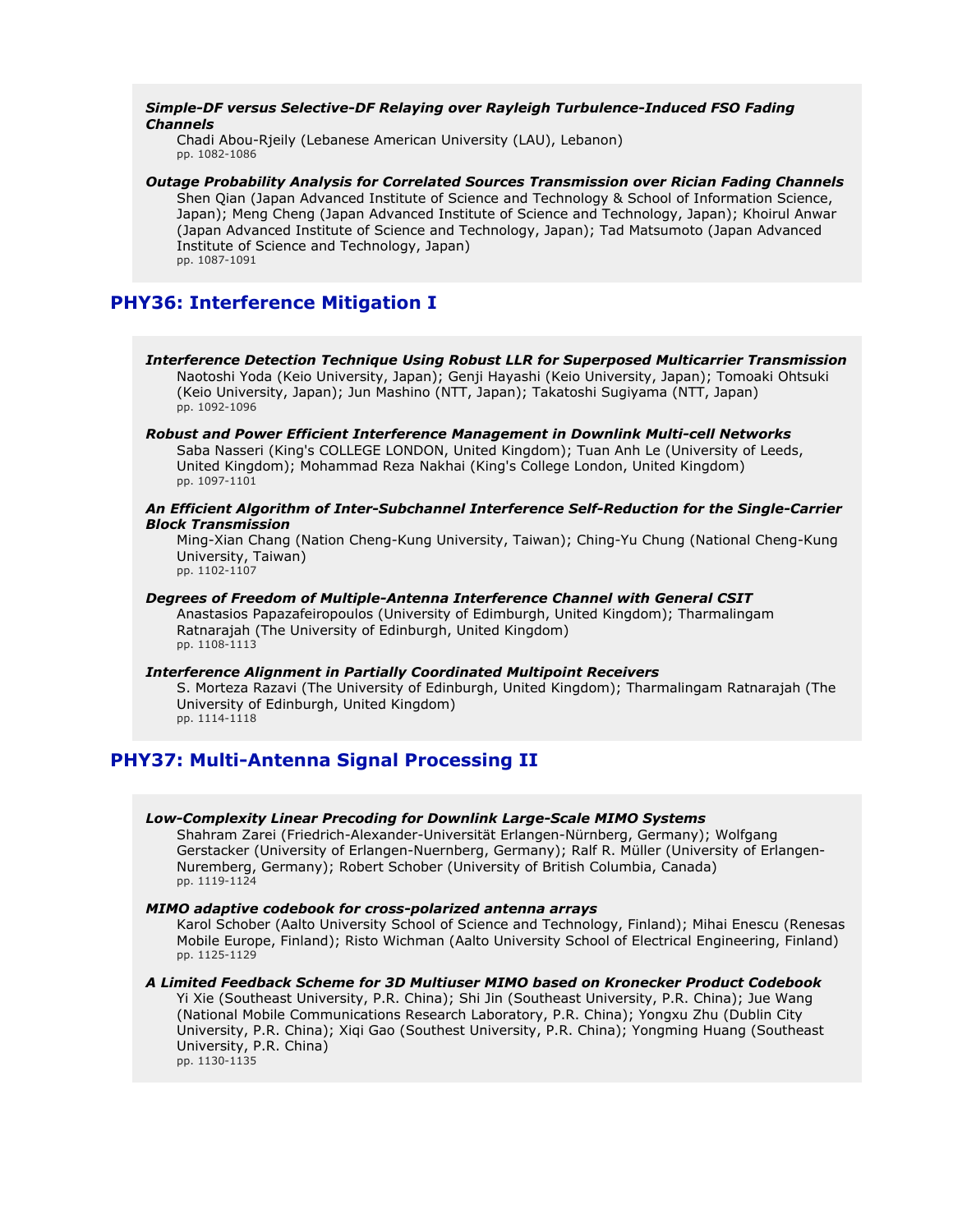***Simple-DF versus Selective-DF Relaying over Rayleigh Turbulence-Induced FSO Fading Channels***

Chadi Abou-Rjeily (Lebanese American University (LAU), Lebanon)
pp. 1082-1086

***Outage Probability Analysis for Correlated Sources Transmission over Rician Fading Channels***

Shen Qian (Japan Advanced Institute of Science and Technology & School of Information Science, Japan); Meng Cheng (Japan Advanced Institute of Science and Technology, Japan); Khoirul Anwar (Japan Advanced Institute of Science and Technology, Japan); Tad Matsumoto (Japan Advanced Institute of Science and Technology, Japan)
pp. 1087-1091

## PHY36: Interference Mitigation I

***Interference Detection Technique Using Robust LLR for Superposed Multicarrier Transmission***

Naotoshi Yoda (Keio University, Japan); Genji Hayashi (Keio University, Japan); Tomoaki Ohtsuki (Keio University, Japan); Jun Mashino (NTT, Japan); Takatoshi Sugiyama (NTT, Japan)
pp. 1092-1096

***Robust and Power Efficient Interference Management in Downlink Multi-cell Networks***

Saba Nasseri (King's COLLEGE LONDON, United Kingdom); Tuan Anh Le (University of Leeds, United Kingdom); Mohammad Reza Nakhai (King's College London, United Kingdom)
pp. 1097-1101

***An Efficient Algorithm of Inter-Subchannel Interference Self-Reduction for the Single-Carrier Block Transmission***

Ming-Xian Chang (Nation Cheng-Kung University, Taiwan); Ching-Yu Chung (National Cheng-Kung University, Taiwan)
pp. 1102-1107

***Degrees of Freedom of Multiple-Antenna Interference Channel with General CSIT***

Anastasios Papazafeiropoulos (University of Edimburgh, United Kingdom); Tharmalingam Ratnarajah (The University of Edinburgh, United Kingdom)
pp. 1108-1113

***Interference Alignment in Partially Coordinated Multipoint Receivers***

S. Morteza Razavi (The University of Edinburgh, United Kingdom); Tharmalingam Ratnarajah (The University of Edinburgh, United Kingdom)
pp. 1114-1118

## PHY37: Multi-Antenna Signal Processing II

***Low-Complexity Linear Precoding for Downlink Large-Scale MIMO Systems***

Shahram Zarei (Friedrich-Alexander-Universität Erlangen-Nürnberg, Germany); Wolfgang Gerstacker (University of Erlangen-Nuernberg, Germany); Ralf R. Müller (University of Erlangen-Nuremberg, Germany); Robert Schober (University of British Columbia, Canada)
pp. 1119-1124

***MIMO adaptive codebook for cross-polarized antenna arrays***

Karol Schober (Aalto University School of Science and Technology, Finland); Mihai Enescu (Renesas Mobile Europe, Finland); Risto Wichman (Aalto University School of Electrical Engineering, Finland)
pp. 1125-1129

***A Limited Feedback Scheme for 3D Multiuser MIMO based on Kronecker Product Codebook***

Yi Xie (Southeast University, P.R. China); Shi Jin (Southeast University, P.R. China); Jue Wang (National Mobile Communications Research Laboratory, P.R. China); Yongxu Zhu (Dublin City University, P.R. China); Xiqi Gao (Southest University, P.R. China); Yongming Huang (Southeast University, P.R. China)
pp. 1130-1135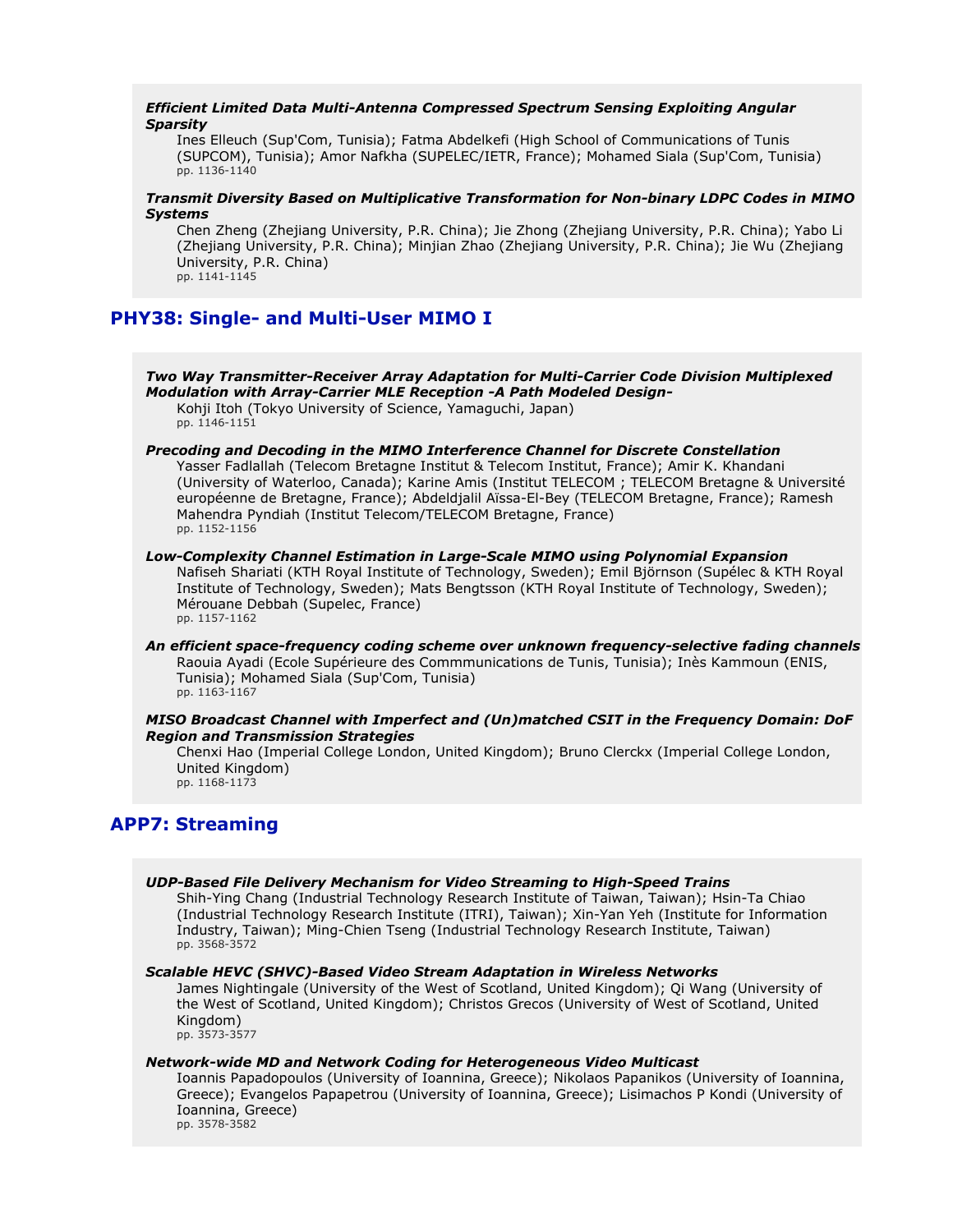***Efficient Limited Data Multi-Antenna Compressed Spectrum Sensing Exploiting Angular Sparsity***

Ines Elleuch (Sup'Com, Tunisia); Fatma Abdelkefi (High School of Communications of Tunis (SUPCOM), Tunisia); Amor Nafkha (SUPELEC/IETR, France); Mohamed Siala (Sup'Com, Tunisia)
pp. 1136-1140

***Transmit Diversity Based on Multiplicative Transformation for Non-binary LDPC Codes in MIMO Systems***

Chen Zheng (Zhejiang University, P.R. China); Jie Zhong (Zhejiang University, P.R. China); Yabo Li (Zhejiang University, P.R. China); Minjian Zhao (Zhejiang University, P.R. China); Jie Wu (Zhejiang University, P.R. China)
pp. 1141-1145

## PHY38: Single- and Multi-User MIMO I

***Two Way Transmitter-Receiver Array Adaptation for Multi-Carrier Code Division Multiplexed Modulation with Array-Carrier MLE Reception -A Path Modeled Design-***

Kohji Itoh (Tokyo University of Science, Yamaguchi, Japan)
pp. 1146-1151

***Precoding and Decoding in the MIMO Interference Channel for Discrete Constellation***

Yasser Fadlallah (Telecom Bretagne Institut & Telecom Institut, France); Amir K. Khandani (University of Waterloo, Canada); Karine Amis (Institut TELECOM ; TELECOM Bretagne & Université européenne de Bretagne, France); Abdeldjalil Aïssa-El-Bey (TELECOM Bretagne, France); Ramesh Mahendra Pyndiah (Institut Telecom/TELECOM Bretagne, France)
pp. 1152-1156

***Low-Complexity Channel Estimation in Large-Scale MIMO using Polynomial Expansion***

Nafiseh Shariati (KTH Royal Institute of Technology, Sweden); Emil Björnson (Supélec & KTH Royal Institute of Technology, Sweden); Mats Bengtsson (KTH Royal Institute of Technology, Sweden); Mérouane Debbah (Supelec, France)
pp. 1157-1162

***An efficient space-frequency coding scheme over unknown frequency-selective fading channels***

Raouia Ayadi (Ecole Supérieure des Commmunications de Tunis, Tunisia); Inès Kammoun (ENIS, Tunisia); Mohamed Siala (Sup'Com, Tunisia)
pp. 1163-1167

***MISO Broadcast Channel with Imperfect and (Un)matched CSIT in the Frequency Domain: DoF Region and Transmission Strategies***

Chenxi Hao (Imperial College London, United Kingdom); Bruno Clerckx (Imperial College London, United Kingdom)
pp. 1168-1173

## APP7: Streaming

***UDP-Based File Delivery Mechanism for Video Streaming to High-Speed Trains***

Shih-Ying Chang (Industrial Technology Research Institute of Taiwan, Taiwan); Hsin-Ta Chiao (Industrial Technology Research Institute (ITRI), Taiwan); Xin-Yan Yeh (Institute for Information Industry, Taiwan); Ming-Chien Tseng (Industrial Technology Research Institute, Taiwan)
pp. 3568-3572

***Scalable HEVC (SHVC)-Based Video Stream Adaptation in Wireless Networks***

James Nightingale (University of the West of Scotland, United Kingdom); Qi Wang (University of the West of Scotland, United Kingdom); Christos Grecos (University of West of Scotland, United Kingdom)
pp. 3573-3577

***Network-wide MD and Network Coding for Heterogeneous Video Multicast***

Ioannis Papadopoulos (University of Ioannina, Greece); Nikolaos Papanikos (University of Ioannina, Greece); Evangelos Papapetrou (University of Ioannina, Greece); Lisimachos P Kondi (University of Ioannina, Greece)
pp. 3578-3582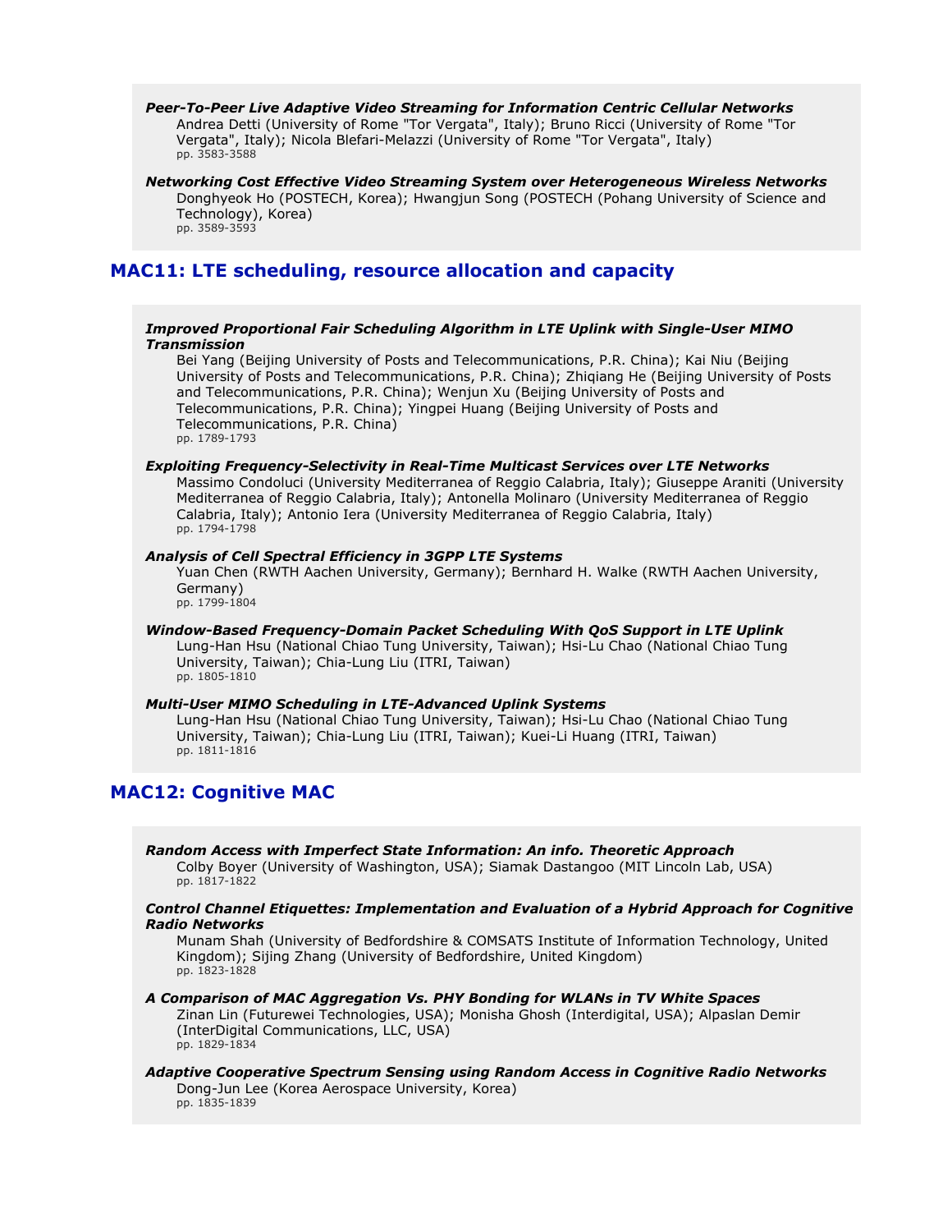***Peer-To-Peer Live Adaptive Video Streaming for Information Centric Cellular Networks***
Andrea Detti (University of Rome "Tor Vergata", Italy); Bruno Ricci (University of Rome "Tor Vergata", Italy); Nicola Blefari-Melazzi (University of Rome "Tor Vergata", Italy)
pp. 3583-3588

***Networking Cost Effective Video Streaming System over Heterogeneous Wireless Networks***
Donghyeok Ho (POSTECH, Korea); Hwangjun Song (POSTECH (Pohang University of Science and Technology), Korea)
pp. 3589-3593

## MAC11: LTE scheduling, resource allocation and capacity

***Improved Proportional Fair Scheduling Algorithm in LTE Uplink with Single-User MIMO Transmission***
Bei Yang (Beijing University of Posts and Telecommunications, P.R. China); Kai Niu (Beijing University of Posts and Telecommunications, P.R. China); Zhiqiang He (Beijing University of Posts and Telecommunications, P.R. China); Wenjun Xu (Beijing University of Posts and Telecommunications, P.R. China); Yingpei Huang (Beijing University of Posts and Telecommunications, P.R. China)
pp. 1789-1793

***Exploiting Frequency-Selectivity in Real-Time Multicast Services over LTE Networks***
Massimo Condoluci (University Mediterranea of Reggio Calabria, Italy); Giuseppe Araniti (University Mediterranea of Reggio Calabria, Italy); Antonella Molinaro (University Mediterranea of Reggio Calabria, Italy); Antonio Iera (University Mediterranea of Reggio Calabria, Italy)
pp. 1794-1798

***Analysis of Cell Spectral Efficiency in 3GPP LTE Systems***
Yuan Chen (RWTH Aachen University, Germany); Bernhard H. Walke (RWTH Aachen University, Germany)
pp. 1799-1804

***Window-Based Frequency-Domain Packet Scheduling With QoS Support in LTE Uplink***
Lung-Han Hsu (National Chiao Tung University, Taiwan); Hsi-Lu Chao (National Chiao Tung University, Taiwan); Chia-Lung Liu (ITRI, Taiwan)
pp. 1805-1810

***Multi-User MIMO Scheduling in LTE-Advanced Uplink Systems***
Lung-Han Hsu (National Chiao Tung University, Taiwan); Hsi-Lu Chao (National Chiao Tung University, Taiwan); Chia-Lung Liu (ITRI, Taiwan); Kuei-Li Huang (ITRI, Taiwan)
pp. 1811-1816

## MAC12: Cognitive MAC

***Random Access with Imperfect State Information: An info. Theoretic Approach***
Colby Boyer (University of Washington, USA); Siamak Dastangoo (MIT Lincoln Lab, USA)
pp. 1817-1822

***Control Channel Etiquettes: Implementation and Evaluation of a Hybrid Approach for Cognitive Radio Networks***
Munam Shah (University of Bedfordshire & COMSATS Institute of Information Technology, United Kingdom); Sijing Zhang (University of Bedfordshire, United Kingdom)
pp. 1823-1828

***A Comparison of MAC Aggregation Vs. PHY Bonding for WLANs in TV White Spaces***
Zinan Lin (Futurewei Technologies, USA); Monisha Ghosh (Interdigital, USA); Alpaslan Demir (InterDigital Communications, LLC, USA)
pp. 1829-1834

***Adaptive Cooperative Spectrum Sensing using Random Access in Cognitive Radio Networks***
Dong-Jun Lee (Korea Aerospace University, Korea)
pp. 1835-1839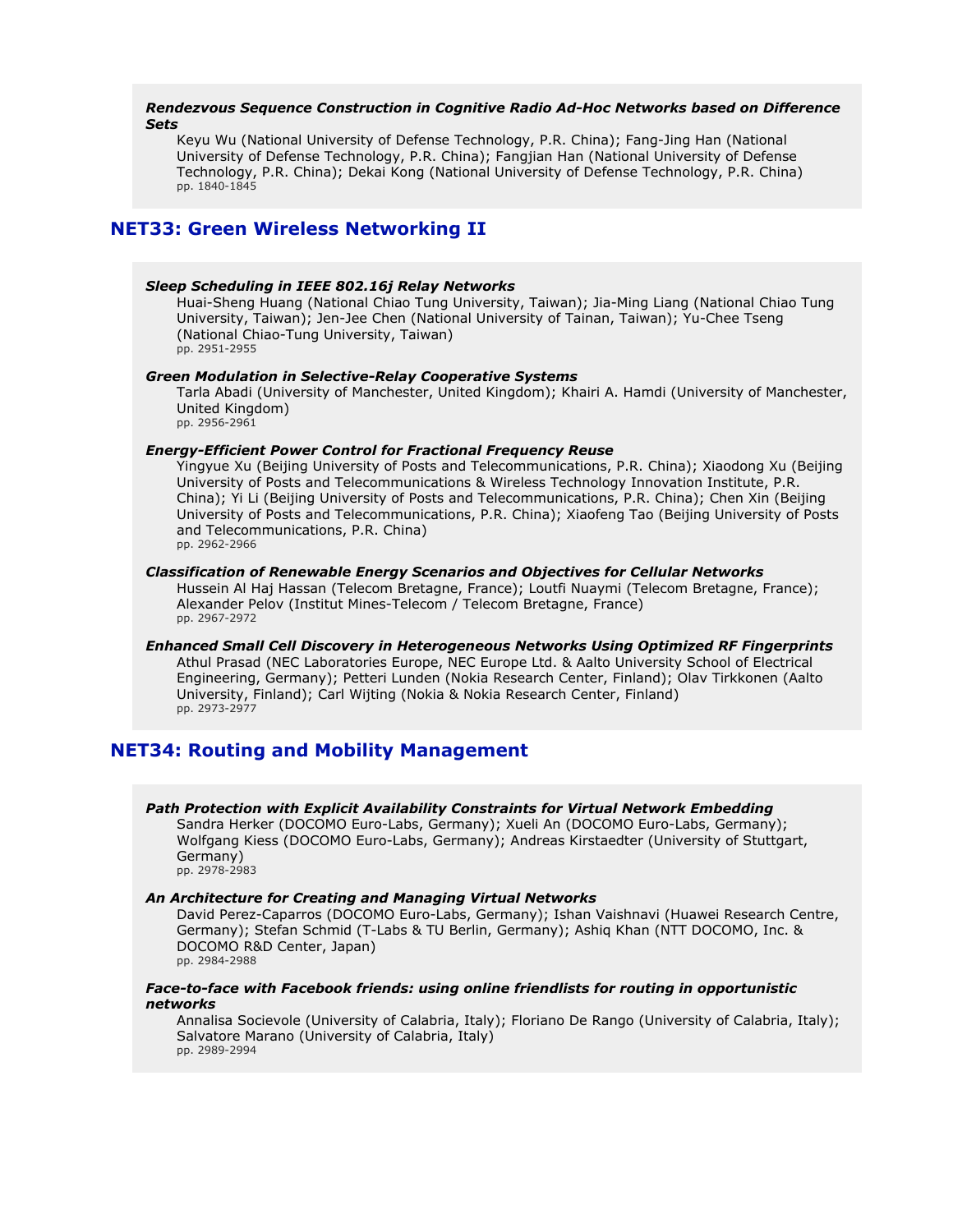***Rendezvous Sequence Construction in Cognitive Radio Ad-Hoc Networks based on Difference Sets***

Keyu Wu (National University of Defense Technology, P.R. China); Fang-Jing Han (National University of Defense Technology, P.R. China); Fangjian Han (National University of Defense Technology, P.R. China); Dekai Kong (National University of Defense Technology, P.R. China)
pp. 1840-1845

## NET33: Green Wireless Networking II

***Sleep Scheduling in IEEE 802.16j Relay Networks***

Huai-Sheng Huang (National Chiao Tung University, Taiwan); Jia-Ming Liang (National Chiao Tung University, Taiwan); Jen-Jee Chen (National University of Tainan, Taiwan); Yu-Chee Tseng (National Chiao-Tung University, Taiwan)
pp. 2951-2955

***Green Modulation in Selective-Relay Cooperative Systems***

Tarla Abadi (University of Manchester, United Kingdom); Khairi A. Hamdi (University of Manchester, United Kingdom)
pp. 2956-2961

***Energy-Efficient Power Control for Fractional Frequency Reuse***

Yingyue Xu (Beijing University of Posts and Telecommunications, P.R. China); Xiaodong Xu (Beijing University of Posts and Telecommunications & Wireless Technology Innovation Institute, P.R. China); Yi Li (Beijing University of Posts and Telecommunications, P.R. China); Chen Xin (Beijing University of Posts and Telecommunications, P.R. China); Xiaofeng Tao (Beijing University of Posts and Telecommunications, P.R. China)
pp. 2962-2966

***Classification of Renewable Energy Scenarios and Objectives for Cellular Networks***

Hussein Al Haj Hassan (Telecom Bretagne, France); Loutfi Nuaymi (Telecom Bretagne, France); Alexander Pelov (Institut Mines-Telecom / Telecom Bretagne, France)
pp. 2967-2972

***Enhanced Small Cell Discovery in Heterogeneous Networks Using Optimized RF Fingerprints***

Athul Prasad (NEC Laboratories Europe, NEC Europe Ltd. & Aalto University School of Electrical Engineering, Germany); Petteri Lunden (Nokia Research Center, Finland); Olav Tirkkonen (Aalto University, Finland); Carl Wijting (Nokia & Nokia Research Center, Finland)
pp. 2973-2977

## NET34: Routing and Mobility Management

***Path Protection with Explicit Availability Constraints for Virtual Network Embedding***

Sandra Herker (DOCOMO Euro-Labs, Germany); Xueli An (DOCOMO Euro-Labs, Germany); Wolfgang Kiess (DOCOMO Euro-Labs, Germany); Andreas Kirstaedter (University of Stuttgart, Germany)
pp. 2978-2983

***An Architecture for Creating and Managing Virtual Networks***

David Perez-Caparros (DOCOMO Euro-Labs, Germany); Ishan Vaishnavi (Huawei Research Centre, Germany); Stefan Schmid (T-Labs & TU Berlin, Germany); Ashiq Khan (NTT DOCOMO, Inc. & DOCOMO R&D Center, Japan)
pp. 2984-2988

***Face-to-face with Facebook friends: using online friendlists for routing in opportunistic networks***

Annalisa Socievole (University of Calabria, Italy); Floriano De Rango (University of Calabria, Italy); Salvatore Marano (University of Calabria, Italy)
pp. 2989-2994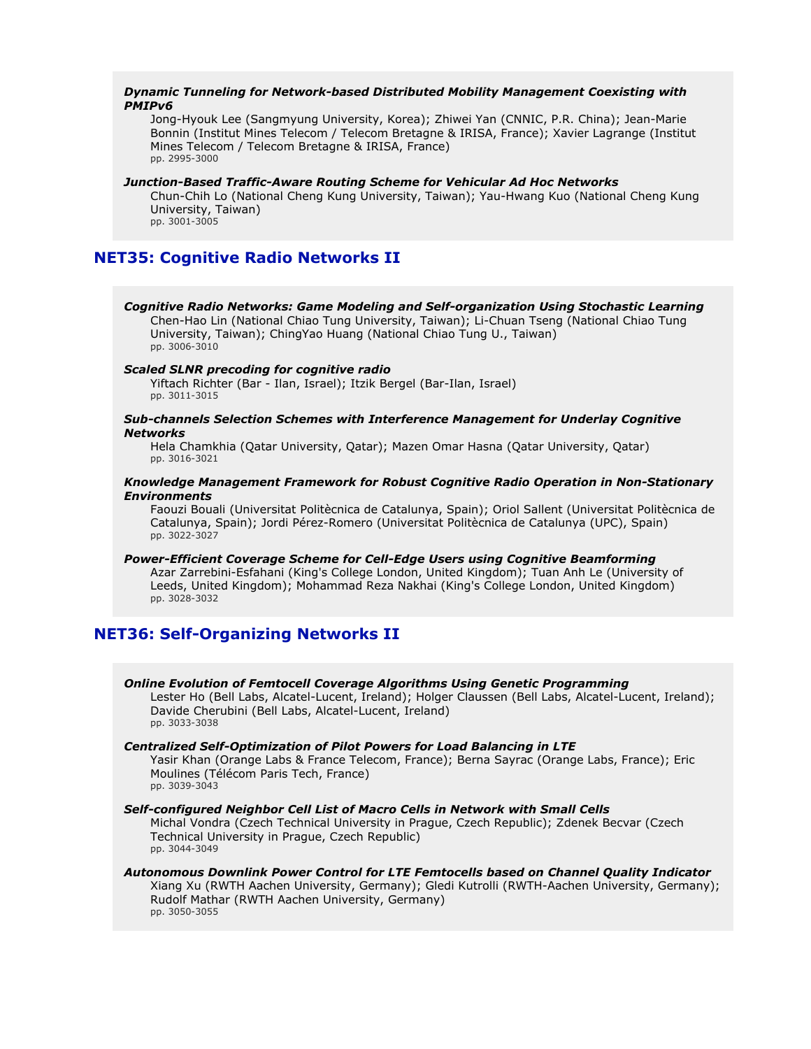***Dynamic Tunneling for Network-based Distributed Mobility Management Coexisting with PMIPv6***

Jong-Hyouk Lee (Sangmyung University, Korea); Zhiwei Yan (CNNIC, P.R. China); Jean-Marie Bonnin (Institut Mines Telecom / Telecom Bretagne & IRISA, France); Xavier Lagrange (Institut Mines Telecom / Telecom Bretagne & IRISA, France)
pp. 2995-3000

***Junction-Based Traffic-Aware Routing Scheme for Vehicular Ad Hoc Networks***

Chun-Chih Lo (National Cheng Kung University, Taiwan); Yau-Hwang Kuo (National Cheng Kung University, Taiwan)
pp. 3001-3005

## NET35: Cognitive Radio Networks II

***Cognitive Radio Networks: Game Modeling and Self-organization Using Stochastic Learning***

Chen-Hao Lin (National Chiao Tung University, Taiwan); Li-Chuan Tseng (National Chiao Tung University, Taiwan); ChingYao Huang (National Chiao Tung U., Taiwan)
pp. 3006-3010

***Scaled SLNR precoding for cognitive radio***

Yiftach Richter (Bar - Ilan, Israel); Itzik Bergel (Bar-Ilan, Israel)
pp. 3011-3015

***Sub-channels Selection Schemes with Interference Management for Underlay Cognitive Networks***

Hela Chamkhia (Qatar University, Qatar); Mazen Omar Hasna (Qatar University, Qatar)
pp. 3016-3021

***Knowledge Management Framework for Robust Cognitive Radio Operation in Non-Stationary Environments***

Faouzi Bouali (Universitat Politècnica de Catalunya, Spain); Oriol Sallent (Universitat Politècnica de Catalunya, Spain); Jordi Pérez-Romero (Universitat Politècnica de Catalunya (UPC), Spain)
pp. 3022-3027

***Power-Efficient Coverage Scheme for Cell-Edge Users using Cognitive Beamforming***

Azar Zarrebini-Esfahani (King's College London, United Kingdom); Tuan Anh Le (University of Leeds, United Kingdom); Mohammad Reza Nakhai (King's College London, United Kingdom)
pp. 3028-3032

## NET36: Self-Organizing Networks II

***Online Evolution of Femtocell Coverage Algorithms Using Genetic Programming***

Lester Ho (Bell Labs, Alcatel-Lucent, Ireland); Holger Claussen (Bell Labs, Alcatel-Lucent, Ireland); Davide Cherubini (Bell Labs, Alcatel-Lucent, Ireland)
pp. 3033-3038

***Centralized Self-Optimization of Pilot Powers for Load Balancing in LTE***

Yasir Khan (Orange Labs & France Telecom, France); Berna Sayrac (Orange Labs, France); Eric Moulines (Télécom Paris Tech, France)
pp. 3039-3043

***Self-configured Neighbor Cell List of Macro Cells in Network with Small Cells***

Michal Vondra (Czech Technical University in Prague, Czech Republic); Zdenek Becvar (Czech Technical University in Prague, Czech Republic)
pp. 3044-3049

***Autonomous Downlink Power Control for LTE Femtocells based on Channel Quality Indicator***

Xiang Xu (RWTH Aachen University, Germany); Gledi Kutrolli (RWTH-Aachen University, Germany); Rudolf Mathar (RWTH Aachen University, Germany)
pp. 3050-3055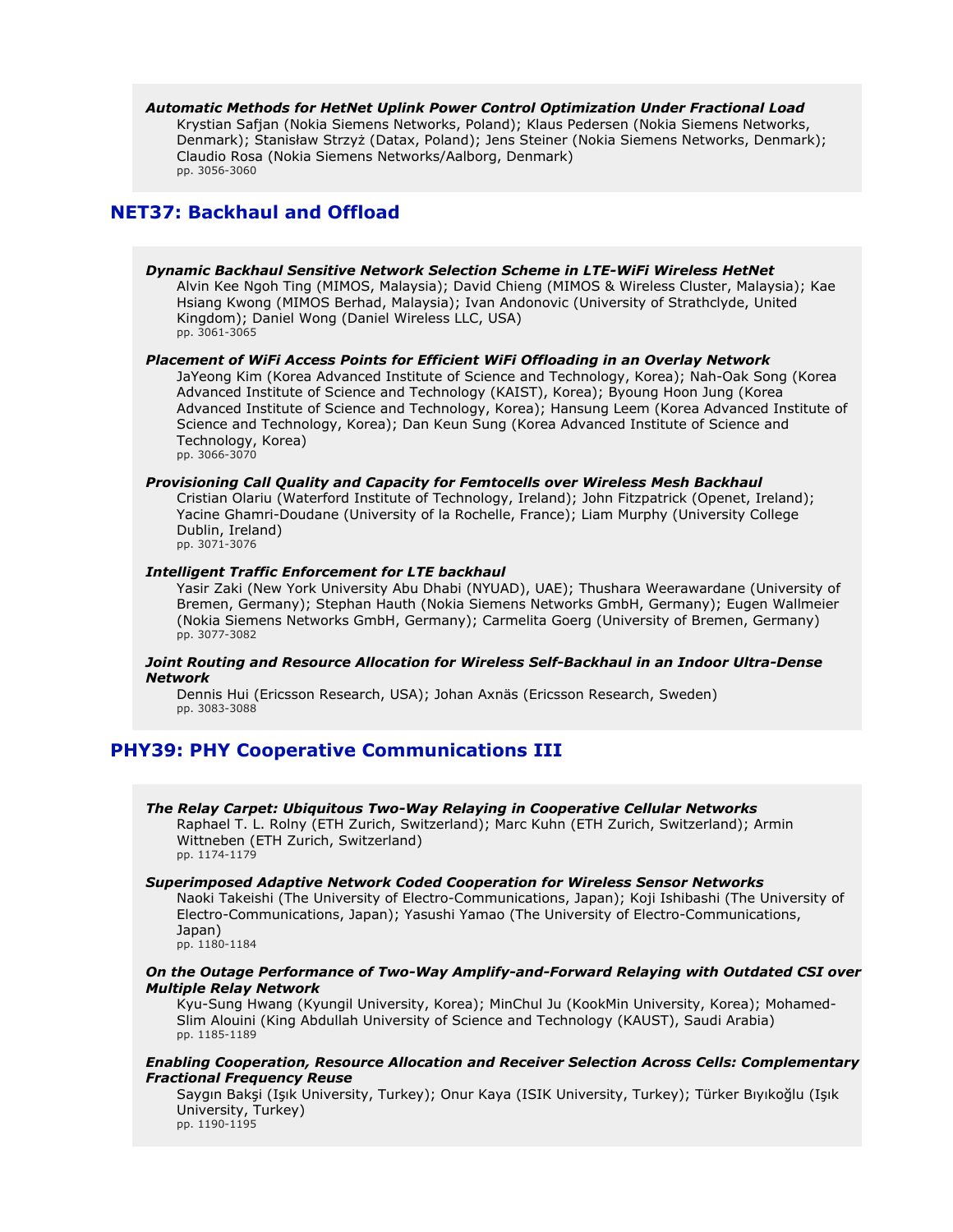***Automatic Methods for HetNet Uplink Power Control Optimization Under Fractional Load***
Krystian Safjan (Nokia Siemens Networks, Poland); Klaus Pedersen (Nokia Siemens Networks, Denmark); Stanisław Strzyż (Datax, Poland); Jens Steiner (Nokia Siemens Networks, Denmark); Claudio Rosa (Nokia Siemens Networks/Aalborg, Denmark)
pp. 3056-3060

## NET37: Backhaul and Offload

***Dynamic Backhaul Sensitive Network Selection Scheme in LTE-WiFi Wireless HetNet***
Alvin Kee Ngoh Ting (MIMOS, Malaysia); David Chieng (MIMOS & Wireless Cluster, Malaysia); Kae Hsiang Kwong (MIMOS Berhad, Malaysia); Ivan Andonovic (University of Strathclyde, United Kingdom); Daniel Wong (Daniel Wireless LLC, USA)
pp. 3061-3065

***Placement of WiFi Access Points for Efficient WiFi Offloading in an Overlay Network***
JaYeong Kim (Korea Advanced Institute of Science and Technology, Korea); Nah-Oak Song (Korea Advanced Institute of Science and Technology (KAIST), Korea); Byoung Hoon Jung (Korea Advanced Institute of Science and Technology, Korea); Hansung Leem (Korea Advanced Institute of Science and Technology, Korea); Dan Keun Sung (Korea Advanced Institute of Science and Technology, Korea)
pp. 3066-3070

***Provisioning Call Quality and Capacity for Femtocells over Wireless Mesh Backhaul***
Cristian Olariu (Waterford Institute of Technology, Ireland); John Fitzpatrick (Openet, Ireland); Yacine Ghamri-Doudane (University of la Rochelle, France); Liam Murphy (University College Dublin, Ireland)
pp. 3071-3076

***Intelligent Traffic Enforcement for LTE backhaul***
Yasir Zaki (New York University Abu Dhabi (NYUAD), UAE); Thushara Weerawardane (University of Bremen, Germany); Stephan Hauth (Nokia Siemens Networks GmbH, Germany); Eugen Wallmeier (Nokia Siemens Networks GmbH, Germany); Carmelita Goerg (University of Bremen, Germany)
pp. 3077-3082

***Joint Routing and Resource Allocation for Wireless Self-Backhaul in an Indoor Ultra-Dense Network***
Dennis Hui (Ericsson Research, USA); Johan Axnäs (Ericsson Research, Sweden)
pp. 3083-3088

## PHY39: PHY Cooperative Communications III

***The Relay Carpet: Ubiquitous Two-Way Relaying in Cooperative Cellular Networks***
Raphael T. L. Rolny (ETH Zurich, Switzerland); Marc Kuhn (ETH Zurich, Switzerland); Armin Wittneben (ETH Zurich, Switzerland)
pp. 1174-1179

***Superimposed Adaptive Network Coded Cooperation for Wireless Sensor Networks***
Naoki Takeishi (The University of Electro-Communications, Japan); Koji Ishibashi (The University of Electro-Communications, Japan); Yasushi Yamao (The University of Electro-Communications, Japan)
pp. 1180-1184

***On the Outage Performance of Two-Way Amplify-and-Forward Relaying with Outdated CSI over Multiple Relay Network***
Kyu-Sung Hwang (Kyungil University, Korea); MinChul Ju (KookMin University, Korea); Mohamed-Slim Alouini (King Abdullah University of Science and Technology (KAUST), Saudi Arabia)
pp. 1185-1189

***Enabling Cooperation, Resource Allocation and Receiver Selection Across Cells: Complementary Fractional Frequency Reuse***
Saygın Bakşi (Işık University, Turkey); Onur Kaya (ISIK University, Turkey); Türker Bıyıkoğlu (Işık University, Turkey)
pp. 1190-1195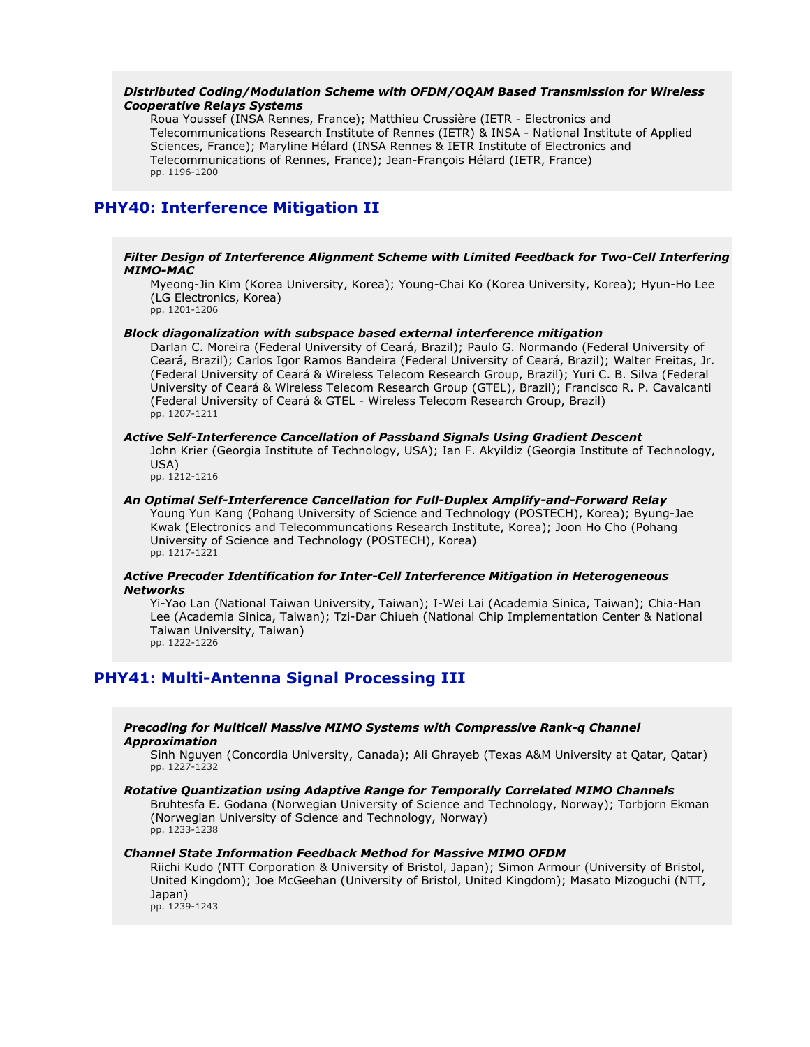***Distributed Coding/Modulation Scheme with OFDM/OQAM Based Transmission for Wireless Cooperative Relays Systems***

Roua Youssef (INSA Rennes, France); Matthieu Crussière (IETR - Electronics and Telecommunications Research Institute of Rennes (IETR) & INSA - National Institute of Applied Sciences, France); Maryline Hélard (INSA Rennes & IETR Institute of Electronics and Telecommunications of Rennes, France); Jean-François Hélard (IETR, France)
pp. 1196-1200

## PHY40: Interference Mitigation II

***Filter Design of Interference Alignment Scheme with Limited Feedback for Two-Cell Interfering MIMO-MAC***

Myeong-Jin Kim (Korea University, Korea); Young-Chai Ko (Korea University, Korea); Hyun-Ho Lee (LG Electronics, Korea)
pp. 1201-1206

***Block diagonalization with subspace based external interference mitigation***

Darlan C. Moreira (Federal University of Ceará, Brazil); Paulo G. Normando (Federal University of Ceará, Brazil); Carlos Igor Ramos Bandeira (Federal University of Ceará, Brazil); Walter Freitas, Jr. (Federal University of Ceará & Wireless Telecom Research Group, Brazil); Yuri C. B. Silva (Federal University of Ceará & Wireless Telecom Research Group (GTEL), Brazil); Francisco R. P. Cavalcanti (Federal University of Ceará & GTEL - Wireless Telecom Research Group, Brazil)
pp. 1207-1211

***Active Self-Interference Cancellation of Passband Signals Using Gradient Descent***

John Krier (Georgia Institute of Technology, USA); Ian F. Akyildiz (Georgia Institute of Technology, USA)
pp. 1212-1216

***An Optimal Self-Interference Cancellation for Full-Duplex Amplify-and-Forward Relay***

Young Yun Kang (Pohang University of Science and Technology (POSTECH), Korea); Byung-Jae Kwak (Electronics and Telecommuncations Research Institute, Korea); Joon Ho Cho (Pohang University of Science and Technology (POSTECH), Korea)
pp. 1217-1221

***Active Precoder Identification for Inter-Cell Interference Mitigation in Heterogeneous Networks***

Yi-Yao Lan (National Taiwan University, Taiwan); I-Wei Lai (Academia Sinica, Taiwan); Chia-Han Lee (Academia Sinica, Taiwan); Tzi-Dar Chiueh (National Chip Implementation Center & National Taiwan University, Taiwan)
pp. 1222-1226

## PHY41: Multi-Antenna Signal Processing III

***Precoding for Multicell Massive MIMO Systems with Compressive Rank-q Channel Approximation***

Sinh Nguyen (Concordia University, Canada); Ali Ghrayeb (Texas A&M University at Qatar, Qatar)
pp. 1227-1232

***Rotative Quantization using Adaptive Range for Temporally Correlated MIMO Channels***

Bruhtesfa E. Godana (Norwegian University of Science and Technology, Norway); Torbjorn Ekman (Norwegian University of Science and Technology, Norway)
pp. 1233-1238

***Channel State Information Feedback Method for Massive MIMO OFDM***

Riichi Kudo (NTT Corporation & University of Bristol, Japan); Simon Armour (University of Bristol, United Kingdom); Joe McGeehan (University of Bristol, United Kingdom); Masato Mizoguchi (NTT, Japan)
pp. 1239-1243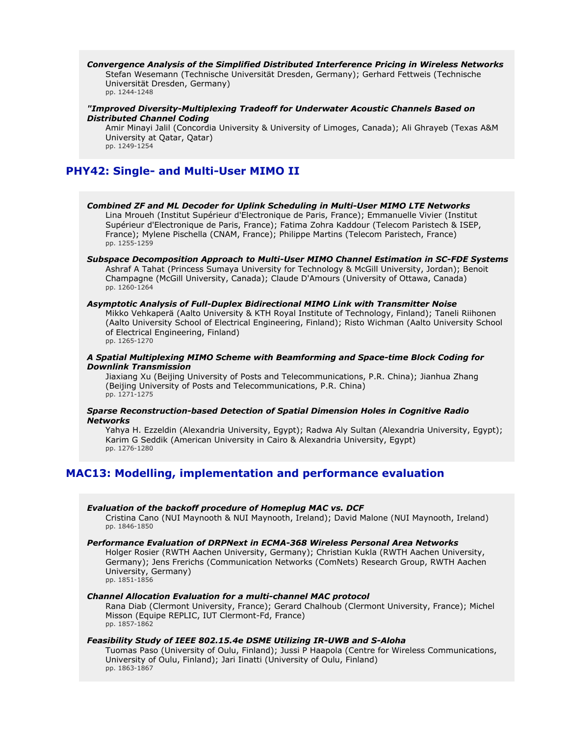***Convergence Analysis of the Simplified Distributed Interference Pricing in Wireless Networks***
Stefan Wesemann (Technische Universität Dresden, Germany); Gerhard Fettweis (Technische Universität Dresden, Germany)
pp. 1244-1248

***"Improved Diversity-Multiplexing Tradeoff for Underwater Acoustic Channels Based on Distributed Channel Coding***
Amir Minayi Jalil (Concordia University & University of Limoges, Canada); Ali Ghrayeb (Texas A&M University at Qatar, Qatar)
pp. 1249-1254

## PHY42: Single- and Multi-User MIMO II

***Combined ZF and ML Decoder for Uplink Scheduling in Multi-User MIMO LTE Networks***
Lina Mroueh (Institut Supérieur d'Electronique de Paris, France); Emmanuelle Vivier (Institut Supérieur d'Electronique de Paris, France); Fatima Zohra Kaddour (Telecom Paristech & ISEP, France); Mylene Pischella (CNAM, France); Philippe Martins (Telecom Paristech, France)
pp. 1255-1259

***Subspace Decomposition Approach to Multi-User MIMO Channel Estimation in SC-FDE Systems***
Ashraf A Tahat (Princess Sumaya University for Technology & McGill University, Jordan); Benoit Champagne (McGill University, Canada); Claude D'Amours (University of Ottawa, Canada)
pp. 1260-1264

***Asymptotic Analysis of Full-Duplex Bidirectional MIMO Link with Transmitter Noise***
Mikko Vehkaperä (Aalto University & KTH Royal Institute of Technology, Finland); Taneli Riihonen (Aalto University School of Electrical Engineering, Finland); Risto Wichman (Aalto University School of Electrical Engineering, Finland)
pp. 1265-1270

***A Spatial Multiplexing MIMO Scheme with Beamforming and Space-time Block Coding for Downlink Transmission***
Jiaxiang Xu (Beijing University of Posts and Telecommunications, P.R. China); Jianhua Zhang (Beijing University of Posts and Telecommunications, P.R. China)
pp. 1271-1275

***Sparse Reconstruction-based Detection of Spatial Dimension Holes in Cognitive Radio Networks***
Yahya H. Ezzeldin (Alexandria University, Egypt); Radwa Aly Sultan (Alexandria University, Egypt); Karim G Seddik (American University in Cairo & Alexandria University, Egypt)
pp. 1276-1280

## MAC13: Modelling, implementation and performance evaluation

***Evaluation of the backoff procedure of Homeplug MAC vs. DCF***
Cristina Cano (NUI Maynooth & NUI Maynooth, Ireland); David Malone (NUI Maynooth, Ireland)
pp. 1846-1850

***Performance Evaluation of DRPNext in ECMA-368 Wireless Personal Area Networks***
Holger Rosier (RWTH Aachen University, Germany); Christian Kukla (RWTH Aachen University, Germany); Jens Frerichs (Communication Networks (ComNets) Research Group, RWTH Aachen University, Germany)
pp. 1851-1856

***Channel Allocation Evaluation for a multi-channel MAC protocol***
Rana Diab (Clermont University, France); Gerard Chalhoub (Clermont University, France); Michel Misson (Equipe REPLIC, IUT Clermont-Fd, France)
pp. 1857-1862

***Feasibility Study of IEEE 802.15.4e DSME Utilizing IR-UWB and S-Aloha***
Tuomas Paso (University of Oulu, Finland); Jussi P Haapola (Centre for Wireless Communications, University of Oulu, Finland); Jari Iinatti (University of Oulu, Finland)
pp. 1863-1867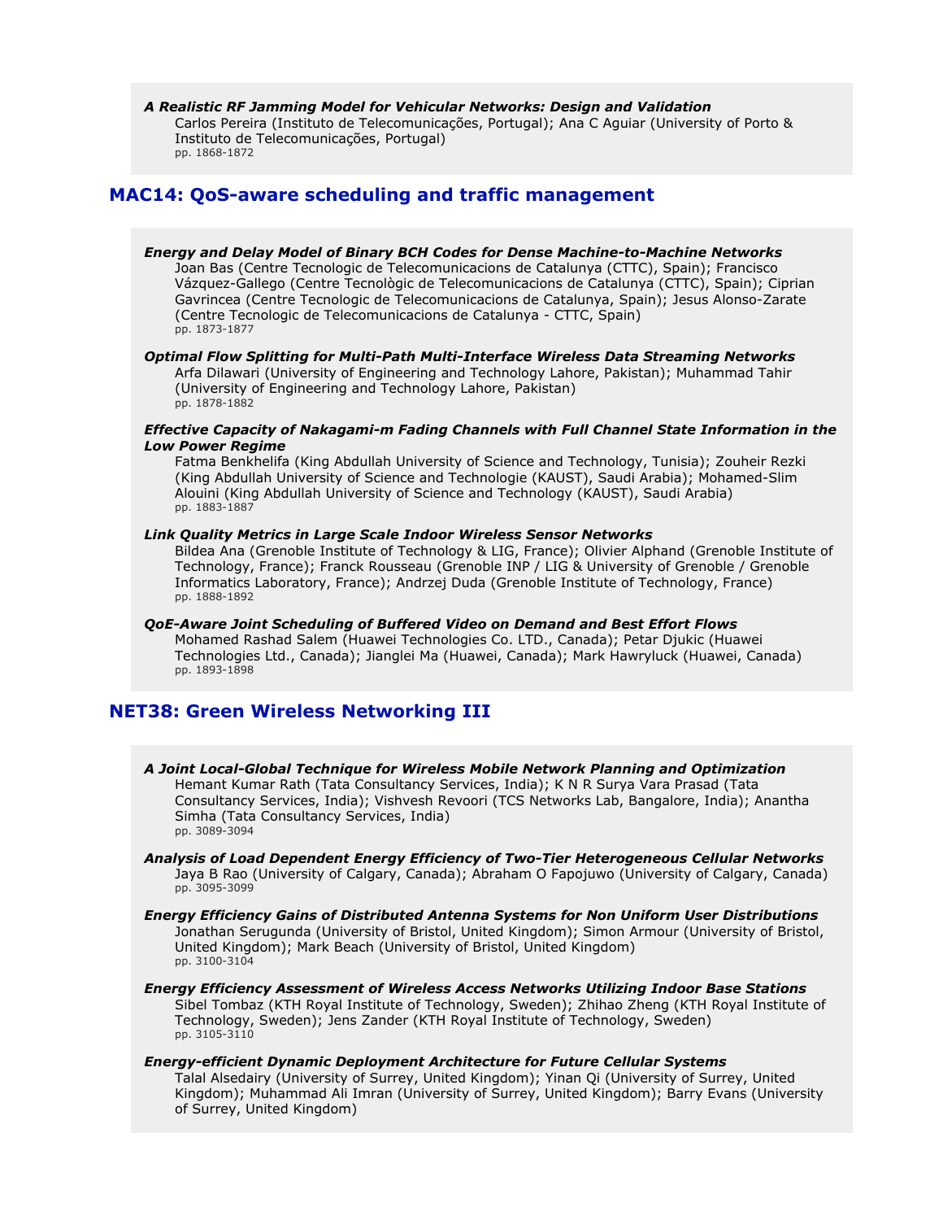***A Realistic RF Jamming Model for Vehicular Networks: Design and Validation***
Carlos Pereira (Instituto de Telecomunicações, Portugal); Ana C Aguiar (University of Porto & Instituto de Telecomunicações, Portugal)
pp. 1868-1872

## MAC14: QoS-aware scheduling and traffic management

***Energy and Delay Model of Binary BCH Codes for Dense Machine-to-Machine Networks***
Joan Bas (Centre Tecnologic de Telecomunicacions de Catalunya (CTTC), Spain); Francisco Vázquez-Gallego (Centre Tecnològic de Telecomunicacions de Catalunya (CTTC), Spain); Ciprian Gavrincea (Centre Tecnologic de Telecomunicacions de Catalunya, Spain); Jesus Alonso-Zarate (Centre Tecnologic de Telecomunicacions de Catalunya - CTTC, Spain)
pp. 1873-1877

***Optimal Flow Splitting for Multi-Path Multi-Interface Wireless Data Streaming Networks***
Arfa Dilawari (University of Engineering and Technology Lahore, Pakistan); Muhammad Tahir (University of Engineering and Technology Lahore, Pakistan)
pp. 1878-1882

***Effective Capacity of Nakagami-m Fading Channels with Full Channel State Information in the Low Power Regime***
Fatma Benkhelifa (King Abdullah University of Science and Technology, Tunisia); Zouheir Rezki (King Abdullah University of Science and Technologie (KAUST), Saudi Arabia); Mohamed-Slim Alouini (King Abdullah University of Science and Technology (KAUST), Saudi Arabia)
pp. 1883-1887

***Link Quality Metrics in Large Scale Indoor Wireless Sensor Networks***
Bildea Ana (Grenoble Institute of Technology & LIG, France); Olivier Alphand (Grenoble Institute of Technology, France); Franck Rousseau (Grenoble INP / LIG & University of Grenoble / Grenoble Informatics Laboratory, France); Andrzej Duda (Grenoble Institute of Technology, France)
pp. 1888-1892

***QoE-Aware Joint Scheduling of Buffered Video on Demand and Best Effort Flows***
Mohamed Rashad Salem (Huawei Technologies Co. LTD., Canada); Petar Djukic (Huawei Technologies Ltd., Canada); Jianglei Ma (Huawei, Canada); Mark Hawryluck (Huawei, Canada)
pp. 1893-1898

## NET38: Green Wireless Networking III

***A Joint Local-Global Technique for Wireless Mobile Network Planning and Optimization***
Hemant Kumar Rath (Tata Consultancy Services, India); K N R Surya Vara Prasad (Tata Consultancy Services, India); Vishvesh Revoori (TCS Networks Lab, Bangalore, India); Anantha Simha (Tata Consultancy Services, India)
pp. 3089-3094

***Analysis of Load Dependent Energy Efficiency of Two-Tier Heterogeneous Cellular Networks***
Jaya B Rao (University of Calgary, Canada); Abraham O Fapojuwo (University of Calgary, Canada)
pp. 3095-3099

***Energy Efficiency Gains of Distributed Antenna Systems for Non Uniform User Distributions***
Jonathan Serugunda (University of Bristol, United Kingdom); Simon Armour (University of Bristol, United Kingdom); Mark Beach (University of Bristol, United Kingdom)
pp. 3100-3104

***Energy Efficiency Assessment of Wireless Access Networks Utilizing Indoor Base Stations***
Sibel Tombaz (KTH Royal Institute of Technology, Sweden); Zhihao Zheng (KTH Royal Institute of Technology, Sweden); Jens Zander (KTH Royal Institute of Technology, Sweden)
pp. 3105-3110

***Energy-efficient Dynamic Deployment Architecture for Future Cellular Systems***
Talal Alsedairy (University of Surrey, United Kingdom); Yinan Qi (University of Surrey, United Kingdom); Muhammad Ali Imran (University of Surrey, United Kingdom); Barry Evans (University of Surrey, United Kingdom)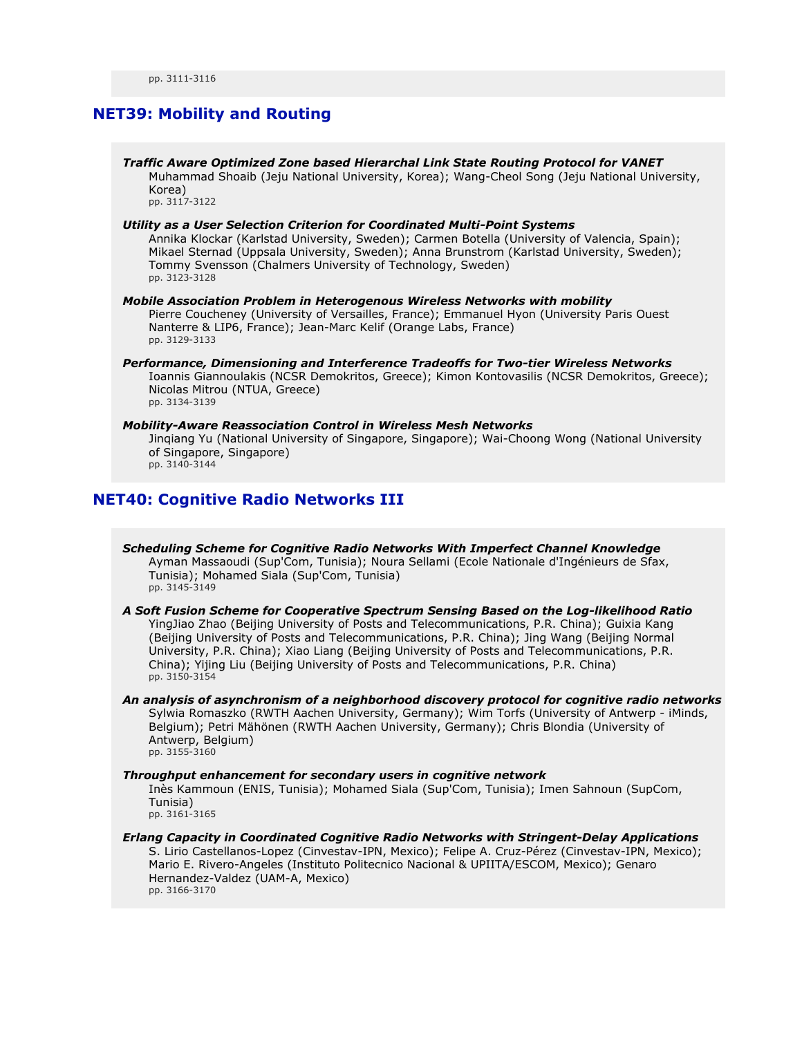pp. 3111-3116

## NET39: Mobility and Routing

***Traffic Aware Optimized Zone based Hierarchal Link State Routing Protocol for VANET***
Muhammad Shoaib (Jeju National University, Korea); Wang-Cheol Song (Jeju National University, Korea)
pp. 3117-3122

***Utility as a User Selection Criterion for Coordinated Multi-Point Systems***
Annika Klockar (Karlstad University, Sweden); Carmen Botella (University of Valencia, Spain); Mikael Sternad (Uppsala University, Sweden); Anna Brunstrom (Karlstad University, Sweden); Tommy Svensson (Chalmers University of Technology, Sweden)
pp. 3123-3128

***Mobile Association Problem in Heterogenous Wireless Networks with mobility***
Pierre Coucheney (University of Versailles, France); Emmanuel Hyon (University Paris Ouest Nanterre & LIP6, France); Jean-Marc Kelif (Orange Labs, France)
pp. 3129-3133

***Performance, Dimensioning and Interference Tradeoffs for Two-tier Wireless Networks***
Ioannis Giannoulakis (NCSR Demokritos, Greece); Kimon Kontovasilis (NCSR Demokritos, Greece); Nicolas Mitrou (NTUA, Greece)
pp. 3134-3139

***Mobility-Aware Reassociation Control in Wireless Mesh Networks***
Jinqiang Yu (National University of Singapore, Singapore); Wai-Choong Wong (National University of Singapore, Singapore)
pp. 3140-3144

## NET40: Cognitive Radio Networks III

***Scheduling Scheme for Cognitive Radio Networks With Imperfect Channel Knowledge***
Ayman Massaoudi (Sup'Com, Tunisia); Noura Sellami (Ecole Nationale d'Ingénieurs de Sfax, Tunisia); Mohamed Siala (Sup'Com, Tunisia)
pp. 3145-3149

***A Soft Fusion Scheme for Cooperative Spectrum Sensing Based on the Log-likelihood Ratio***
YingJiao Zhao (Beijing University of Posts and Telecommunications, P.R. China); Guixia Kang (Beijing University of Posts and Telecommunications, P.R. China); Jing Wang (Beijing Normal University, P.R. China); Xiao Liang (Beijing University of Posts and Telecommunications, P.R. China); Yijing Liu (Beijing University of Posts and Telecommunications, P.R. China)
pp. 3150-3154

***An analysis of asynchronism of a neighborhood discovery protocol for cognitive radio networks***
Sylwia Romaszko (RWTH Aachen University, Germany); Wim Torfs (University of Antwerp - iMinds, Belgium); Petri Mähönen (RWTH Aachen University, Germany); Chris Blondia (University of Antwerp, Belgium)
pp. 3155-3160

***Throughput enhancement for secondary users in cognitive network***
Inès Kammoun (ENIS, Tunisia); Mohamed Siala (Sup'Com, Tunisia); Imen Sahnoun (SupCom, Tunisia)
pp. 3161-3165

***Erlang Capacity in Coordinated Cognitive Radio Networks with Stringent-Delay Applications***
S. Lirio Castellanos-Lopez (Cinvestav-IPN, Mexico); Felipe A. Cruz-Pérez (Cinvestav-IPN, Mexico); Mario E. Rivero-Angeles (Instituto Politecnico Nacional & UPIITA/ESCOM, Mexico); Genaro Hernandez-Valdez (UAM-A, Mexico)
pp. 3166-3170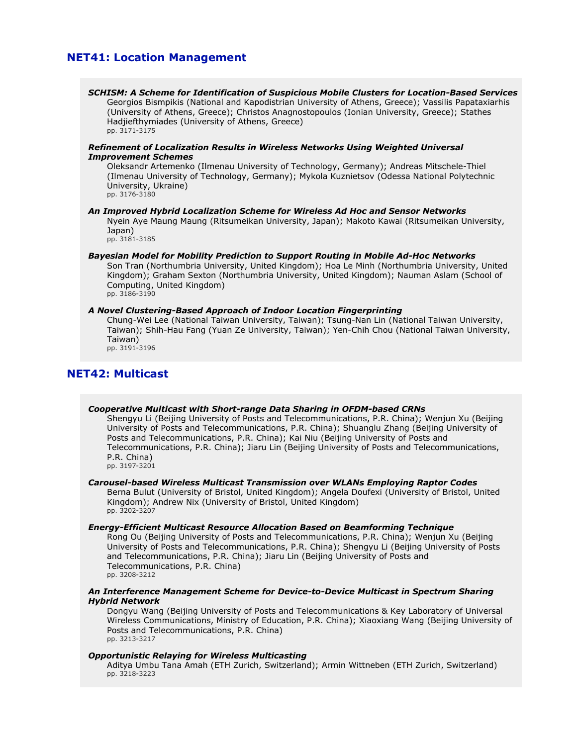## NET41: Location Management

***SCHISM: A Scheme for Identification of Suspicious Mobile Clusters for Location-Based Services***
Georgios Bismpikis (National and Kapodistrian University of Athens, Greece); Vassilis Papataxiarhis (University of Athens, Greece); Christos Anagnostopoulos (Ionian University, Greece); Stathes Hadjiefthymiades (University of Athens, Greece)
pp. 3171-3175

***Refinement of Localization Results in Wireless Networks Using Weighted Universal Improvement Schemes***
Oleksandr Artemenko (Ilmenau University of Technology, Germany); Andreas Mitschele-Thiel (Ilmenau University of Technology, Germany); Mykola Kuznietsov (Odessa National Polytechnic University, Ukraine)
pp. 3176-3180

***An Improved Hybrid Localization Scheme for Wireless Ad Hoc and Sensor Networks***
Nyein Aye Maung Maung (Ritsumeikan University, Japan); Makoto Kawai (Ritsumeikan University, Japan)
pp. 3181-3185

***Bayesian Model for Mobility Prediction to Support Routing in Mobile Ad-Hoc Networks***
Son Tran (Northumbria University, United Kingdom); Hoa Le Minh (Northumbria University, United Kingdom); Graham Sexton (Northumbria University, United Kingdom); Nauman Aslam (School of Computing, United Kingdom)
pp. 3186-3190

***A Novel Clustering-Based Approach of Indoor Location Fingerprinting***
Chung-Wei Lee (National Taiwan University, Taiwan); Tsung-Nan Lin (National Taiwan University, Taiwan); Shih-Hau Fang (Yuan Ze University, Taiwan); Yen-Chih Chou (National Taiwan University, Taiwan)
pp. 3191-3196

## NET42: Multicast

***Cooperative Multicast with Short-range Data Sharing in OFDM-based CRNs***
Shengyu Li (Beijing University of Posts and Telecommunications, P.R. China); Wenjun Xu (Beijing University of Posts and Telecommunications, P.R. China); Shuanglu Zhang (Beijing University of Posts and Telecommunications, P.R. China); Kai Niu (Beijing University of Posts and Telecommunications, P.R. China); Jiaru Lin (Beijing University of Posts and Telecommunications, P.R. China)
pp. 3197-3201

***Carousel-based Wireless Multicast Transmission over WLANs Employing Raptor Codes***
Berna Bulut (University of Bristol, United Kingdom); Angela Doufexi (University of Bristol, United Kingdom); Andrew Nix (University of Bristol, United Kingdom)
pp. 3202-3207

***Energy-Efficient Multicast Resource Allocation Based on Beamforming Technique***
Rong Ou (Beijing University of Posts and Telecommunications, P.R. China); Wenjun Xu (Beijing University of Posts and Telecommunications, P.R. China); Shengyu Li (Beijing University of Posts and Telecommunications, P.R. China); Jiaru Lin (Beijing University of Posts and Telecommunications, P.R. China)
pp. 3208-3212

***An Interference Management Scheme for Device-to-Device Multicast in Spectrum Sharing Hybrid Network***
Dongyu Wang (Beijing University of Posts and Telecommunications & Key Laboratory of Universal Wireless Communications, Ministry of Education, P.R. China); Xiaoxiang Wang (Beijing University of Posts and Telecommunications, P.R. China)
pp. 3213-3217

***Opportunistic Relaying for Wireless Multicasting***
Aditya Umbu Tana Amah (ETH Zurich, Switzerland); Armin Wittneben (ETH Zurich, Switzerland)
pp. 3218-3223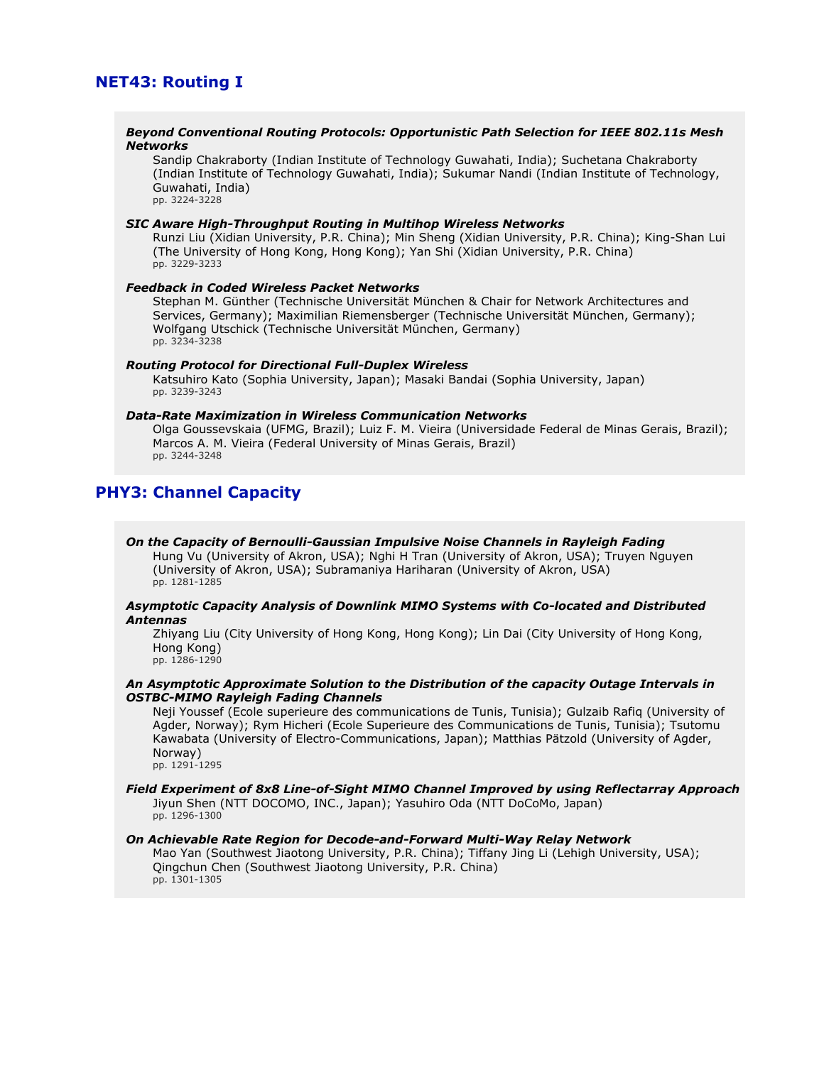## NET43: Routing I

***Beyond Conventional Routing Protocols: Opportunistic Path Selection for IEEE 802.11s Mesh Networks***
Sandip Chakraborty (Indian Institute of Technology Guwahati, India); Suchetana Chakraborty (Indian Institute of Technology Guwahati, India); Sukumar Nandi (Indian Institute of Technology, Guwahati, India)
pp. 3224-3228

***SIC Aware High-Throughput Routing in Multihop Wireless Networks***
Runzi Liu (Xidian University, P.R. China); Min Sheng (Xidian University, P.R. China); King-Shan Lui (The University of Hong Kong, Hong Kong); Yan Shi (Xidian University, P.R. China)
pp. 3229-3233

***Feedback in Coded Wireless Packet Networks***
Stephan M. Günther (Technische Universität München & Chair for Network Architectures and Services, Germany); Maximilian Riemensberger (Technische Universität München, Germany); Wolfgang Utschick (Technische Universität München, Germany)
pp. 3234-3238

***Routing Protocol for Directional Full-Duplex Wireless***
Katsuhiro Kato (Sophia University, Japan); Masaki Bandai (Sophia University, Japan)
pp. 3239-3243

***Data-Rate Maximization in Wireless Communication Networks***
Olga Goussevskaia (UFMG, Brazil); Luiz F. M. Vieira (Universidade Federal de Minas Gerais, Brazil); Marcos A. M. Vieira (Federal University of Minas Gerais, Brazil)
pp. 3244-3248

## PHY3: Channel Capacity

***On the Capacity of Bernoulli-Gaussian Impulsive Noise Channels in Rayleigh Fading***
Hung Vu (University of Akron, USA); Nghi H Tran (University of Akron, USA); Truyen Nguyen (University of Akron, USA); Subramaniya Hariharan (University of Akron, USA)
pp. 1281-1285

***Asymptotic Capacity Analysis of Downlink MIMO Systems with Co-located and Distributed Antennas***
Zhiyang Liu (City University of Hong Kong, Hong Kong); Lin Dai (City University of Hong Kong, Hong Kong)
pp. 1286-1290

***An Asymptotic Approximate Solution to the Distribution of the capacity Outage Intervals in OSTBC-MIMO Rayleigh Fading Channels***
Neji Youssef (Ecole superieure des communications de Tunis, Tunisia); Gulzaib Rafiq (University of Agder, Norway); Rym Hicheri (Ecole Superieure des Communications de Tunis, Tunisia); Tsutomu Kawabata (University of Electro-Communications, Japan); Matthias Pätzold (University of Agder, Norway)
pp. 1291-1295

***Field Experiment of 8x8 Line-of-Sight MIMO Channel Improved by using Reflectarray Approach***
Jiyun Shen (NTT DOCOMO, INC., Japan); Yasuhiro Oda (NTT DoCoMo, Japan)
pp. 1296-1300

***On Achievable Rate Region for Decode-and-Forward Multi-Way Relay Network***
Mao Yan (Southwest Jiaotong University, P.R. China); Tiffany Jing Li (Lehigh University, USA); Qingchun Chen (Southwest Jiaotong University, P.R. China)
pp. 1301-1305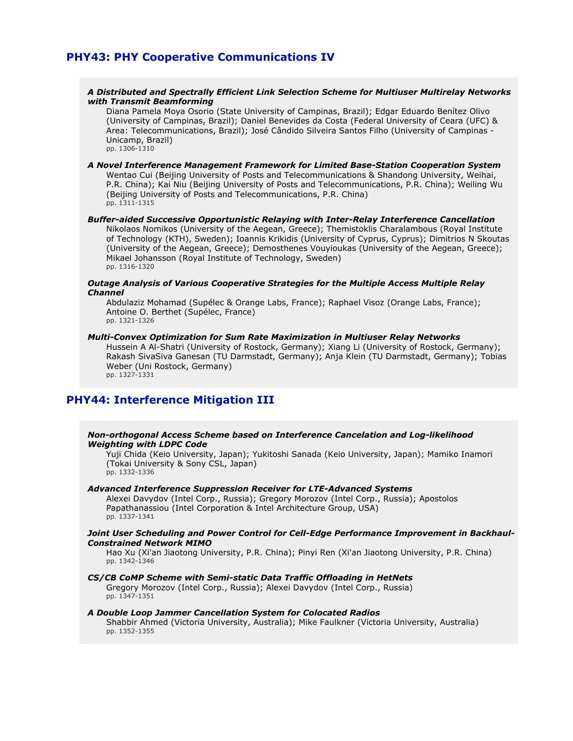## PHY43: PHY Cooperative Communications IV

***A Distributed and Spectrally Efficient Link Selection Scheme for Multiuser Multirelay Networks with Transmit Beamforming***
Diana Pamela Moya Osorio (State University of Campinas, Brazil); Edgar Eduardo Benítez Olivo (University of Campinas, Brazil); Daniel Benevides da Costa (Federal University of Ceara (UFC) & Area: Telecommunications, Brazil); José Cândido Silveira Santos Filho (University of Campinas - Unicamp, Brazil)
pp. 1306-1310

***A Novel Interference Management Framework for Limited Base-Station Cooperation System***
Wentao Cui (Beijing University of Posts and Telecommunications & Shandong University, Weihai, P.R. China); Kai Niu (Beijing University of Posts and Telecommunications, P.R. China); Weiling Wu (Beijing University of Posts and Telecommunications, P.R. China)
pp. 1311-1315

***Buffer-aided Successive Opportunistic Relaying with Inter-Relay Interference Cancellation***
Nikolaos Nomikos (University of the Aegean, Greece); Themistoklis Charalambous (Royal Institute of Technology (KTH), Sweden); Ioannis Krikidis (University of Cyprus, Cyprus); Dimitrios N Skoutas (University of the Aegean, Greece); Demosthenes Vouyioukas (University of the Aegean, Greece); Mikael Johansson (Royal Institute of Technology, Sweden)
pp. 1316-1320

***Outage Analysis of Various Cooperative Strategies for the Multiple Access Multiple Relay Channel***
Abdulaziz Mohamad (Supélec & Orange Labs, France); Raphael Visoz (Orange Labs, France); Antoine O. Berthet (Supélec, France)
pp. 1321-1326

***Multi-Convex Optimization for Sum Rate Maximization in Multiuser Relay Networks***
Hussein A Al-Shatri (University of Rostock, Germany); Xiang Li (University of Rostock, Germany); Rakash SivaSiva Ganesan (TU Darmstadt, Germany); Anja Klein (TU Darmstadt, Germany); Tobias Weber (Uni Rostock, Germany)
pp. 1327-1331

## PHY44: Interference Mitigation III

***Non-orthogonal Access Scheme based on Interference Cancelation and Log-likelihood Weighting with LDPC Code***
Yuji Chida (Keio University, Japan); Yukitoshi Sanada (Keio University, Japan); Mamiko Inamori (Tokai University & Sony CSL, Japan)
pp. 1332-1336

***Advanced Interference Suppression Receiver for LTE-Advanced Systems***
Alexei Davydov (Intel Corp., Russia); Gregory Morozov (Intel Corp., Russia); Apostolos Papathanassiou (Intel Corporation & Intel Architecture Group, USA)
pp. 1337-1341

***Joint User Scheduling and Power Control for Cell-Edge Performance Improvement in Backhaul-Constrained Network MIMO***
Hao Xu (Xi'an Jiaotong University, P.R. China); Pinyi Ren (Xi'an Jiaotong University, P.R. China)
pp. 1342-1346

***CS/CB CoMP Scheme with Semi-static Data Traffic Offloading in HetNets***
Gregory Morozov (Intel Corp., Russia); Alexei Davydov (Intel Corp., Russia)
pp. 1347-1351

***A Double Loop Jammer Cancellation System for Colocated Radios***
Shabbir Ahmed (Victoria University, Australia); Mike Faulkner (Victoria University, Australia)
pp. 1352-1355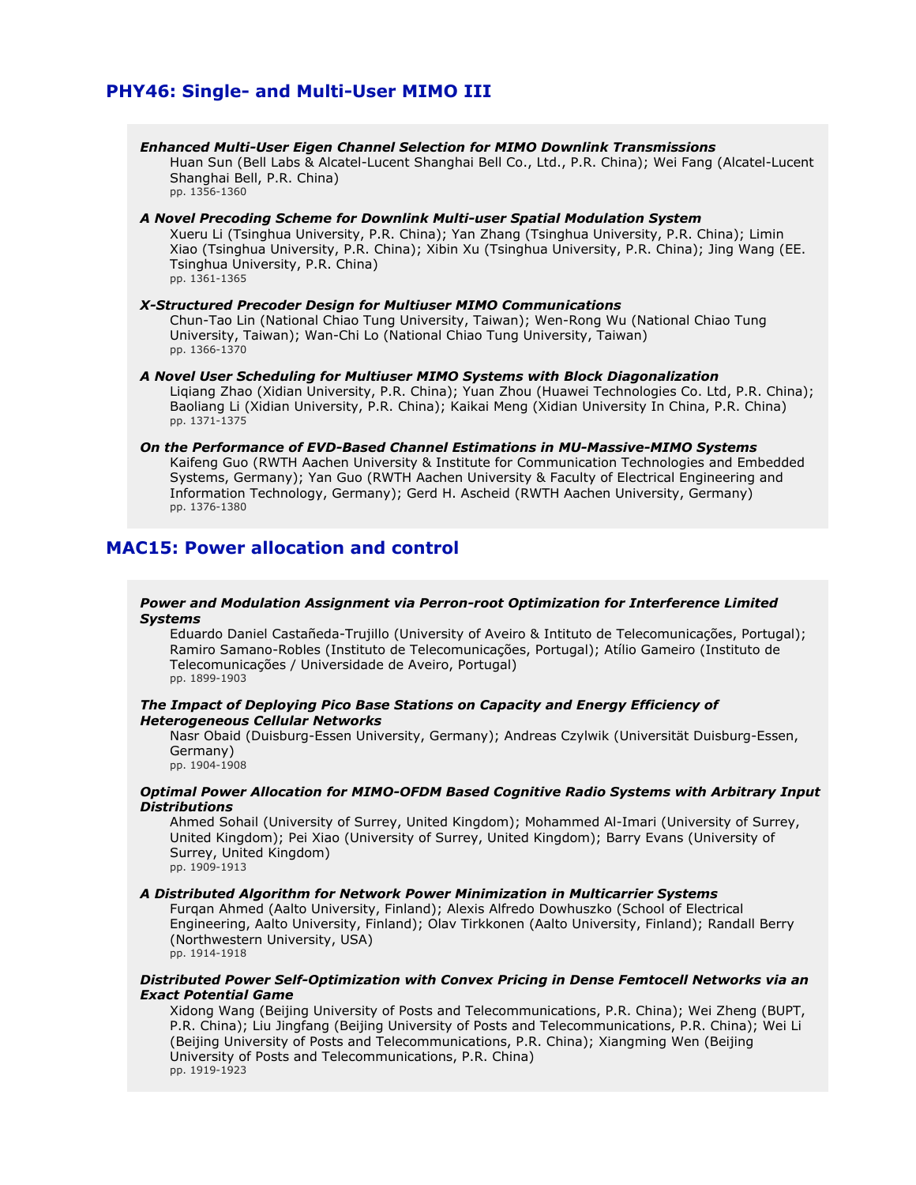## PHY46: Single- and Multi-User MIMO III

***Enhanced Multi-User Eigen Channel Selection for MIMO Downlink Transmissions***
Huan Sun (Bell Labs & Alcatel-Lucent Shanghai Bell Co., Ltd., P.R. China); Wei Fang (Alcatel-Lucent Shanghai Bell, P.R. China)
pp. 1356-1360

***A Novel Precoding Scheme for Downlink Multi-user Spatial Modulation System***
Xueru Li (Tsinghua University, P.R. China); Yan Zhang (Tsinghua University, P.R. China); Limin Xiao (Tsinghua University, P.R. China); Xibin Xu (Tsinghua University, P.R. China); Jing Wang (EE. Tsinghua University, P.R. China)
pp. 1361-1365

***X-Structured Precoder Design for Multiuser MIMO Communications***
Chun-Tao Lin (National Chiao Tung University, Taiwan); Wen-Rong Wu (National Chiao Tung University, Taiwan); Wan-Chi Lo (National Chiao Tung University, Taiwan)
pp. 1366-1370

***A Novel User Scheduling for Multiuser MIMO Systems with Block Diagonalization***
Liqiang Zhao (Xidian University, P.R. China); Yuan Zhou (Huawei Technologies Co. Ltd, P.R. China); Baoliang Li (Xidian University, P.R. China); Kaikai Meng (Xidian University In China, P.R. China)
pp. 1371-1375

***On the Performance of EVD-Based Channel Estimations in MU-Massive-MIMO Systems***
Kaifeng Guo (RWTH Aachen University & Institute for Communication Technologies and Embedded Systems, Germany); Yan Guo (RWTH Aachen University & Faculty of Electrical Engineering and Information Technology, Germany); Gerd H. Ascheid (RWTH Aachen University, Germany)
pp. 1376-1380

## MAC15: Power allocation and control

***Power and Modulation Assignment via Perron-root Optimization for Interference Limited Systems***
Eduardo Daniel Castañeda-Trujillo (University of Aveiro & Intituto de Telecomunicações, Portugal); Ramiro Samano-Robles (Instituto de Telecomunicações, Portugal); Atílio Gameiro (Instituto de Telecomunicações / Universidade de Aveiro, Portugal)
pp. 1899-1903

***The Impact of Deploying Pico Base Stations on Capacity and Energy Efficiency of Heterogeneous Cellular Networks***
Nasr Obaid (Duisburg-Essen University, Germany); Andreas Czylwik (Universität Duisburg-Essen, Germany)
pp. 1904-1908

***Optimal Power Allocation for MIMO-OFDM Based Cognitive Radio Systems with Arbitrary Input Distributions***
Ahmed Sohail (University of Surrey, United Kingdom); Mohammed Al-Imari (University of Surrey, United Kingdom); Pei Xiao (University of Surrey, United Kingdom); Barry Evans (University of Surrey, United Kingdom)
pp. 1909-1913

***A Distributed Algorithm for Network Power Minimization in Multicarrier Systems***
Furqan Ahmed (Aalto University, Finland); Alexis Alfredo Dowhuszko (School of Electrical Engineering, Aalto University, Finland); Olav Tirkkonen (Aalto University, Finland); Randall Berry (Northwestern University, USA)
pp. 1914-1918

***Distributed Power Self-Optimization with Convex Pricing in Dense Femtocell Networks via an Exact Potential Game***
Xidong Wang (Beijing University of Posts and Telecommunications, P.R. China); Wei Zheng (BUPT, P.R. China); Liu Jingfang (Beijing University of Posts and Telecommunications, P.R. China); Wei Li (Beijing University of Posts and Telecommunications, P.R. China); Xiangming Wen (Beijing University of Posts and Telecommunications, P.R. China)
pp. 1919-1923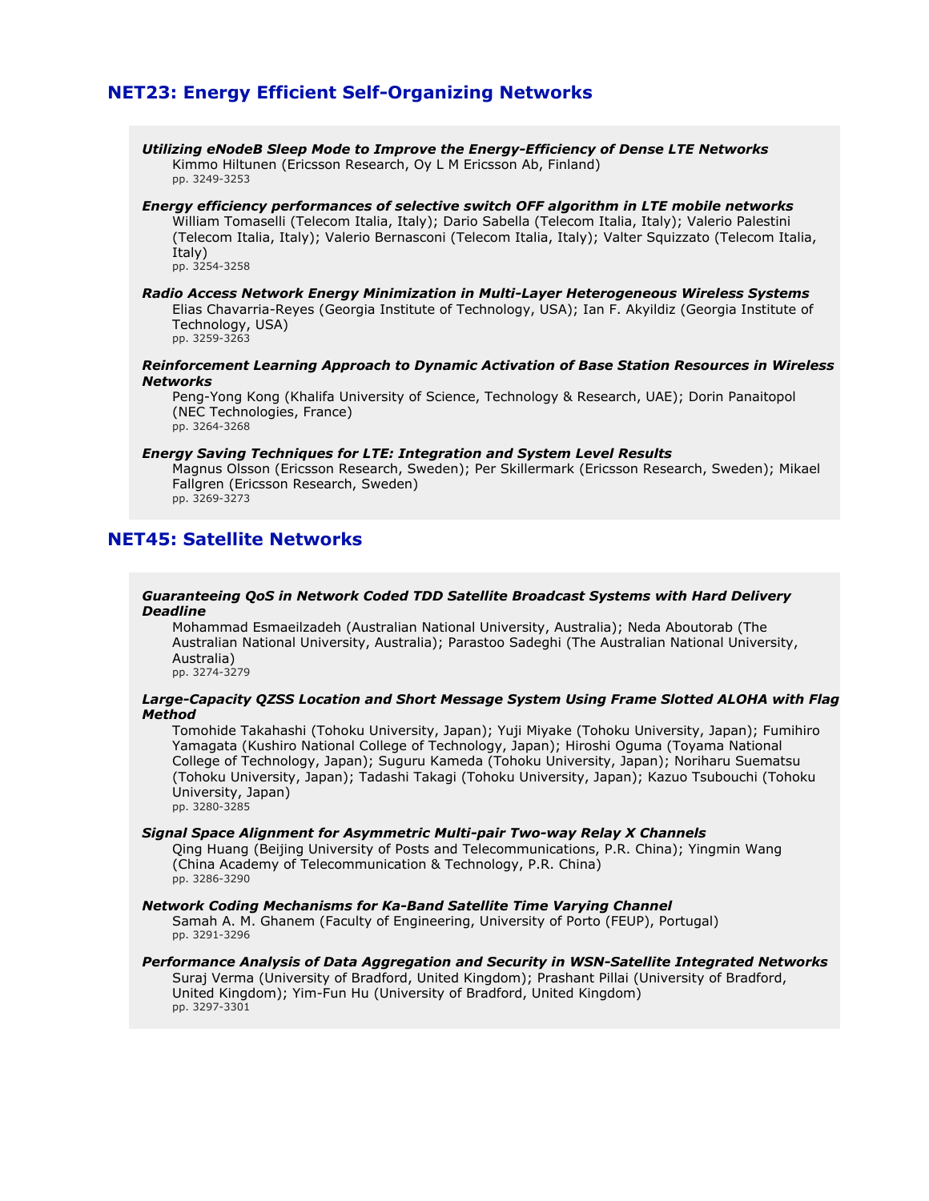## NET23: Energy Efficient Self-Organizing Networks

***Utilizing eNodeB Sleep Mode to Improve the Energy-Efficiency of Dense LTE Networks***
Kimmo Hiltunen (Ericsson Research, Oy L M Ericsson Ab, Finland)
pp. 3249-3253

***Energy efficiency performances of selective switch OFF algorithm in LTE mobile networks***
William Tomaselli (Telecom Italia, Italy); Dario Sabella (Telecom Italia, Italy); Valerio Palestini (Telecom Italia, Italy); Valerio Bernasconi (Telecom Italia, Italy); Valter Squizzato (Telecom Italia, Italy)
pp. 3254-3258

***Radio Access Network Energy Minimization in Multi-Layer Heterogeneous Wireless Systems***
Elias Chavarria-Reyes (Georgia Institute of Technology, USA); Ian F. Akyildiz (Georgia Institute of Technology, USA)
pp. 3259-3263

***Reinforcement Learning Approach to Dynamic Activation of Base Station Resources in Wireless Networks***
Peng-Yong Kong (Khalifa University of Science, Technology & Research, UAE); Dorin Panaitopol (NEC Technologies, France)
pp. 3264-3268

***Energy Saving Techniques for LTE: Integration and System Level Results***
Magnus Olsson (Ericsson Research, Sweden); Per Skillermark (Ericsson Research, Sweden); Mikael Fallgren (Ericsson Research, Sweden)
pp. 3269-3273

## NET45: Satellite Networks

***Guaranteeing QoS in Network Coded TDD Satellite Broadcast Systems with Hard Delivery Deadline***
Mohammad Esmaeilzadeh (Australian National University, Australia); Neda Aboutorab (The Australian National University, Australia); Parastoo Sadeghi (The Australian National University, Australia)
pp. 3274-3279

***Large-Capacity QZSS Location and Short Message System Using Frame Slotted ALOHA with Flag Method***
Tomohide Takahashi (Tohoku University, Japan); Yuji Miyake (Tohoku University, Japan); Fumihiro Yamagata (Kushiro National College of Technology, Japan); Hiroshi Oguma (Toyama National College of Technology, Japan); Suguru Kameda (Tohoku University, Japan); Noriharu Suematsu (Tohoku University, Japan); Tadashi Takagi (Tohoku University, Japan); Kazuo Tsubouchi (Tohoku University, Japan)
pp. 3280-3285

***Signal Space Alignment for Asymmetric Multi-pair Two-way Relay X Channels***
Qing Huang (Beijing University of Posts and Telecommunications, P.R. China); Yingmin Wang (China Academy of Telecommunication & Technology, P.R. China)
pp. 3286-3290

***Network Coding Mechanisms for Ka-Band Satellite Time Varying Channel***
Samah A. M. Ghanem (Faculty of Engineering, University of Porto (FEUP), Portugal)
pp. 3291-3296

***Performance Analysis of Data Aggregation and Security in WSN-Satellite Integrated Networks***
Suraj Verma (University of Bradford, United Kingdom); Prashant Pillai (University of Bradford, United Kingdom); Yim-Fun Hu (University of Bradford, United Kingdom)
pp. 3297-3301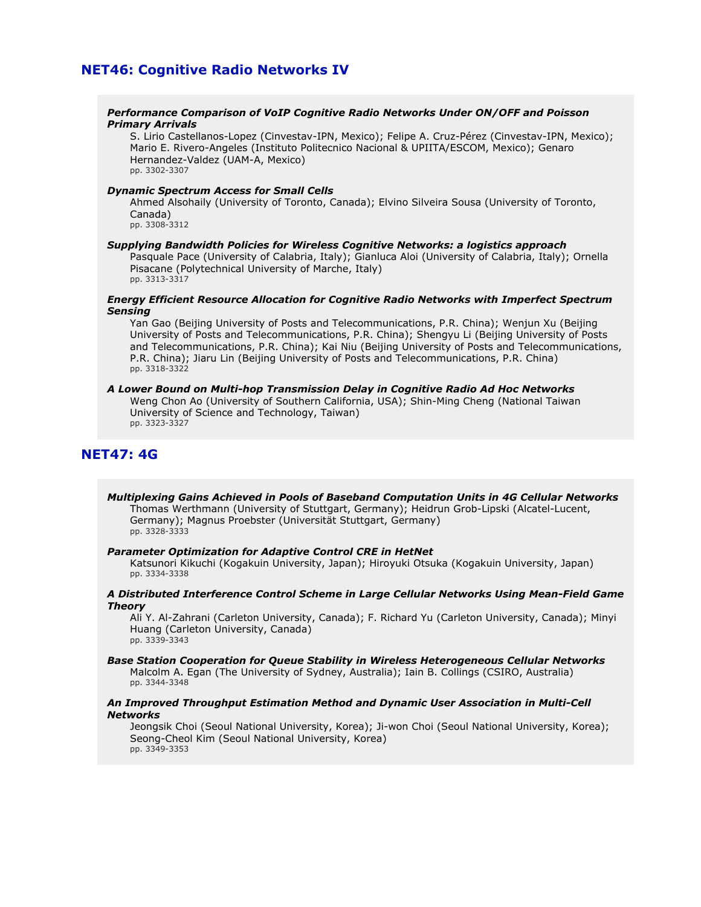## NET46: Cognitive Radio Networks IV

***Performance Comparison of VoIP Cognitive Radio Networks Under ON/OFF and Poisson Primary Arrivals***
S. Lirio Castellanos-Lopez (Cinvestav-IPN, Mexico); Felipe A. Cruz-Pérez (Cinvestav-IPN, Mexico); Mario E. Rivero-Angeles (Instituto Politecnico Nacional & UPIITA/ESCOM, Mexico); Genaro Hernandez-Valdez (UAM-A, Mexico)
pp. 3302-3307

***Dynamic Spectrum Access for Small Cells***
Ahmed Alsohaily (University of Toronto, Canada); Elvino Silveira Sousa (University of Toronto, Canada)
pp. 3308-3312

***Supplying Bandwidth Policies for Wireless Cognitive Networks: a logistics approach***
Pasquale Pace (University of Calabria, Italy); Gianluca Aloi (University of Calabria, Italy); Ornella Pisacane (Polytechnical University of Marche, Italy)
pp. 3313-3317

***Energy Efficient Resource Allocation for Cognitive Radio Networks with Imperfect Spectrum Sensing***
Yan Gao (Beijing University of Posts and Telecommunications, P.R. China); Wenjun Xu (Beijing University of Posts and Telecommunications, P.R. China); Shengyu Li (Beijing University of Posts and Telecommunications, P.R. China); Kai Niu (Beijing University of Posts and Telecommunications, P.R. China); Jiaru Lin (Beijing University of Posts and Telecommunications, P.R. China)
pp. 3318-3322

***A Lower Bound on Multi-hop Transmission Delay in Cognitive Radio Ad Hoc Networks***
Weng Chon Ao (University of Southern California, USA); Shin-Ming Cheng (National Taiwan University of Science and Technology, Taiwan)
pp. 3323-3327

## NET47: 4G

***Multiplexing Gains Achieved in Pools of Baseband Computation Units in 4G Cellular Networks***
Thomas Werthmann (University of Stuttgart, Germany); Heidrun Grob-Lipski (Alcatel-Lucent, Germany); Magnus Proebster (Universität Stuttgart, Germany)
pp. 3328-3333

***Parameter Optimization for Adaptive Control CRE in HetNet***
Katsunori Kikuchi (Kogakuin University, Japan); Hiroyuki Otsuka (Kogakuin University, Japan)
pp. 3334-3338

***A Distributed Interference Control Scheme in Large Cellular Networks Using Mean-Field Game Theory***
Ali Y. Al-Zahrani (Carleton University, Canada); F. Richard Yu (Carleton University, Canada); Minyi Huang (Carleton University, Canada)
pp. 3339-3343

***Base Station Cooperation for Queue Stability in Wireless Heterogeneous Cellular Networks***
Malcolm A. Egan (The University of Sydney, Australia); Iain B. Collings (CSIRO, Australia)
pp. 3344-3348

***An Improved Throughput Estimation Method and Dynamic User Association in Multi-Cell Networks***
Jeongsik Choi (Seoul National University, Korea); Ji-won Choi (Seoul National University, Korea); Seong-Cheol Kim (Seoul National University, Korea)
pp. 3349-3353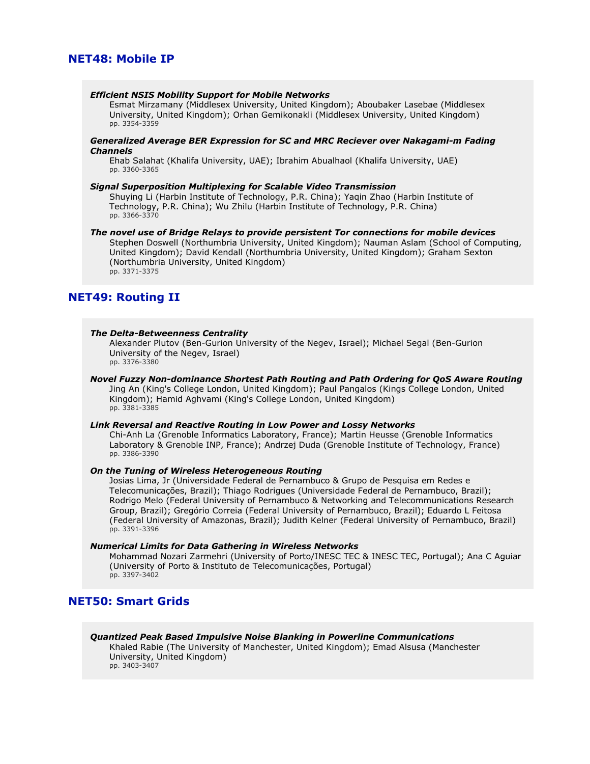## NET48: Mobile IP

***Efficient NSIS Mobility Support for Mobile Networks***
Esmat Mirzamany (Middlesex University, United Kingdom); Aboubaker Lasebae (Middlesex University, United Kingdom); Orhan Gemikonakli (Middlesex University, United Kingdom)
pp. 3354-3359

***Generalized Average BER Expression for SC and MRC Reciever over Nakagami-m Fading Channels***
Ehab Salahat (Khalifa University, UAE); Ibrahim Abualhaol (Khalifa University, UAE)
pp. 3360-3365

***Signal Superposition Multiplexing for Scalable Video Transmission***
Shuying Li (Harbin Institute of Technology, P.R. China); Yaqin Zhao (Harbin Institute of Technology, P.R. China); Wu Zhilu (Harbin Institute of Technology, P.R. China)
pp. 3366-3370

***The novel use of Bridge Relays to provide persistent Tor connections for mobile devices***
Stephen Doswell (Northumbria University, United Kingdom); Nauman Aslam (School of Computing, United Kingdom); David Kendall (Northumbria University, United Kingdom); Graham Sexton (Northumbria University, United Kingdom)
pp. 3371-3375

## NET49: Routing II

***The Delta-Betweenness Centrality***
Alexander Plutov (Ben-Gurion University of the Negev, Israel); Michael Segal (Ben-Gurion University of the Negev, Israel)
pp. 3376-3380

***Novel Fuzzy Non-dominance Shortest Path Routing and Path Ordering for QoS Aware Routing***
Jing An (King's College London, United Kingdom); Paul Pangalos (Kings College London, United Kingdom); Hamid Aghvami (King's College London, United Kingdom)
pp. 3381-3385

***Link Reversal and Reactive Routing in Low Power and Lossy Networks***
Chi-Anh La (Grenoble Informatics Laboratory, France); Martin Heusse (Grenoble Informatics Laboratory & Grenoble INP, France); Andrzej Duda (Grenoble Institute of Technology, France)
pp. 3386-3390

***On the Tuning of Wireless Heterogeneous Routing***
Josias Lima, Jr (Universidade Federal de Pernambuco & Grupo de Pesquisa em Redes e Telecomunicações, Brazil); Thiago Rodrigues (Universidade Federal de Pernambuco, Brazil); Rodrigo Melo (Federal University of Pernambuco & Networking and Telecommunications Research Group, Brazil); Gregório Correia (Federal University of Pernambuco, Brazil); Eduardo L Feitosa (Federal University of Amazonas, Brazil); Judith Kelner (Federal University of Pernambuco, Brazil)
pp. 3391-3396

***Numerical Limits for Data Gathering in Wireless Networks***
Mohammad Nozari Zarmehri (University of Porto/INESC TEC & INESC TEC, Portugal); Ana C Aguiar (University of Porto & Instituto de Telecomunicações, Portugal)
pp. 3397-3402

## NET50: Smart Grids

***Quantized Peak Based Impulsive Noise Blanking in Powerline Communications***
Khaled Rabie (The University of Manchester, United Kingdom); Emad Alsusa (Manchester University, United Kingdom)
pp. 3403-3407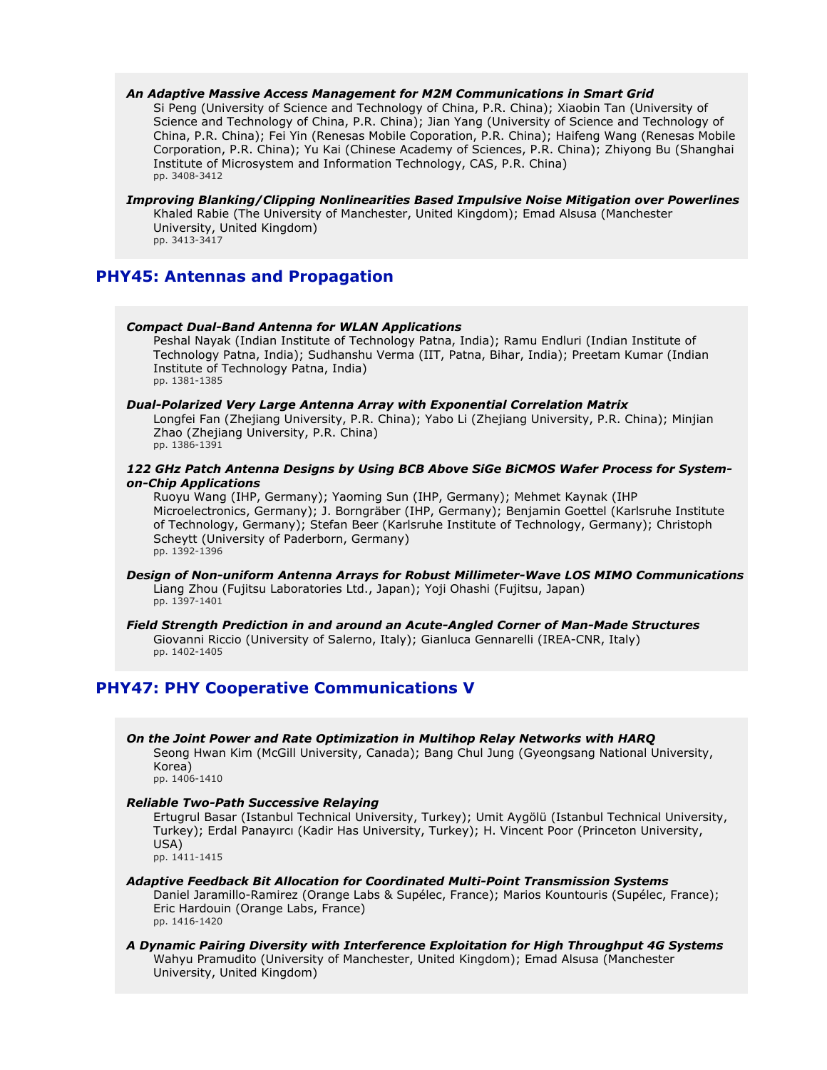***An Adaptive Massive Access Management for M2M Communications in Smart Grid***
Si Peng (University of Science and Technology of China, P.R. China); Xiaobin Tan (University of Science and Technology of China, P.R. China); Jian Yang (University of Science and Technology of China, P.R. China); Fei Yin (Renesas Mobile Coporation, P.R. China); Haifeng Wang (Renesas Mobile Corporation, P.R. China); Yu Kai (Chinese Academy of Sciences, P.R. China); Zhiyong Bu (Shanghai Institute of Microsystem and Information Technology, CAS, P.R. China)
pp. 3408-3412

***Improving Blanking/Clipping Nonlinearities Based Impulsive Noise Mitigation over Powerlines***
Khaled Rabie (The University of Manchester, United Kingdom); Emad Alsusa (Manchester University, United Kingdom)
pp. 3413-3417

## PHY45: Antennas and Propagation

***Compact Dual-Band Antenna for WLAN Applications***
Peshal Nayak (Indian Institute of Technology Patna, India); Ramu Endluri (Indian Institute of Technology Patna, India); Sudhanshu Verma (IIT, Patna, Bihar, India); Preetam Kumar (Indian Institute of Technology Patna, India)
pp. 1381-1385

***Dual-Polarized Very Large Antenna Array with Exponential Correlation Matrix***
Longfei Fan (Zhejiang University, P.R. China); Yabo Li (Zhejiang University, P.R. China); Minjian Zhao (Zhejiang University, P.R. China)
pp. 1386-1391

***122 GHz Patch Antenna Designs by Using BCB Above SiGe BiCMOS Wafer Process for System-on-Chip Applications***
Ruoyu Wang (IHP, Germany); Yaoming Sun (IHP, Germany); Mehmet Kaynak (IHP Microelectronics, Germany); J. Borngräber (IHP, Germany); Benjamin Goettel (Karlsruhe Institute of Technology, Germany); Stefan Beer (Karlsruhe Institute of Technology, Germany); Christoph Scheytt (University of Paderborn, Germany)
pp. 1392-1396

***Design of Non-uniform Antenna Arrays for Robust Millimeter-Wave LOS MIMO Communications***
Liang Zhou (Fujitsu Laboratories Ltd., Japan); Yoji Ohashi (Fujitsu, Japan)
pp. 1397-1401

***Field Strength Prediction in and around an Acute-Angled Corner of Man-Made Structures***
Giovanni Riccio (University of Salerno, Italy); Gianluca Gennarelli (IREA-CNR, Italy)
pp. 1402-1405

## PHY47: PHY Cooperative Communications V

***On the Joint Power and Rate Optimization in Multihop Relay Networks with HARQ***
Seong Hwan Kim (McGill University, Canada); Bang Chul Jung (Gyeongsang National University, Korea)
pp. 1406-1410

***Reliable Two-Path Successive Relaying***
Ertugrul Basar (Istanbul Technical University, Turkey); Umit Aygölü (Istanbul Technical University, Turkey); Erdal Panayırcı (Kadir Has University, Turkey); H. Vincent Poor (Princeton University, USA)
pp. 1411-1415

***Adaptive Feedback Bit Allocation for Coordinated Multi-Point Transmission Systems***
Daniel Jaramillo-Ramirez (Orange Labs & Supélec, France); Marios Kountouris (Supélec, France); Eric Hardouin (Orange Labs, France)
pp. 1416-1420

***A Dynamic Pairing Diversity with Interference Exploitation for High Throughput 4G Systems***
Wahyu Pramudito (University of Manchester, United Kingdom); Emad Alsusa (Manchester University, United Kingdom)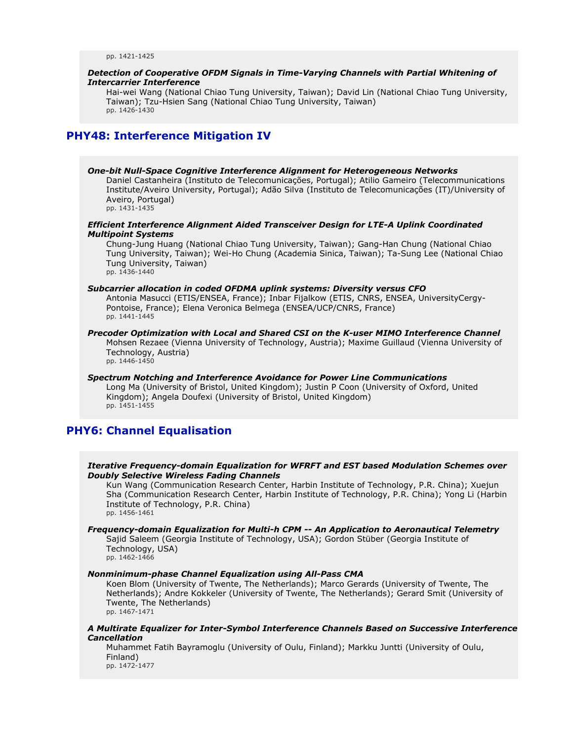pp. 1421-1425

***Detection of Cooperative OFDM Signals in Time-Varying Channels with Partial Whitening of Intercarrier Interference***
Hai-wei Wang (National Chiao Tung University, Taiwan); David Lin (National Chiao Tung University, Taiwan); Tzu-Hsien Sang (National Chiao Tung University, Taiwan)
pp. 1426-1430

## PHY48: Interference Mitigation IV

***One-bit Null-Space Cognitive Interference Alignment for Heterogeneous Networks***
Daniel Castanheira (Instituto de Telecomunicações, Portugal); Atilio Gameiro (Telecommunications Institute/Aveiro University, Portugal); Adão Silva (Instituto de Telecomunicações (IT)/University of Aveiro, Portugal)
pp. 1431-1435

***Efficient Interference Alignment Aided Transceiver Design for LTE-A Uplink Coordinated Multipoint Systems***
Chung-Jung Huang (National Chiao Tung University, Taiwan); Gang-Han Chung (National Chiao Tung University, Taiwan); Wei-Ho Chung (Academia Sinica, Taiwan); Ta-Sung Lee (National Chiao Tung University, Taiwan)
pp. 1436-1440

***Subcarrier allocation in coded OFDMA uplink systems: Diversity versus CFO***
Antonia Masucci (ETIS/ENSEA, France); Inbar Fijalkow (ETIS, CNRS, ENSEA, UniversityCergy-Pontoise, France); Elena Veronica Belmega (ENSEA/UCP/CNRS, France)
pp. 1441-1445

***Precoder Optimization with Local and Shared CSI on the K-user MIMO Interference Channel***
Mohsen Rezaee (Vienna University of Technology, Austria); Maxime Guillaud (Vienna University of Technology, Austria)
pp. 1446-1450

***Spectrum Notching and Interference Avoidance for Power Line Communications***
Long Ma (University of Bristol, United Kingdom); Justin P Coon (University of Oxford, United Kingdom); Angela Doufexi (University of Bristol, United Kingdom)
pp. 1451-1455

## PHY6: Channel Equalisation

***Iterative Frequency-domain Equalization for WFRFT and EST based Modulation Schemes over Doubly Selective Wireless Fading Channels***
Kun Wang (Communication Research Center, Harbin Institute of Technology, P.R. China); Xuejun Sha (Communication Research Center, Harbin Institute of Technology, P.R. China); Yong Li (Harbin Institute of Technology, P.R. China)
pp. 1456-1461

***Frequency-domain Equalization for Multi-h CPM -- An Application to Aeronautical Telemetry***
Sajid Saleem (Georgia Institute of Technology, USA); Gordon Stüber (Georgia Institute of Technology, USA)
pp. 1462-1466

***Nonminimum-phase Channel Equalization using All-Pass CMA***
Koen Blom (University of Twente, The Netherlands); Marco Gerards (University of Twente, The Netherlands); Andre Kokkeler (University of Twente, The Netherlands); Gerard Smit (University of Twente, The Netherlands)
pp. 1467-1471

***A Multirate Equalizer for Inter-Symbol Interference Channels Based on Successive Interference Cancellation***
Muhammet Fatih Bayramoglu (University of Oulu, Finland); Markku Juntti (University of Oulu, Finland)
pp. 1472-1477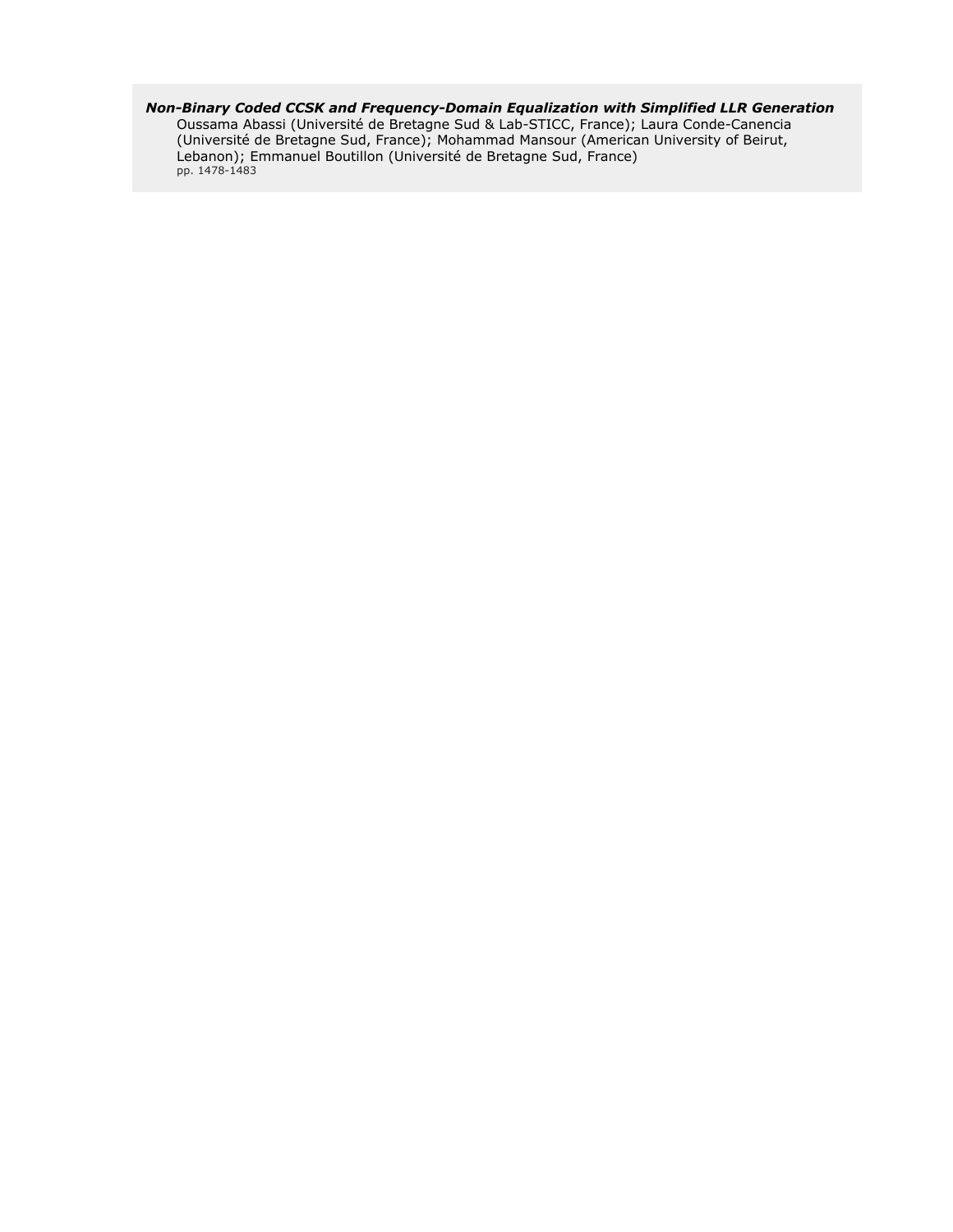***Non-Binary Coded CCSK and Frequency-Domain Equalization with Simplified LLR Generation***

Oussama Abassi (Université de Bretagne Sud & Lab-STICC, France); Laura Conde-Canencia (Université de Bretagne Sud, France); Mohammad Mansour (American University of Beirut, Lebanon); Emmanuel Boutillon (Université de Bretagne Sud, France)

pp. 1478-1483